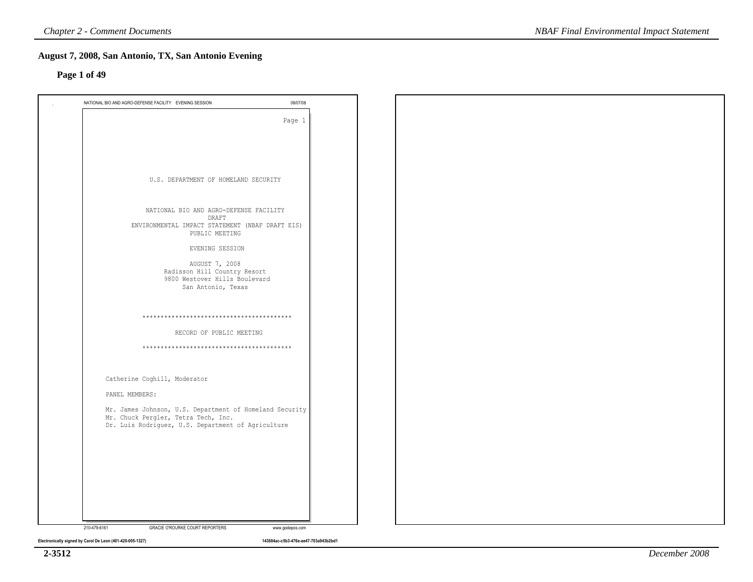## August 7, 2008, San Antonio, TX, San Antonio Evening

**Page 1 of 49**

NATIONAL BIO AND AGRO-DEFENSE FACILITY EVENING SESSION 08/07/08

Page 1

U.S. DEPARTMENT OF HOMELAND SECURITY

NATIONAL BIO AND AGRO-DEFENSE FACILITY
DRAFT
ENVIRONMENTAL IMPACT STATEMENT (NBAF DRAFT EIS)
PUBLIC MEETING

EVENING SESSION

AUGUST 7, 2008
Radisson Hill Country Resort
9800 Westover Hills Boulevard
San Antonio, Texas

*****************************************

RECORD OF PUBLIC MEETING

*****************************************

Catherine Coghill, Moderator

PANEL MEMBERS:

Mr. James Johnson, U.S. Department of Homeland Security
Mr. Chuck Pergler, Tetra Tech, Inc.
Dr. Luis Rodriguez, U.S. Department of Agriculture

210-479-6161 GRACIE O'ROURKE COURT REPORTERS www.godepos.com

Electronically signed by Carol De Leon (401-420-005-1327) 143884ac-c5b3-476e-ae47-703a943b2bd1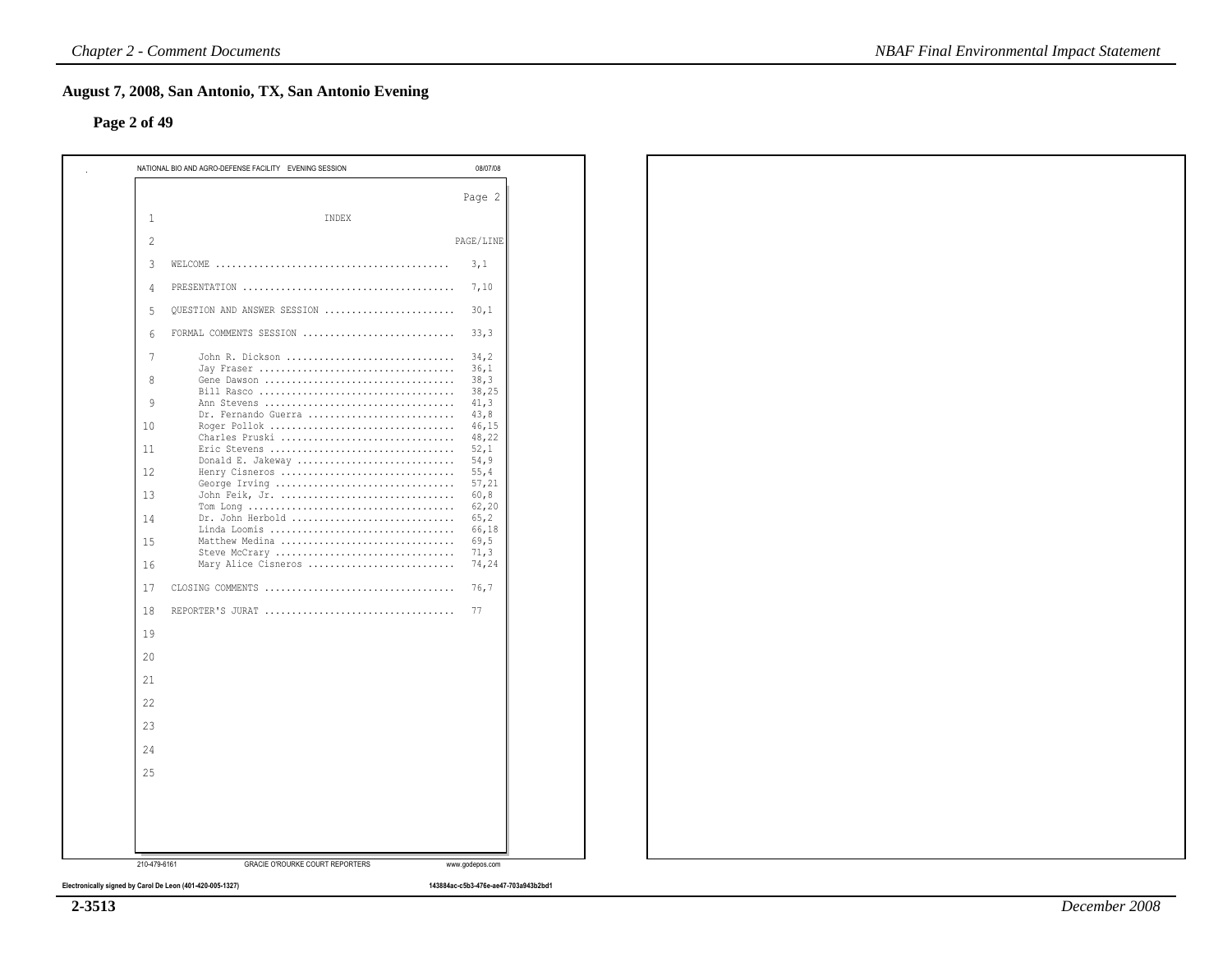## August 7, 2008, San Antonio, TX, San Antonio Evening

### Page 2 of 49

NATIONAL BIO AND AGRO-DEFENSE FACILITY EVENING SESSION 08/07/08

Page 2

INDEX

| | PAGE/LINE |
|---|---|
| WELCOME | 3,1 |
| PRESENTATION | 7,10 |
| QUESTION AND ANSWER SESSION | 30,1 |
| FORMAL COMMENTS SESSION | 33,3 |
| John R. Dickson | 34,2 |
| Jay Fraser | 36,1 |
| Gene Dawson | 38,3 |
| Bill Rasco | 38,25 |
| Ann Stevens | 41,3 |
| Dr. Fernando Guerra | 43,8 |
| Roger Pollok | 46,15 |
| Charles Pruski | 48,22 |
| Eric Stevens | 52,1 |
| Donald E. Jakeway | 54,9 |
| Henry Cisneros | 55,4 |
| George Irving | 57,21 |
| John Feik, Jr. | 60,8 |
| Tom Long | 62,20 |
| Dr. John Herbold | 65,2 |
| Linda Loomis | 66,18 |
| Matthew Medina | 69,5 |
| Steve McCrary | 71,3 |
| Mary Alice Cisneros | 74,24 |
| CLOSING COMMENTS | 76,7 |
| REPORTER'S JURAT | 77 |

210-479-6161 GRACIE O'ROURKE COURT REPORTERS www.godepos.com

Electronically signed by Carol De Leon (401-420-005-1327) 143884ac-c5b3-476e-ae47-703a943b2bd1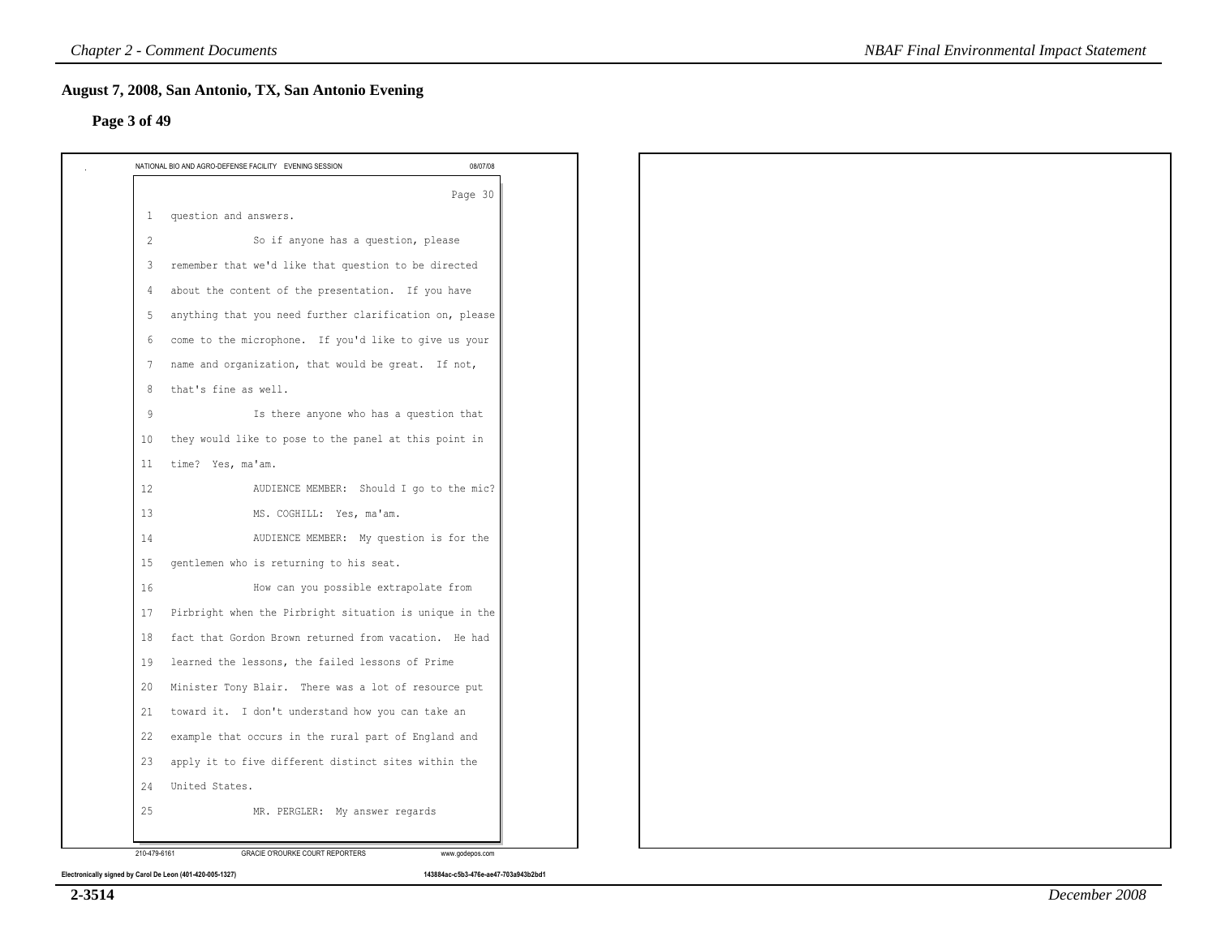## August 7, 2008, San Antonio, TX, San Antonio Evening

### Page 3 of 49

NATIONAL BIO AND AGRO-DEFENSE FACILITY EVENING SESSION 08/07/08

Page 30

1 question and answers.

2 So if anyone has a question, please

3 remember that we'd like that question to be directed

4 about the content of the presentation. If you have

5 anything that you need further clarification on, please

6 come to the microphone. If you'd like to give us your

7 name and organization, that would be great. If not,

8 that's fine as well.

9 Is there anyone who has a question that

10 they would like to pose to the panel at this point in

11 time? Yes, ma'am.

12 AUDIENCE MEMBER: Should I go to the mic?

13 MS. COGHILL: Yes, ma'am.

14 AUDIENCE MEMBER: My question is for the

15 gentlemen who is returning to his seat.

16 How can you possible extrapolate from

17 Pirbright when the Pirbright situation is unique in the

18 fact that Gordon Brown returned from vacation. He had

19 learned the lessons, the failed lessons of Prime

20 Minister Tony Blair. There was a lot of resource put

21 toward it. I don't understand how you can take an

22 example that occurs in the rural part of England and

23 apply it to five different distinct sites within the

24 United States.

25 MR. PERGLER: My answer regards

210-479-6161 GRACIE O'ROURKE COURT REPORTERS www.godepos.com

Electronically signed by Carol De Leon (401-420-005-1327) 143884ac-c5b3-476e-ae47-703a943b2bd1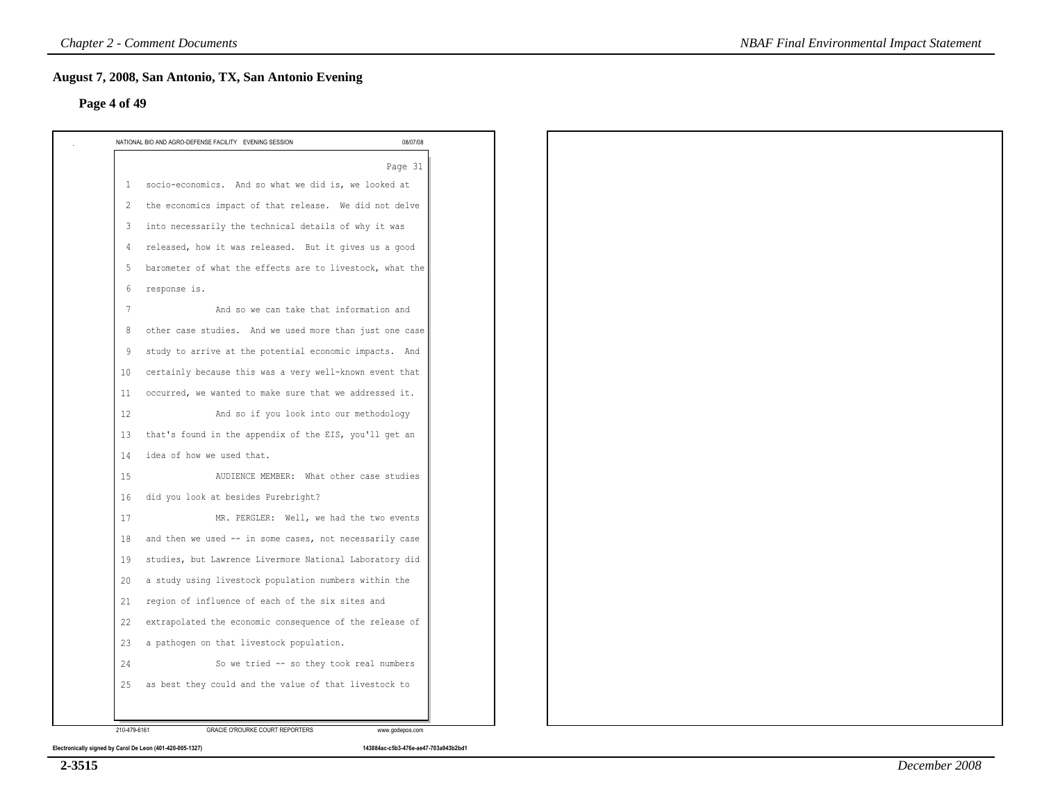## August 7, 2008, San Antonio, TX, San Antonio Evening

**Page 4 of 49**

NATIONAL BIO AND AGRO-DEFENSE FACILITY EVENING SESSION 08/07/08

Page 31

1 socio-economics. And so what we did is, we looked at
2 the economics impact of that release. We did not delve
3 into necessarily the technical details of why it was
4 released, how it was released. But it gives us a good
5 barometer of what the effects are to livestock, what the
6 response is.
7 And so we can take that information and
8 other case studies. And we used more than just one case
9 study to arrive at the potential economic impacts. And
10 certainly because this was a very well-known event that
11 occurred, we wanted to make sure that we addressed it.
12 And so if you look into our methodology
13 that's found in the appendix of the EIS, you'll get an
14 idea of how we used that.
15 AUDIENCE MEMBER: What other case studies
16 did you look at besides Purebright?
17 MR. PERGLER: Well, we had the two events
18 and then we used -- in some cases, not necessarily case
19 studies, but Lawrence Livermore National Laboratory did
20 a study using livestock population numbers within the
21 region of influence of each of the six sites and
22 extrapolated the economic consequence of the release of
23 a pathogen on that livestock population.
24 So we tried -- so they took real numbers
25 as best they could and the value of that livestock to

210-479-6161 GRACIE O'ROURKE COURT REPORTERS www.godepos.com

Electronically signed by Carol De Leon (401-420-005-1327) 143884ac-c5b3-476e-ae47-703a943b2bd1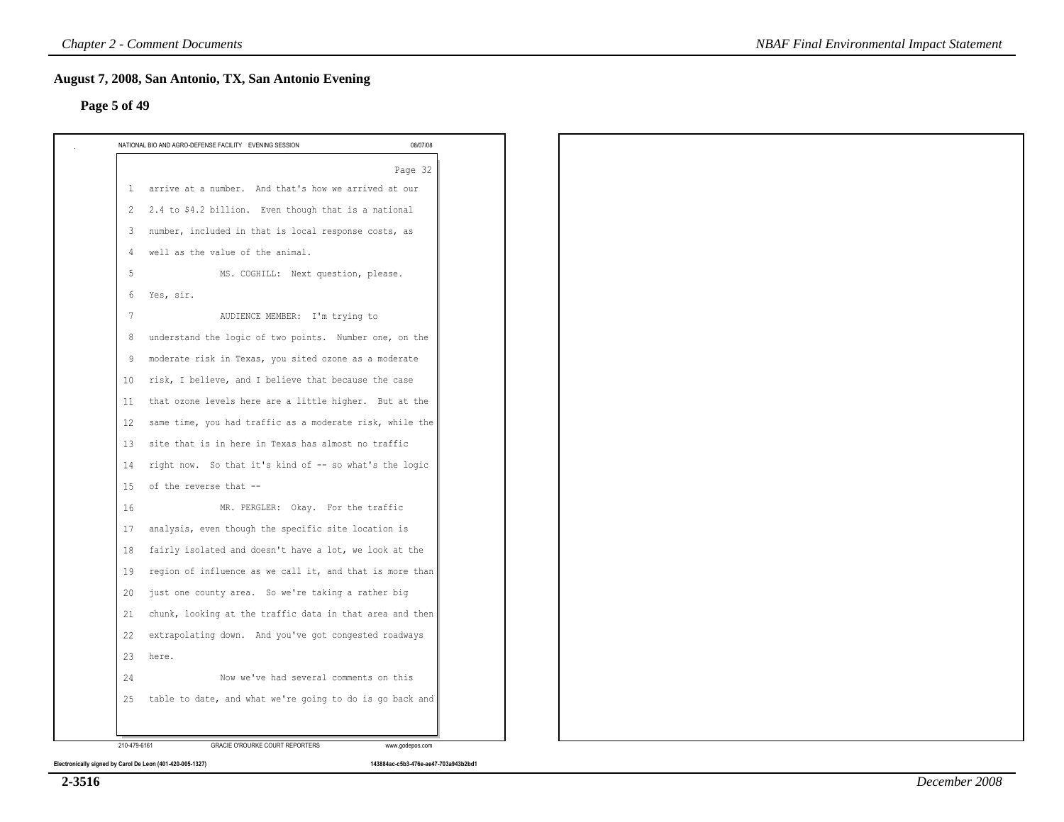## August 7, 2008, San Antonio, TX, San Antonio Evening

### Page 5 of 49

NATIONAL BIO AND AGRO-DEFENSE FACILITY EVENING SESSION 08/07/08

Page 32

1 arrive at a number. And that's how we arrived at our
2 2.4 to $4.2 billion. Even though that is a national
3 number, included in that is local response costs, as
4 well as the value of the animal.
5 MS. COGHILL: Next question, please.
6 Yes, sir.
7 AUDIENCE MEMBER: I'm trying to
8 understand the logic of two points. Number one, on the
9 moderate risk in Texas, you sited ozone as a moderate
10 risk, I believe, and I believe that because the case
11 that ozone levels here are a little higher. But at the
12 same time, you had traffic as a moderate risk, while the
13 site that is in here in Texas has almost no traffic
14 right now. So that it's kind of -- so what's the logic
15 of the reverse that --
16 MR. PERGLER: Okay. For the traffic
17 analysis, even though the specific site location is
18 fairly isolated and doesn't have a lot, we look at the
19 region of influence as we call it, and that is more than
20 just one county area. So we're taking a rather big
21 chunk, looking at the traffic data in that area and then
22 extrapolating down. And you've got congested roadways
23 here.
24 Now we've had several comments on this
25 table to date, and what we're going to do is go back and

210-479-6161 GRACIE O'ROURKE COURT REPORTERS www.godepos.com

Electronically signed by Carol De Leon (401-420-005-1327) 143884ac-c5b3-476e-ae47-703a943b2bd1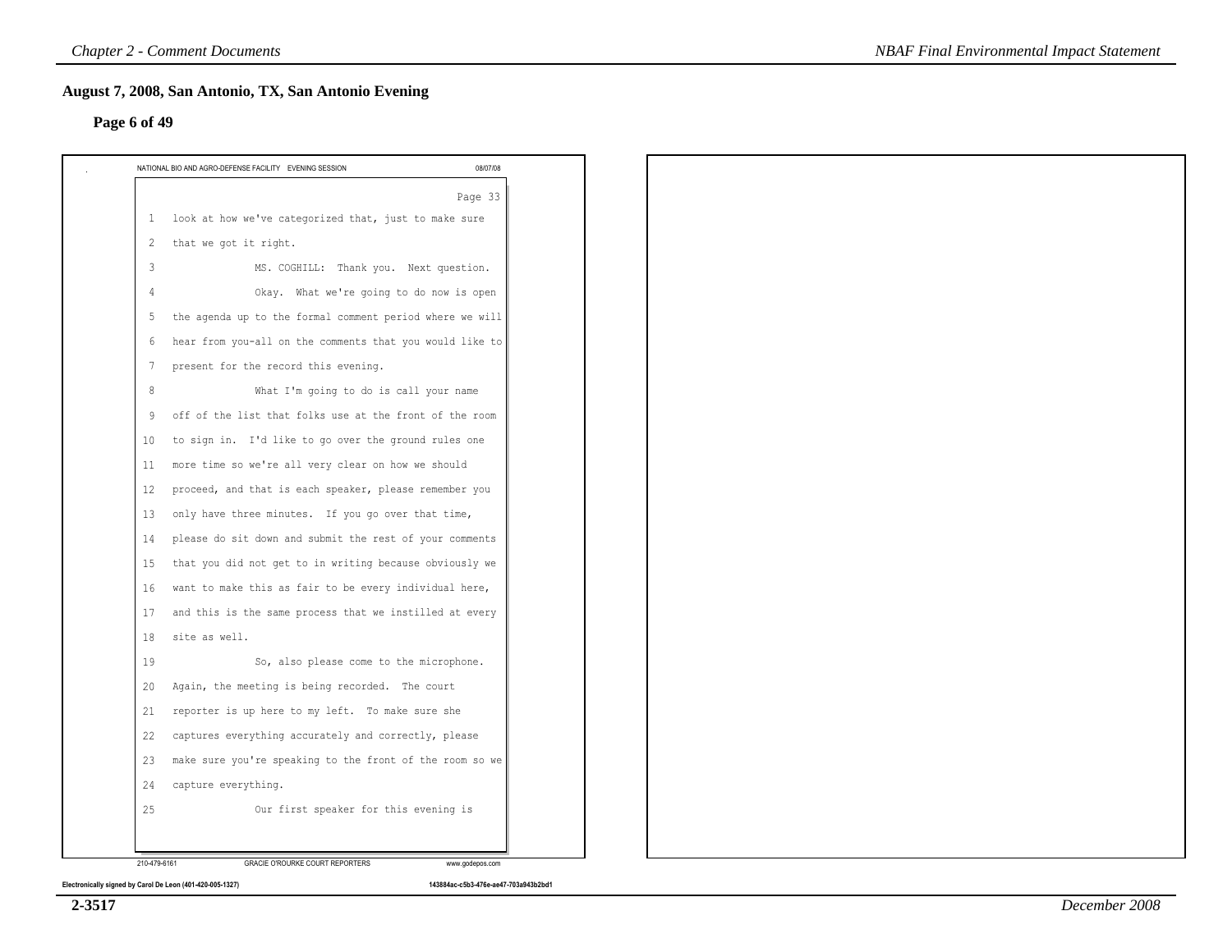## August 7, 2008, San Antonio, TX, San Antonio Evening

### Page 6 of 49

NATIONAL BIO AND AGRO-DEFENSE FACILITY EVENING SESSION 08/07/08

Page 33

1 look at how we've categorized that, just to make sure
2 that we got it right.
3 MS. COGHILL: Thank you. Next question.
4 Okay. What we're going to do now is open
5 the agenda up to the formal comment period where we will
6 hear from you-all on the comments that you would like to
7 present for the record this evening.
8 What I'm going to do is call your name
9 off of the list that folks use at the front of the room
10 to sign in. I'd like to go over the ground rules one
11 more time so we're all very clear on how we should
12 proceed, and that is each speaker, please remember you
13 only have three minutes. If you go over that time,
14 please do sit down and submit the rest of your comments
15 that you did not get to in writing because obviously we
16 want to make this as fair to be every individual here,
17 and this is the same process that we instilled at every
18 site as well.
19 So, also please come to the microphone.
20 Again, the meeting is being recorded. The court
21 reporter is up here to my left. To make sure she
22 captures everything accurately and correctly, please
23 make sure you're speaking to the front of the room so we
24 capture everything.
25 Our first speaker for this evening is

210-479-6161 GRACIE O'ROURKE COURT REPORTERS www.godepos.com

Electronically signed by Carol De Leon (401-420-005-1327) 143884ac-c5b3-476e-ae47-703a943b2bd1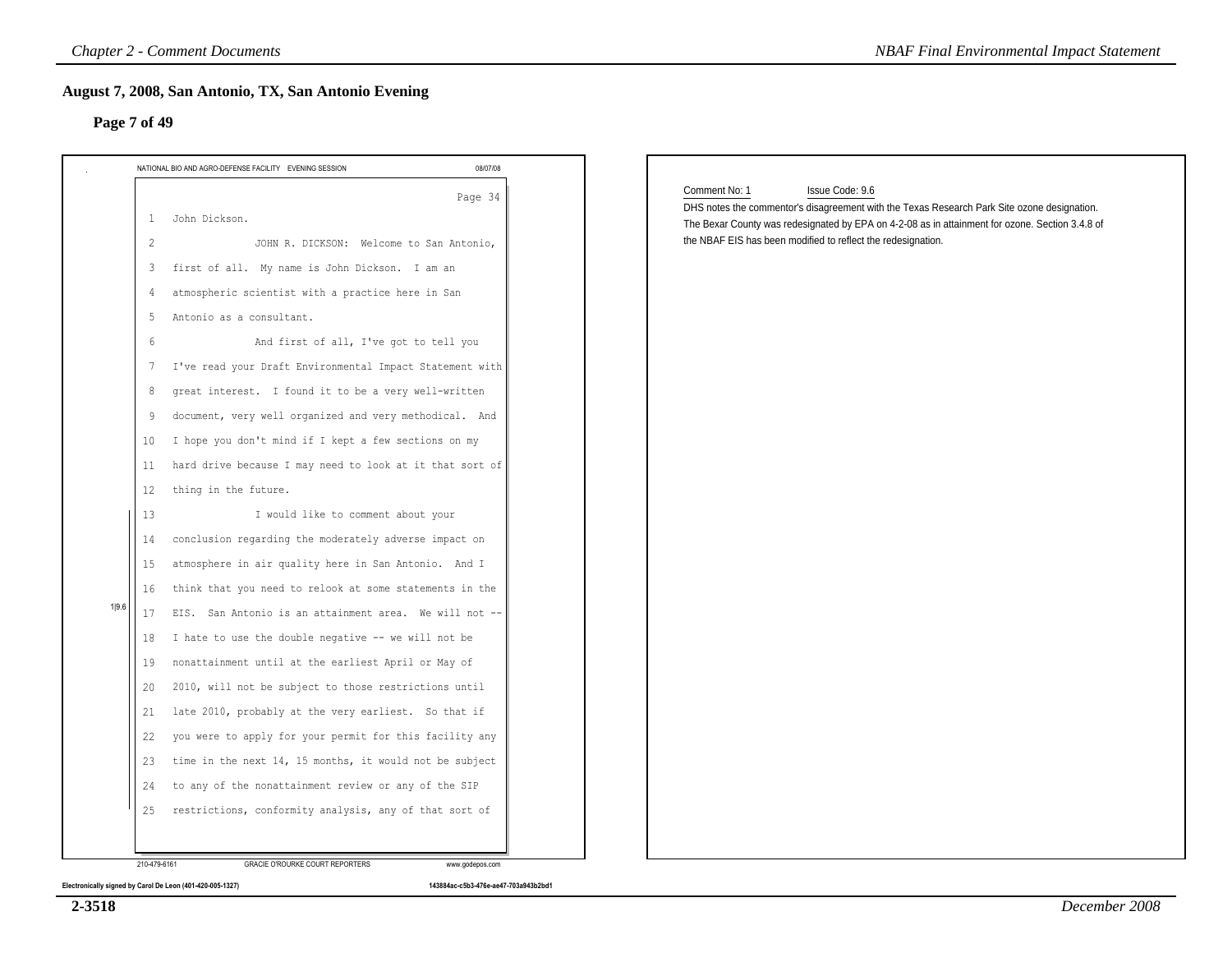## August 7, 2008, San Antonio, TX, San Antonio Evening

### Page 7 of 49

NATIONAL BIO AND AGRO-DEFENSE FACILITY EVENING SESSION 08/07/08

Page 34

1 John Dickson.

2 JOHN R. DICKSON: Welcome to San Antonio,

3 first of all. My name is John Dickson. I am an

4 atmospheric scientist with a practice here in San

5 Antonio as a consultant.

6 And first of all, I've got to tell you

7 I've read your Draft Environmental Impact Statement with

8 great interest. I found it to be a very well-written

9 document, very well organized and very methodical. And

10 I hope you don't mind if I kept a few sections on my

11 hard drive because I may need to look at it that sort of

12 thing in the future.

13 I would like to comment about your

14 conclusion regarding the moderately adverse impact on

15 atmosphere in air quality here in San Antonio. And I

16 think that you need to relook at some statements in the

17 EIS. San Antonio is an attainment area. We will not --

18 I hate to use the double negative -- we will not be

19 nonattainment until at the earliest April or May of

20 2010, will not be subject to those restrictions until

21 late 2010, probably at the very earliest. So that if

22 you were to apply for your permit for this facility any

23 time in the next 14, 15 months, it would not be subject

24 to any of the nonattainment review or any of the SIP

25 restrictions, conformity analysis, any of that sort of

1|9.6

210-479-6161 GRACIE O'ROURKE COURT REPORTERS www.godepos.com

Electronically signed by Carol De Leon (401-420-005-1327) 143884ac-c5b3-476e-ae47-703a943b2bd1

Comment No: 1 Issue Code: 9.6

DHS notes the commentor's disagreement with the Texas Research Park Site ozone designation. The Bexar County was redesignated by EPA on 4-2-08 as in attainment for ozone. Section 3.4.8 of the NBAF EIS has been modified to reflect the redesignation.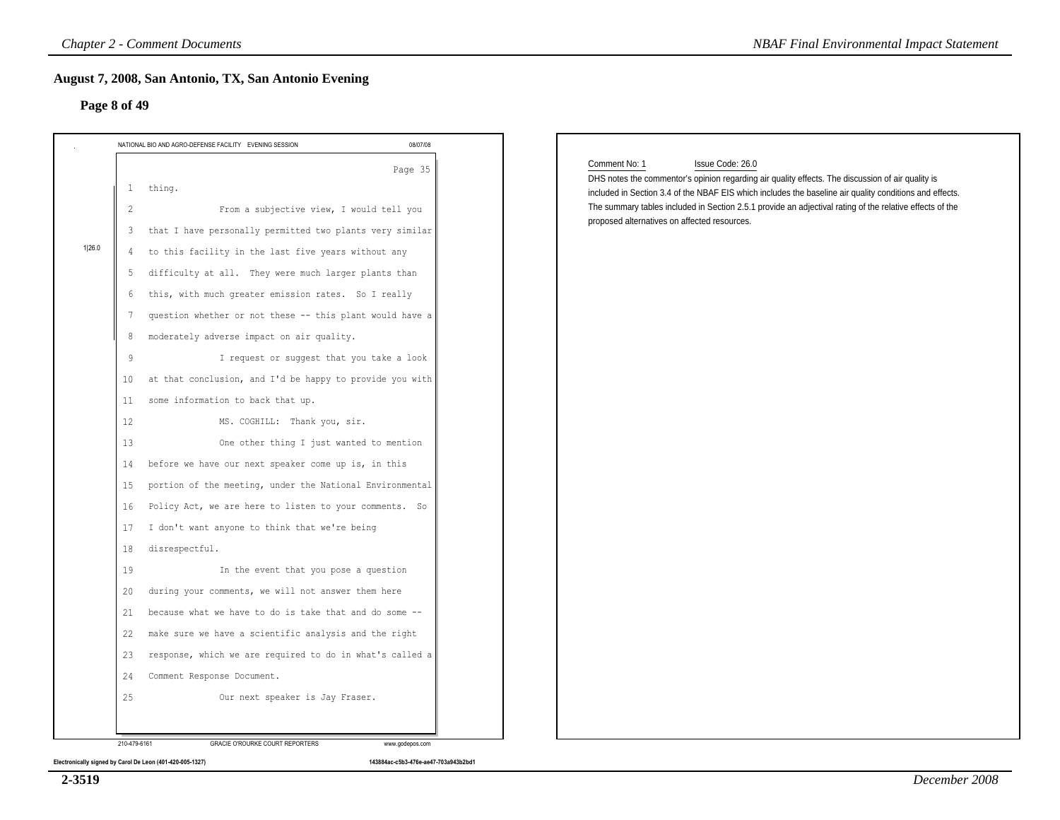## August 7, 2008, San Antonio, TX, San Antonio Evening

### Page 8 of 49

NATIONAL BIO AND AGRO-DEFENSE FACILITY EVENING SESSION 08/07/08

Page 35

1 thing.

2 From a subjective view, I would tell you

3 that I have personally permitted two plants very similar

4 to this facility in the last five years without any

5 difficulty at all. They were much larger plants than

6 this, with much greater emission rates. So I really

7 question whether or not these -- this plant would have a

8 moderately adverse impact on air quality.

9 I request or suggest that you take a look

10 at that conclusion, and I'd be happy to provide you with

11 some information to back that up.

12 MS. COGHILL: Thank you, sir.

13 One other thing I just wanted to mention

14 before we have our next speaker come up is, in this

15 portion of the meeting, under the National Environmental

16 Policy Act, we are here to listen to your comments. So

17 I don't want anyone to think that we're being

18 disrespectful.

19 In the event that you pose a question

20 during your comments, we will not answer them here

21 because what we have to do is take that and do some --

22 make sure we have a scientific analysis and the right

23 response, which we are required to do in what's called a

24 Comment Response Document.

25 Our next speaker is Jay Fraser.

1|26.0

210-479-6161 GRACIE O'ROURKE COURT REPORTERS www.godepos.com

Electronically signed by Carol De Leon (401-420-005-1327) 143884ac-c5b3-476e-ae47-703a943b2bd1

Comment No: 1 Issue Code: 26.0

DHS notes the commentor's opinion regarding air quality effects. The discussion of air quality is included in Section 3.4 of the NBAF EIS which includes the baseline air quality conditions and effects. The summary tables included in Section 2.5.1 provide an adjectival rating of the relative effects of the proposed alternatives on affected resources.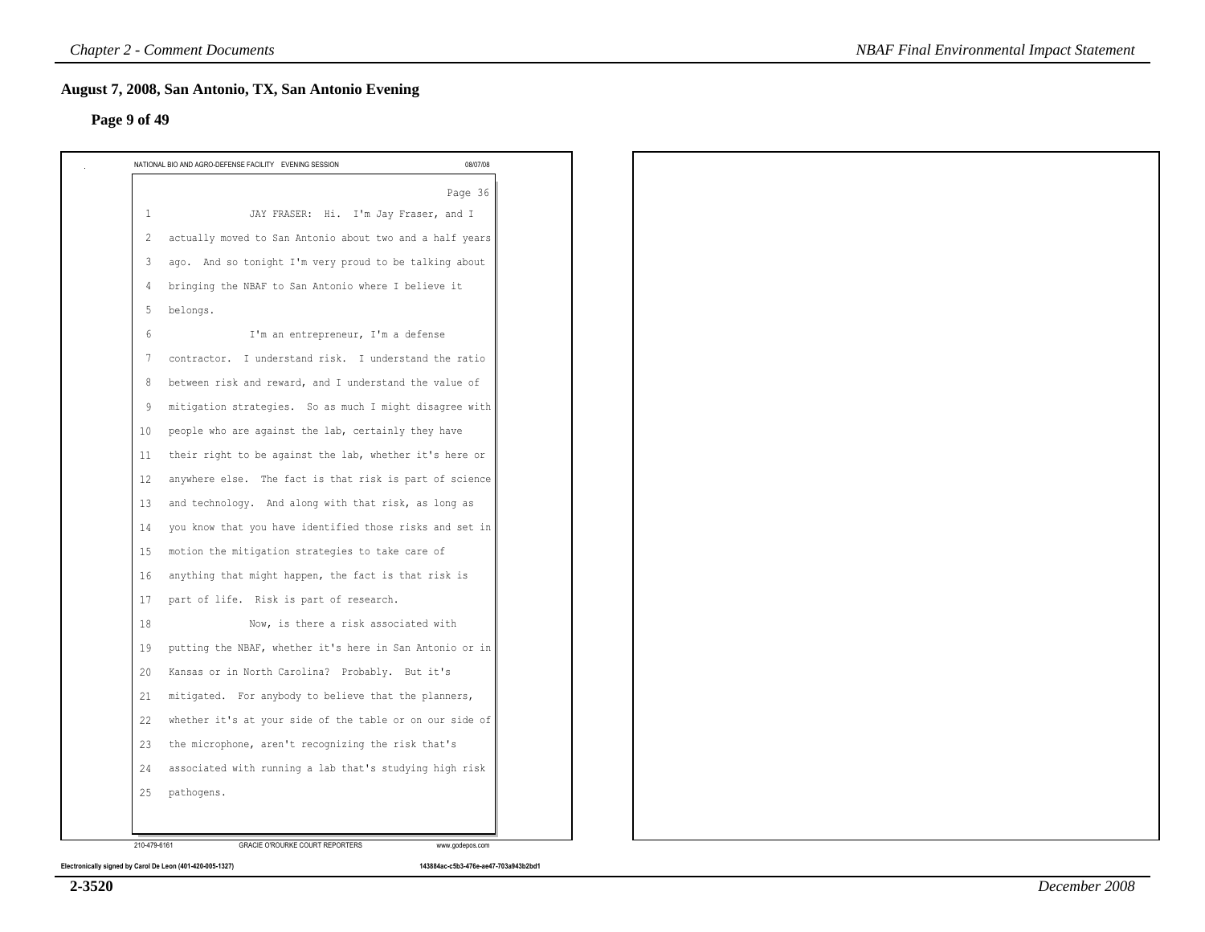## August 7, 2008, San Antonio, TX, San Antonio Evening

### Page 9 of 49

NATIONAL BIO AND AGRO-DEFENSE FACILITY EVENING SESSION 08/07/08

Page 36

1 JAY FRASER: Hi. I'm Jay Fraser, and I
2 actually moved to San Antonio about two and a half years
3 ago. And so tonight I'm very proud to be talking about
4 bringing the NBAF to San Antonio where I believe it
5 belongs.
6 I'm an entrepreneur, I'm a defense
7 contractor. I understand risk. I understand the ratio
8 between risk and reward, and I understand the value of
9 mitigation strategies. So as much I might disagree with
10 people who are against the lab, certainly they have
11 their right to be against the lab, whether it's here or
12 anywhere else. The fact is that risk is part of science
13 and technology. And along with that risk, as long as
14 you know that you have identified those risks and set in
15 motion the mitigation strategies to take care of
16 anything that might happen, the fact is that risk is
17 part of life. Risk is part of research.
18 Now, is there a risk associated with
19 putting the NBAF, whether it's here in San Antonio or in
20 Kansas or in North Carolina? Probably. But it's
21 mitigated. For anybody to believe that the planners,
22 whether it's at your side of the table or on our side of
23 the microphone, aren't recognizing the risk that's
24 associated with running a lab that's studying high risk
25 pathogens.

210-479-6161 GRACIE O'ROURKE COURT REPORTERS www.godepos.com

Electronically signed by Carol De Leon (401-420-005-1327) 143884ac-c5b3-476e-ae47-703a943b2bd1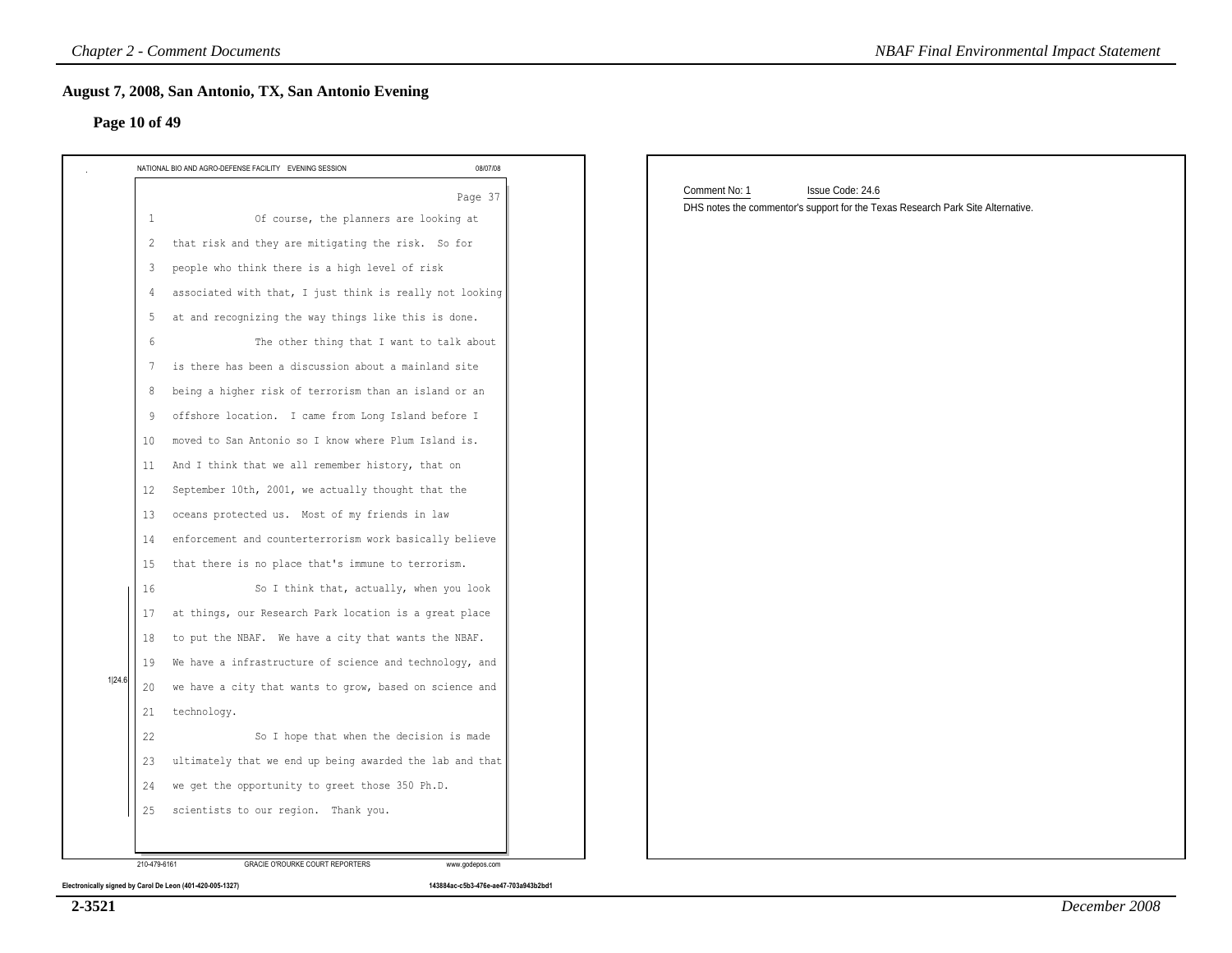## August 7, 2008, San Antonio, TX, San Antonio Evening

### Page 10 of 49

NATIONAL BIO AND AGRO-DEFENSE FACILITY EVENING SESSION 08/07/08

Page 37

1 Of course, the planners are looking at
2 that risk and they are mitigating the risk. So for
3 people who think there is a high level of risk
4 associated with that, I just think is really not looking
5 at and recognizing the way things like this is done.
6 The other thing that I want to talk about
7 is there has been a discussion about a mainland site
8 being a higher risk of terrorism than an island or an
9 offshore location. I came from Long Island before I
10 moved to San Antonio so I know where Plum Island is.
11 And I think that we all remember history, that on
12 September 10th, 2001, we actually thought that the
13 oceans protected us. Most of my friends in law
14 enforcement and counterterrorism work basically believe
15 that there is no place that's immune to terrorism.
16 So I think that, actually, when you look
17 at things, our Research Park location is a great place
18 to put the NBAF. We have a city that wants the NBAF.
19 We have a infrastructure of science and technology, and
20 we have a city that wants to grow, based on science and
21 technology.
22 So I hope that when the decision is made
23 ultimately that we end up being awarded the lab and that
24 we get the opportunity to greet those 350 Ph.D.
25 scientists to our region. Thank you.

1|24.6

210-479-6161 GRACIE O'ROURKE COURT REPORTERS www.godepos.com

Electronically signed by Carol De Leon (401-420-005-1327) 143884ac-c5b3-476e-ae47-703a943b2bd1

Comment No: 1 Issue Code: 24.6

DHS notes the commentor's support for the Texas Research Park Site Alternative.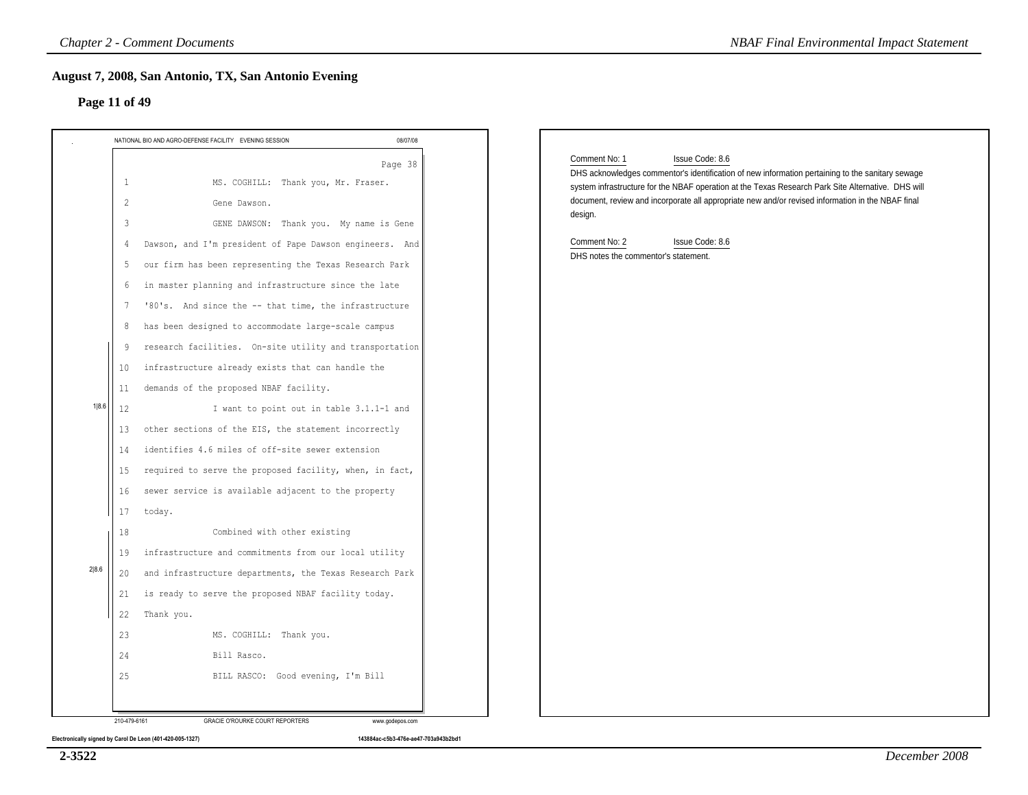## August 7, 2008, San Antonio, TX, San Antonio Evening

### Page 11 of 49

NATIONAL BIO AND AGRO-DEFENSE FACILITY EVENING SESSION 08/07/08

Page 38

1 MS. COGHILL: Thank you, Mr. Fraser.

2 Gene Dawson.

3 GENE DAWSON: Thank you. My name is Gene

4 Dawson, and I'm president of Pape Dawson engineers. And

5 our firm has been representing the Texas Research Park

6 in master planning and infrastructure since the late

7 '80's. And since the -- that time, the infrastructure

8 has been designed to accommodate large-scale campus

9 research facilities. On-site utility and transportation

10 infrastructure already exists that can handle the

11 demands of the proposed NBAF facility.

1|8.6

12 I want to point out in table 3.1.1-1 and

13 other sections of the EIS, the statement incorrectly

14 identifies 4.6 miles of off-site sewer extension

15 required to serve the proposed facility, when, in fact,

16 sewer service is available adjacent to the property

17 today.

2|8.6

18 Combined with other existing

19 infrastructure and commitments from our local utility

20 and infrastructure departments, the Texas Research Park

21 is ready to serve the proposed NBAF facility today.

22 Thank you.

23 MS. COGHILL: Thank you.

24 Bill Rasco.

25 BILL RASCO: Good evening, I'm Bill

210-479-6161 GRACIE O'ROURKE COURT REPORTERS www.godepos.com

Electronically signed by Carol De Leon (401-420-005-1327) 143884ac-c5b3-476e-ae47-703a943b2bd1

Comment No: 1 Issue Code: 8.6

DHS acknowledges commentor's identification of new information pertaining to the sanitary sewage system infrastructure for the NBAF operation at the Texas Research Park Site Alternative. DHS will document, review and incorporate all appropriate new and/or revised information in the NBAF final design.

Comment No: 2 Issue Code: 8.6

DHS notes the commentor's statement.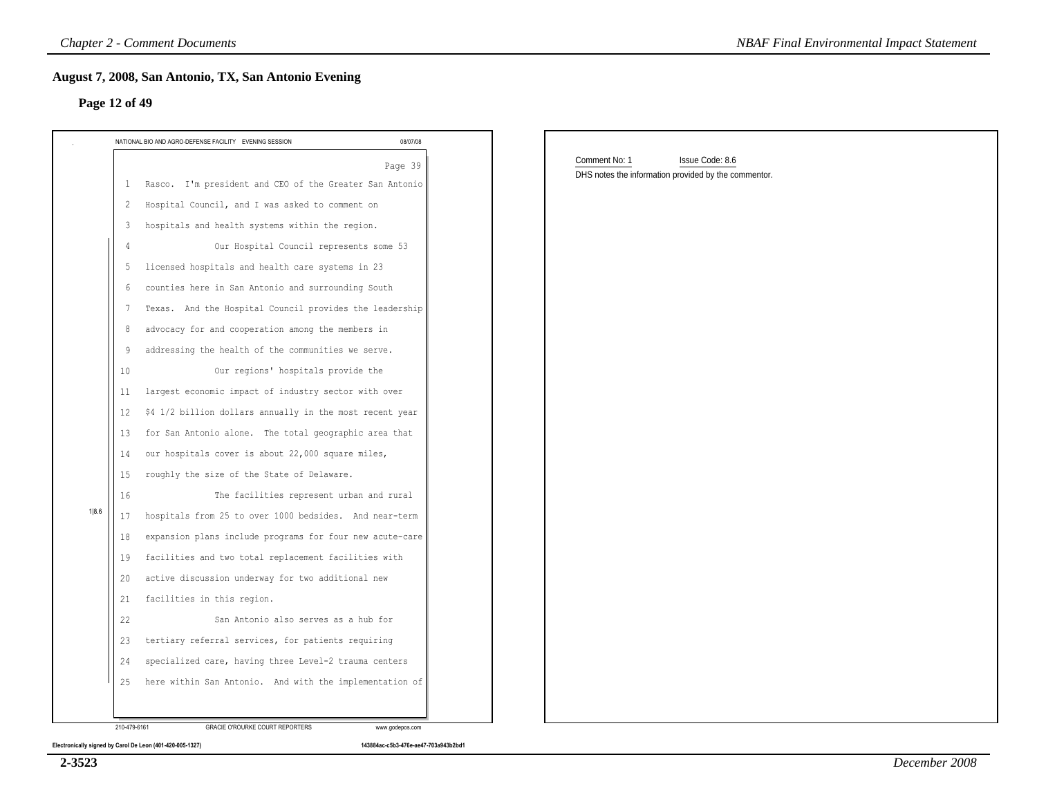## August 7, 2008, San Antonio, TX, San Antonio Evening

### Page 12 of 49

NATIONAL BIO AND AGRO-DEFENSE FACILITY EVENING SESSION 08/07/08

Page 39

1 Rasco. I'm president and CEO of the Greater San Antonio
2 Hospital Council, and I was asked to comment on
3 hospitals and health systems within the region.
4 Our Hospital Council represents some 53
5 licensed hospitals and health care systems in 23
6 counties here in San Antonio and surrounding South
7 Texas. And the Hospital Council provides the leadership
8 advocacy for and cooperation among the members in
9 addressing the health of the communities we serve.
10 Our regions' hospitals provide the
11 largest economic impact of industry sector with over
12 $4 1/2 billion dollars annually in the most recent year
13 for San Antonio alone. The total geographic area that
14 our hospitals cover is about 22,000 square miles,
15 roughly the size of the State of Delaware.
16 The facilities represent urban and rural
17 hospitals from 25 to over 1000 bedsides. And near-term
18 expansion plans include programs for four new acute-care
19 facilities and two total replacement facilities with
20 active discussion underway for two additional new
21 facilities in this region.
22 San Antonio also serves as a hub for
23 tertiary referral services, for patients requiring
24 specialized care, having three Level-2 trauma centers
25 here within San Antonio. And with the implementation of

1|8.6

210-479-6161 GRACIE O'ROURKE COURT REPORTERS www.godepos.com

Electronically signed by Carol De Leon (401-420-005-1327) 143884ac-c5b3-476e-ae47-703a943b2bd1

Comment No: 1 Issue Code: 8.6

DHS notes the information provided by the commentor.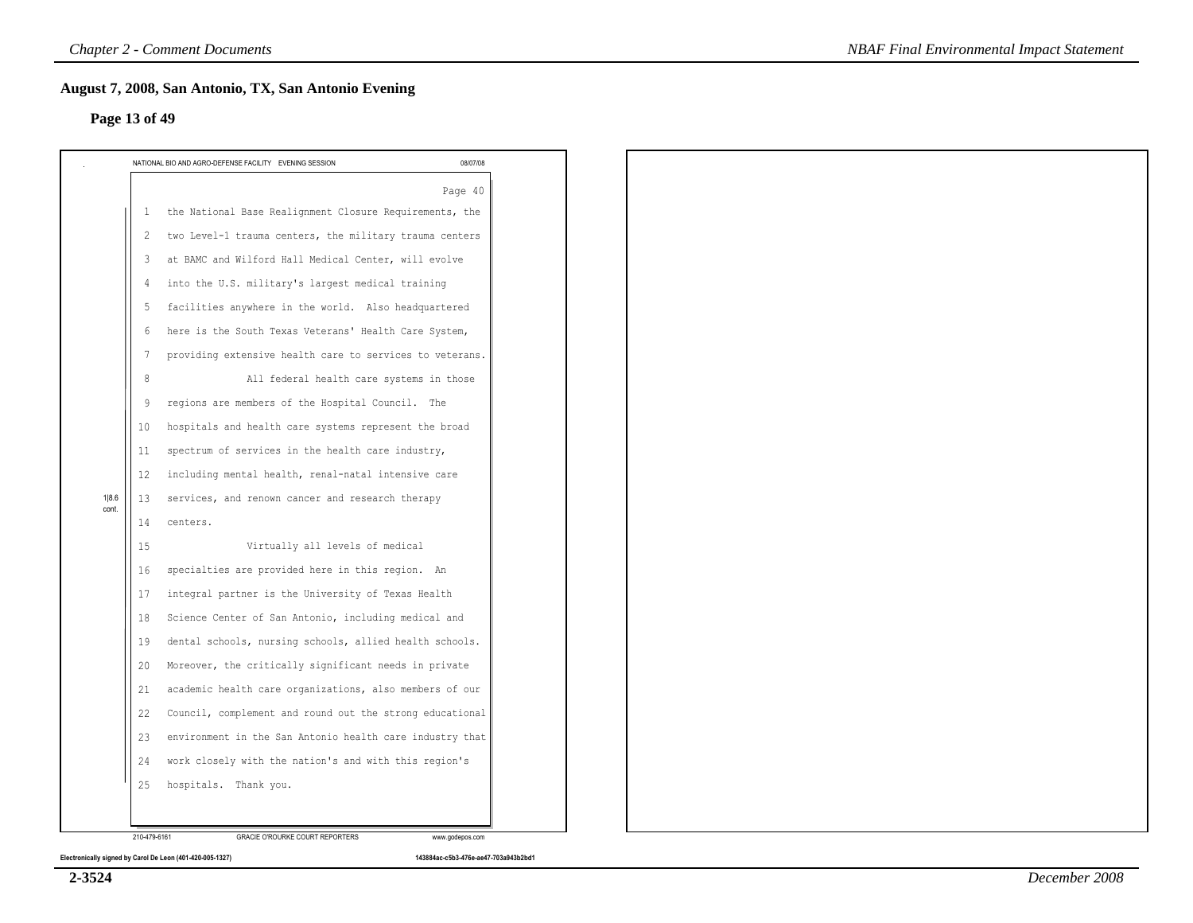## August 7, 2008, San Antonio, TX, San Antonio Evening

### Page 13 of 49

NATIONAL BIO AND AGRO-DEFENSE FACILITY EVENING SESSION 08/07/08

Page 40

1 the National Base Realignment Closure Requirements, the
2 two Level-1 trauma centers, the military trauma centers
3 at BAMC and Wilford Hall Medical Center, will evolve
4 into the U.S. military's largest medical training
5 facilities anywhere in the world. Also headquartered
6 here is the South Texas Veterans' Health Care System,
7 providing extensive health care to services to veterans.
8 All federal health care systems in those
9 regions are members of the Hospital Council. The
10 hospitals and health care systems represent the broad
11 spectrum of services in the health care industry,
12 including mental health, renal-natal intensive care
13 services, and renown cancer and research therapy
14 centers.
15 Virtually all levels of medical
16 specialties are provided here in this region. An
17 integral partner is the University of Texas Health
18 Science Center of San Antonio, including medical and
19 dental schools, nursing schools, allied health schools.
20 Moreover, the critically significant needs in private
21 academic health care organizations, also members of our
22 Council, complement and round out the strong educational
23 environment in the San Antonio health care industry that
24 work closely with the nation's and with this region's
25 hospitals. Thank you.

1|8.6 cont.

210-479-6161 GRACIE O'ROURKE COURT REPORTERS www.godepos.com

Electronically signed by Carol De Leon (401-420-005-1327) 143884ac-c5b3-476e-ae47-703a943b2bd1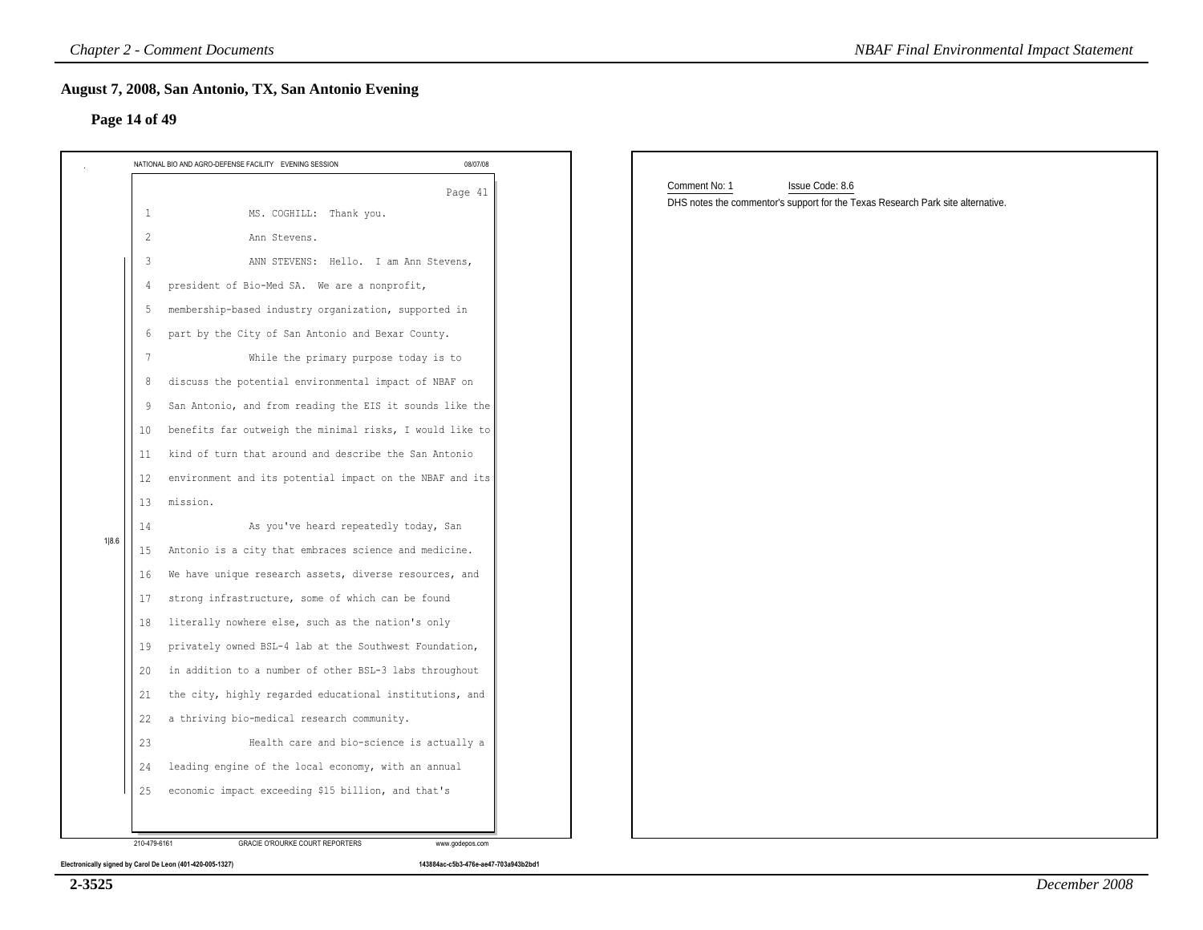## August 7, 2008, San Antonio, TX, San Antonio Evening

### Page 14 of 49

NATIONAL BIO AND AGRO-DEFENSE FACILITY EVENING SESSION 08/07/08

Page 41

1 MS. COGHILL: Thank you.
2 Ann Stevens.
3 ANN STEVENS: Hello. I am Ann Stevens,
4 president of Bio-Med SA. We are a nonprofit,
5 membership-based industry organization, supported in
6 part by the City of San Antonio and Bexar County.
7 While the primary purpose today is to
8 discuss the potential environmental impact of NBAF on
9 San Antonio, and from reading the EIS it sounds like the
10 benefits far outweigh the minimal risks, I would like to
11 kind of turn that around and describe the San Antonio
12 environment and its potential impact on the NBAF and its
13 mission.
14 As you've heard repeatedly today, San
15 Antonio is a city that embraces science and medicine.
16 We have unique research assets, diverse resources, and
17 strong infrastructure, some of which can be found
18 literally nowhere else, such as the nation's only
19 privately owned BSL-4 lab at the Southwest Foundation,
20 in addition to a number of other BSL-3 labs throughout
21 the city, highly regarded educational institutions, and
22 a thriving bio-medical research community.
23 Health care and bio-science is actually a
24 leading engine of the local economy, with an annual
25 economic impact exceeding $15 billion, and that's

1|8.6

210-479-6161 GRACIE O'ROURKE COURT REPORTERS www.godepos.com

Electronically signed by Carol De Leon (401-420-005-1327) 143884ac-c5b3-476e-ae47-703a943b2bd1

Comment No: 1 Issue Code: 8.6

DHS notes the commentor's support for the Texas Research Park site alternative.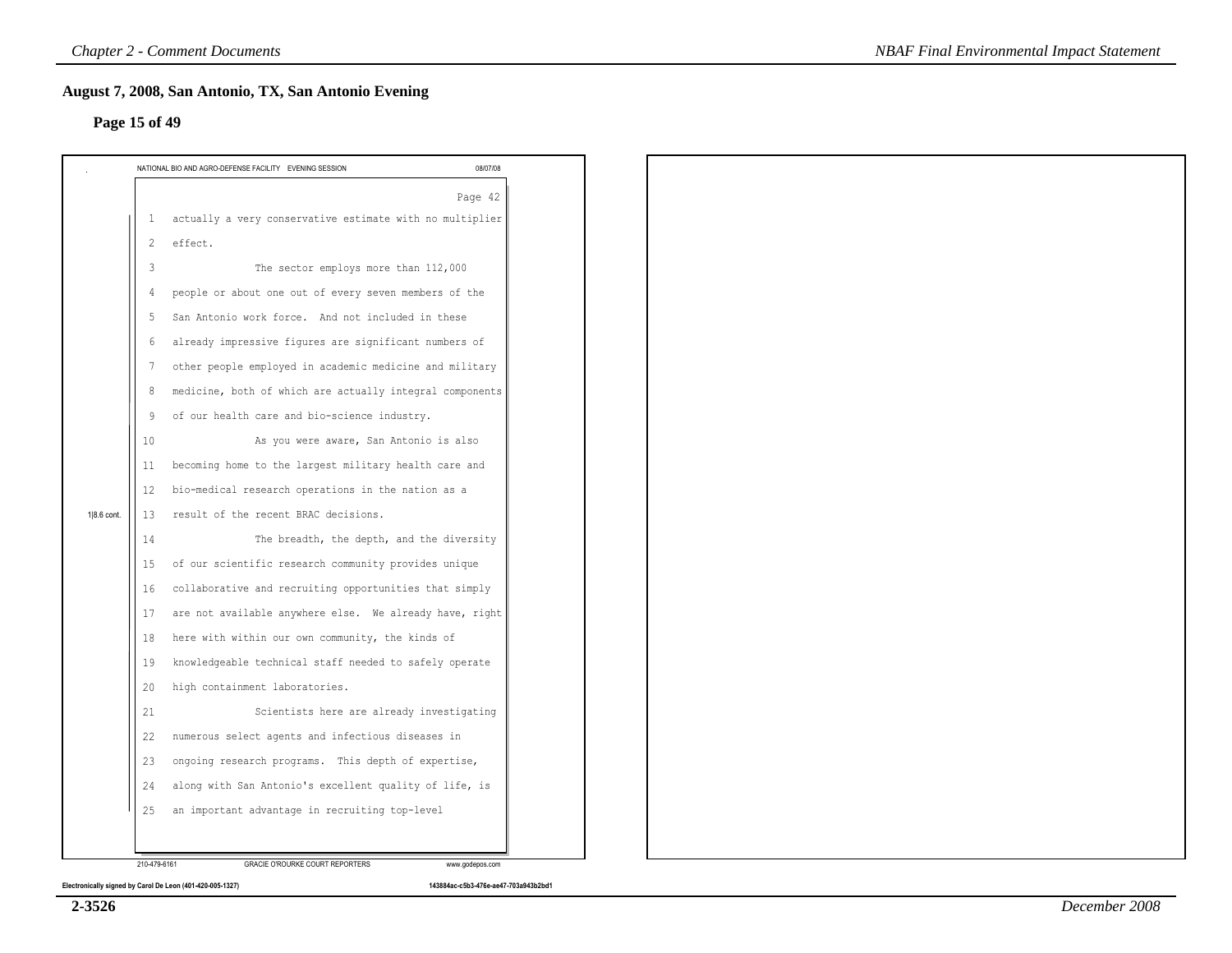## August 7, 2008, San Antonio, TX, San Antonio Evening

### Page 15 of 49

NATIONAL BIO AND AGRO-DEFENSE FACILITY EVENING SESSION 08/07/08

Page 42

1|8.6 cont.

1 actually a very conservative estimate with no multiplier
2 effect.
3 The sector employs more than 112,000
4 people or about one out of every seven members of the
5 San Antonio work force. And not included in these
6 already impressive figures are significant numbers of
7 other people employed in academic medicine and military
8 medicine, both of which are actually integral components
9 of our health care and bio-science industry.
10 As you were aware, San Antonio is also
11 becoming home to the largest military health care and
12 bio-medical research operations in the nation as a
13 result of the recent BRAC decisions.
14 The breadth, the depth, and the diversity
15 of our scientific research community provides unique
16 collaborative and recruiting opportunities that simply
17 are not available anywhere else. We already have, right
18 here with within our own community, the kinds of
19 knowledgeable technical staff needed to safely operate
20 high containment laboratories.
21 Scientists here are already investigating
22 numerous select agents and infectious diseases in
23 ongoing research programs. This depth of expertise,
24 along with San Antonio's excellent quality of life, is
25 an important advantage in recruiting top-level

210-479-6161 GRACIE O'ROURKE COURT REPORTERS www.godepos.com

Electronically signed by Carol De Leon (401-420-005-1327) 143884ac-c5b3-476e-ae47-703a943b2bd1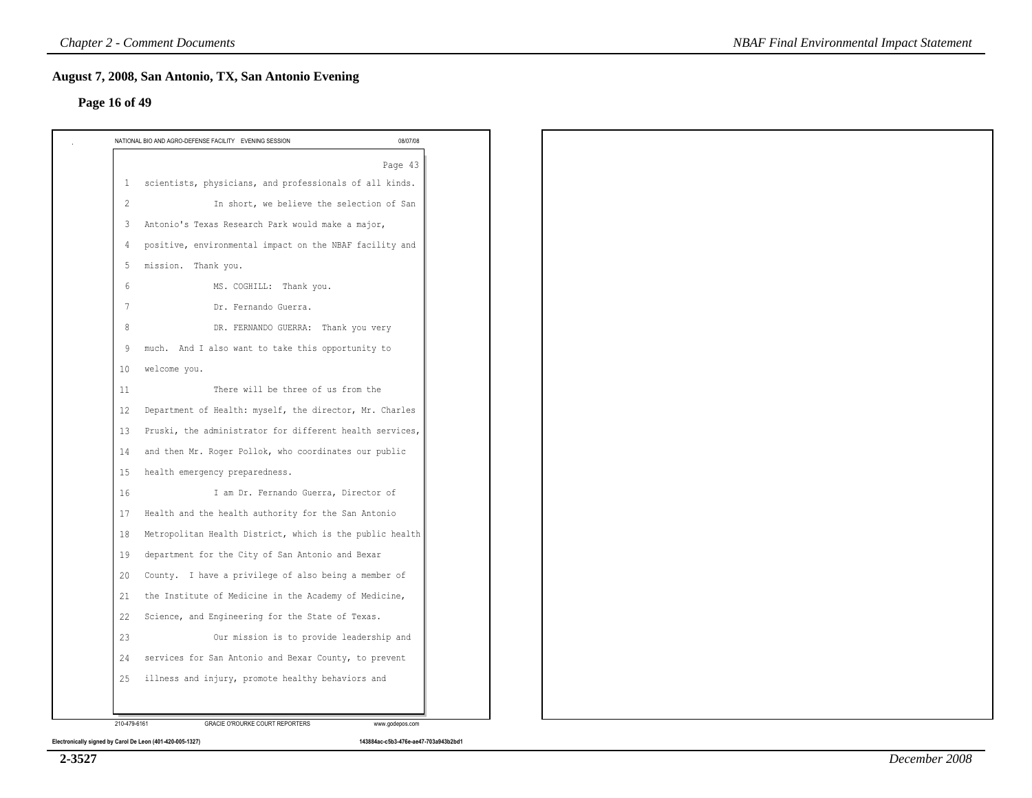## August 7, 2008, San Antonio, TX, San Antonio Evening

### Page 16 of 49

NATIONAL BIO AND AGRO-DEFENSE FACILITY EVENING SESSION 08/07/08

Page 43

1 scientists, physicians, and professionals of all kinds.
2 In short, we believe the selection of San
3 Antonio's Texas Research Park would make a major,
4 positive, environmental impact on the NBAF facility and
5 mission. Thank you.
6 MS. COGHILL: Thank you.
7 Dr. Fernando Guerra.
8 DR. FERNANDO GUERRA: Thank you very
9 much. And I also want to take this opportunity to
10 welcome you.
11 There will be three of us from the
12 Department of Health: myself, the director, Mr. Charles
13 Pruski, the administrator for different health services,
14 and then Mr. Roger Pollok, who coordinates our public
15 health emergency preparedness.
16 I am Dr. Fernando Guerra, Director of
17 Health and the health authority for the San Antonio
18 Metropolitan Health District, which is the public health
19 department for the City of San Antonio and Bexar
20 County. I have a privilege of also being a member of
21 the Institute of Medicine in the Academy of Medicine,
22 Science, and Engineering for the State of Texas.
23 Our mission is to provide leadership and
24 services for San Antonio and Bexar County, to prevent
25 illness and injury, promote healthy behaviors and

210-479-6161 GRACIE O'ROURKE COURT REPORTERS www.godepos.com

Electronically signed by Carol De Leon (401-420-005-1327) 143884ac-c5b3-476e-ae47-703a943b2bd1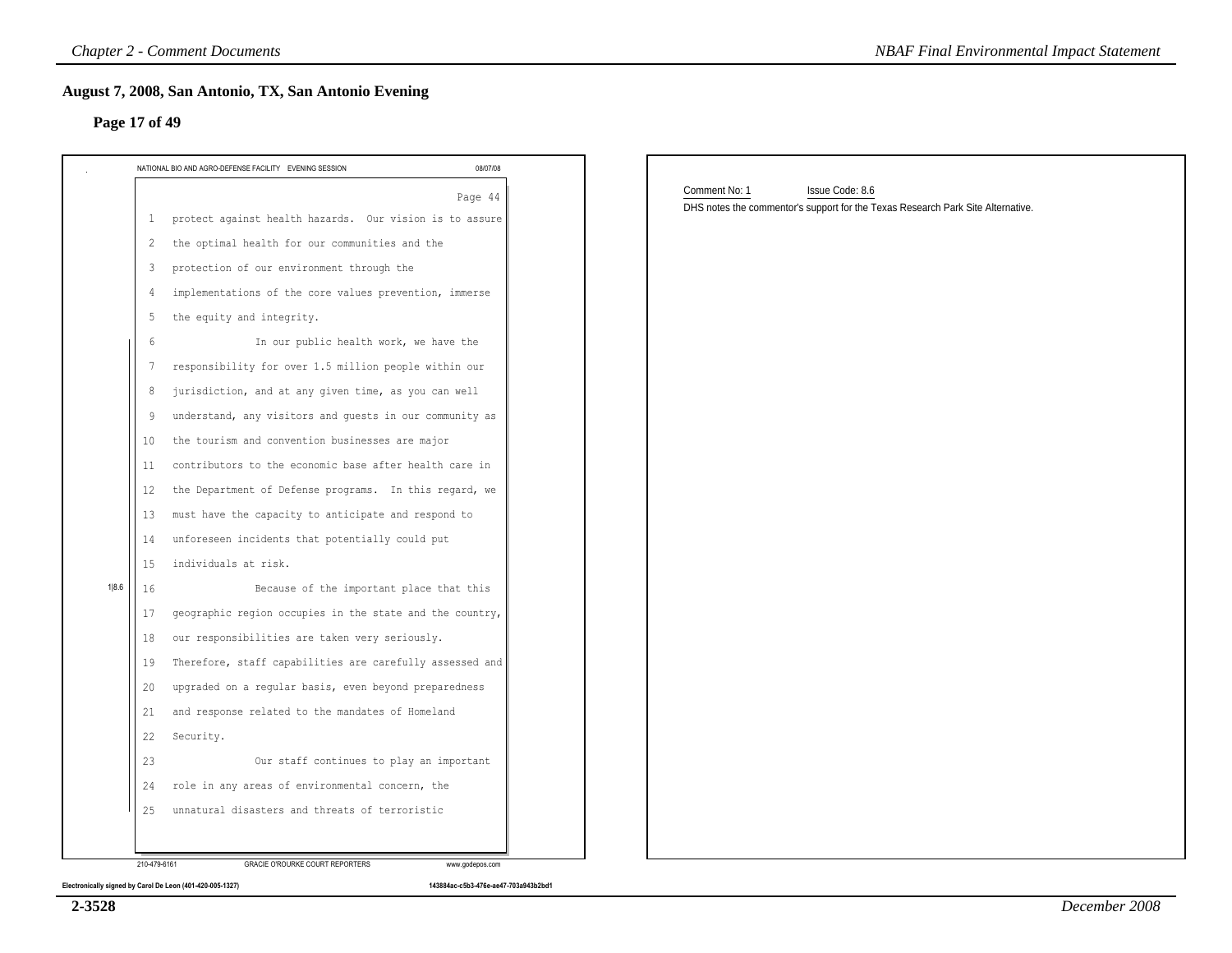## August 7, 2008, San Antonio, TX, San Antonio Evening

### Page 17 of 49

NATIONAL BIO AND AGRO-DEFENSE FACILITY EVENING SESSION 08/07/08

Page 44

1 protect against health hazards. Our vision is to assure
2 the optimal health for our communities and the
3 protection of our environment through the
4 implementations of the core values prevention, immerse
5 the equity and integrity.
6 In our public health work, we have the
7 responsibility for over 1.5 million people within our
8 jurisdiction, and at any given time, as you can well
9 understand, any visitors and guests in our community as
10 the tourism and convention businesses are major
11 contributors to the economic base after health care in
12 the Department of Defense programs. In this regard, we
13 must have the capacity to anticipate and respond to
14 unforeseen incidents that potentially could put
15 individuals at risk.
16 Because of the important place that this
17 geographic region occupies in the state and the country,
18 our responsibilities are taken very seriously.
19 Therefore, staff capabilities are carefully assessed and
20 upgraded on a regular basis, even beyond preparedness
21 and response related to the mandates of Homeland
22 Security.
23 Our staff continues to play an important
24 role in any areas of environmental concern, the
25 unnatural disasters and threats of terroristic

1|8.6

210-479-6161 GRACIE O'ROURKE COURT REPORTERS www.godepos.com

Electronically signed by Carol De Leon (401-420-005-1327) 143884ac-c5b3-476e-ae47-703a943b2bd1

Comment No: 1 Issue Code: 8.6

DHS notes the commentor's support for the Texas Research Park Site Alternative.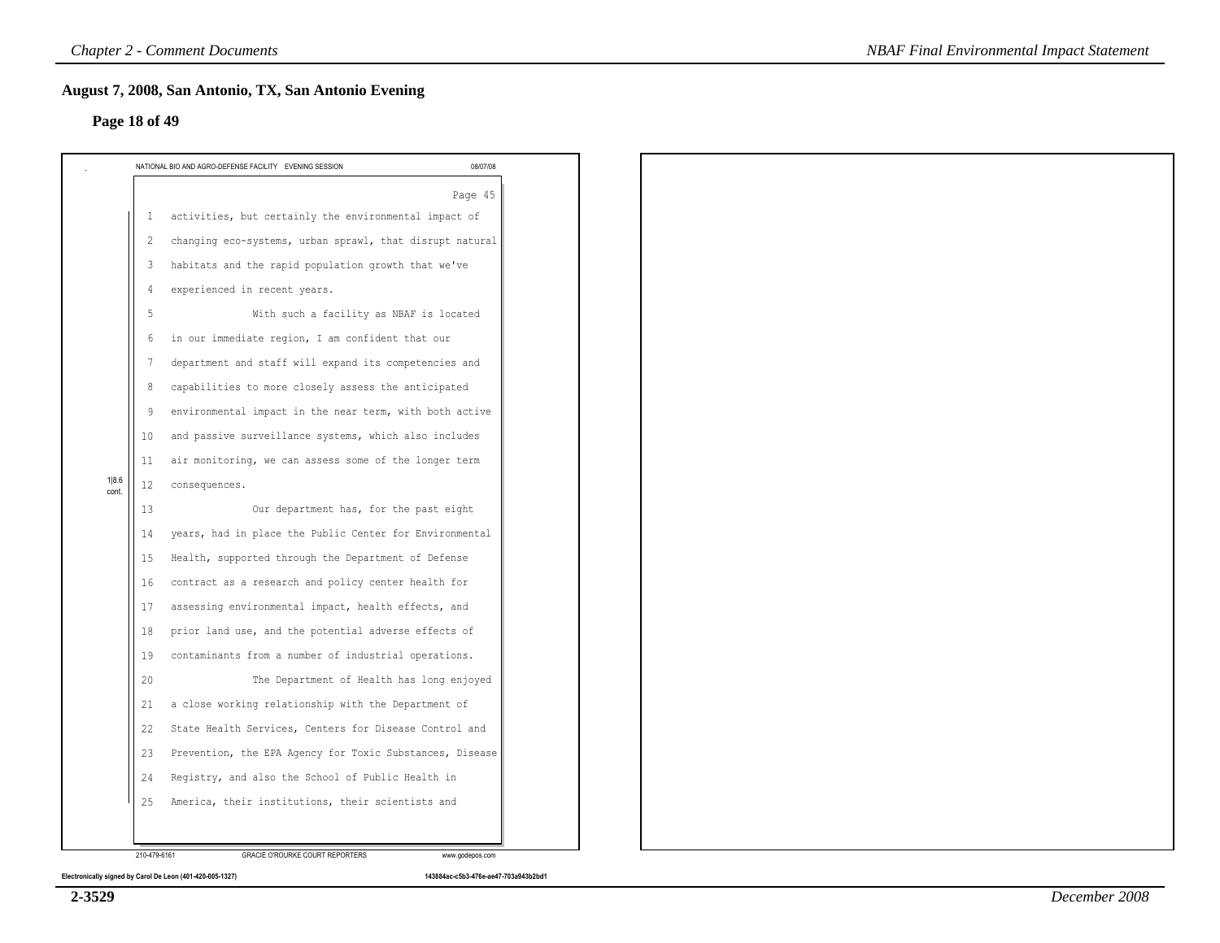## August 7, 2008, San Antonio, TX, San Antonio Evening

### Page 18 of 49

NATIONAL BIO AND AGRO-DEFENSE FACILITY EVENING SESSION 08/07/08

Page 45

1|8.6 cont.

1 activities, but certainly the environmental impact of
2 changing eco-systems, urban sprawl, that disrupt natural
3 habitats and the rapid population growth that we've
4 experienced in recent years.
5 With such a facility as NBAF is located
6 in our immediate region, I am confident that our
7 department and staff will expand its competencies and
8 capabilities to more closely assess the anticipated
9 environmental impact in the near term, with both active
10 and passive surveillance systems, which also includes
11 air monitoring, we can assess some of the longer term
12 consequences.
13 Our department has, for the past eight
14 years, had in place the Public Center for Environmental
15 Health, supported through the Department of Defense
16 contract as a research and policy center health for
17 assessing environmental impact, health effects, and
18 prior land use, and the potential adverse effects of
19 contaminants from a number of industrial operations.
20 The Department of Health has long enjoyed
21 a close working relationship with the Department of
22 State Health Services, Centers for Disease Control and
23 Prevention, the EPA Agency for Toxic Substances, Disease
24 Registry, and also the School of Public Health in
25 America, their institutions, their scientists and

210-479-6161 GRACIE O'ROURKE COURT REPORTERS www.godepos.com

Electronically signed by Carol De Leon (401-420-005-1327) 143884ac-c5b3-476e-ae47-703a943b2bd1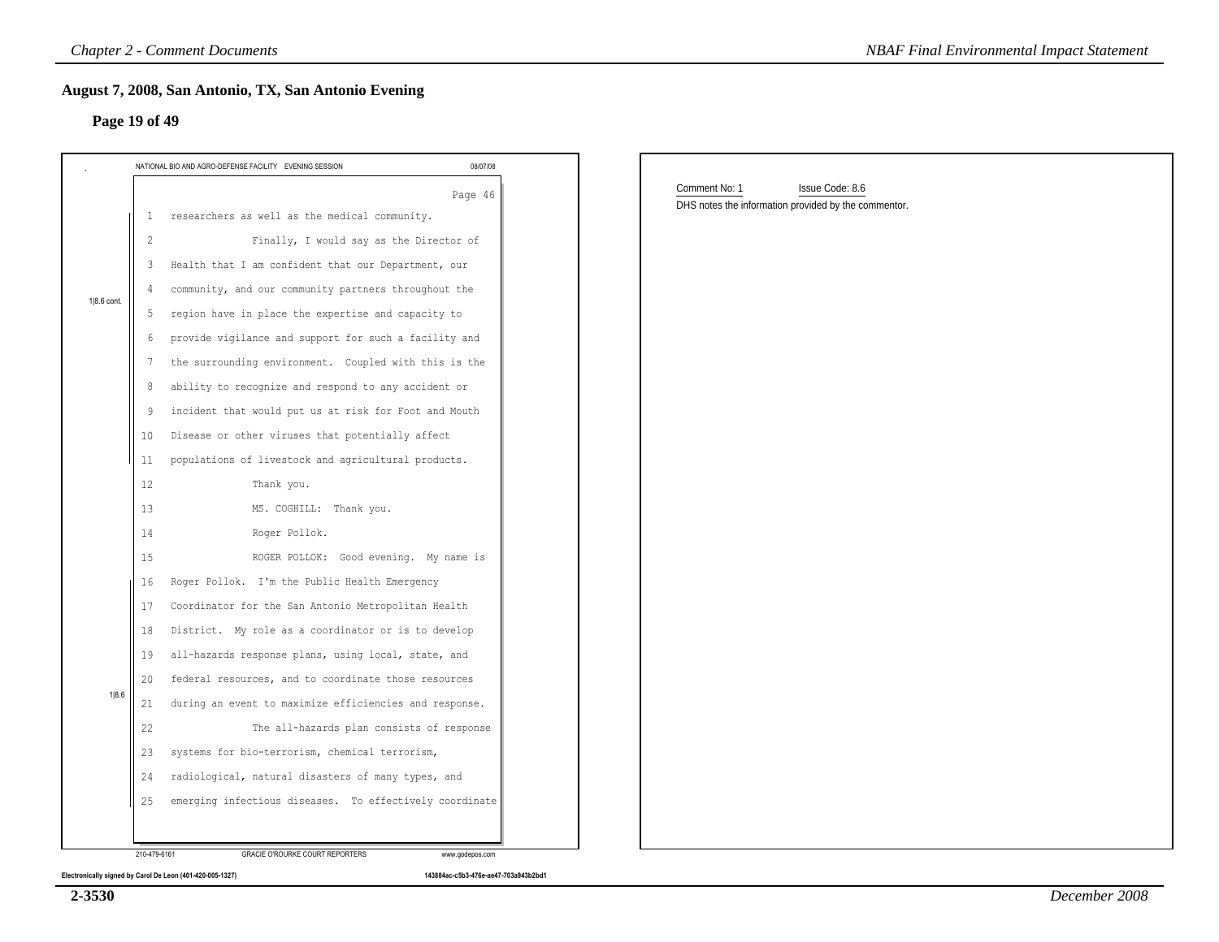## August 7, 2008, San Antonio, TX, San Antonio Evening

### Page 19 of 49

NATIONAL BIO AND AGRO-DEFENSE FACILITY EVENING SESSION 08/07/08

Page 46

1|8.6 cont.

1 researchers as well as the medical community.
2 Finally, I would say as the Director of
3 Health that I am confident that our Department, our
4 community, and our community partners throughout the
5 region have in place the expertise and capacity to
6 provide vigilance and support for such a facility and
7 the surrounding environment. Coupled with this is the
8 ability to recognize and respond to any accident or
9 incident that would put us at risk for Foot and Mouth
10 Disease or other viruses that potentially affect
11 populations of livestock and agricultural products.
12 Thank you.
13 MS. COGHILL: Thank you.
14 Roger Pollok.
15 ROGER POLLOK: Good evening. My name is

1|8.6

16 Roger Pollok. I'm the Public Health Emergency
17 Coordinator for the San Antonio Metropolitan Health
18 District. My role as a coordinator or is to develop
19 all-hazards response plans, using local, state, and
20 federal resources, and to coordinate those resources
21 during an event to maximize efficiencies and response.
22 The all-hazards plan consists of response
23 systems for bio-terrorism, chemical terrorism,
24 radiological, natural disasters of many types, and
25 emerging infectious diseases. To effectively coordinate

210-479-6161 GRACIE O'ROURKE COURT REPORTERS www.godepos.com

Electronically signed by Carol De Leon (401-420-005-1327) 143884ac-c5b3-476e-ae47-703a943b2bd1

Comment No: 1 Issue Code: 8.6

DHS notes the information provided by the commentor.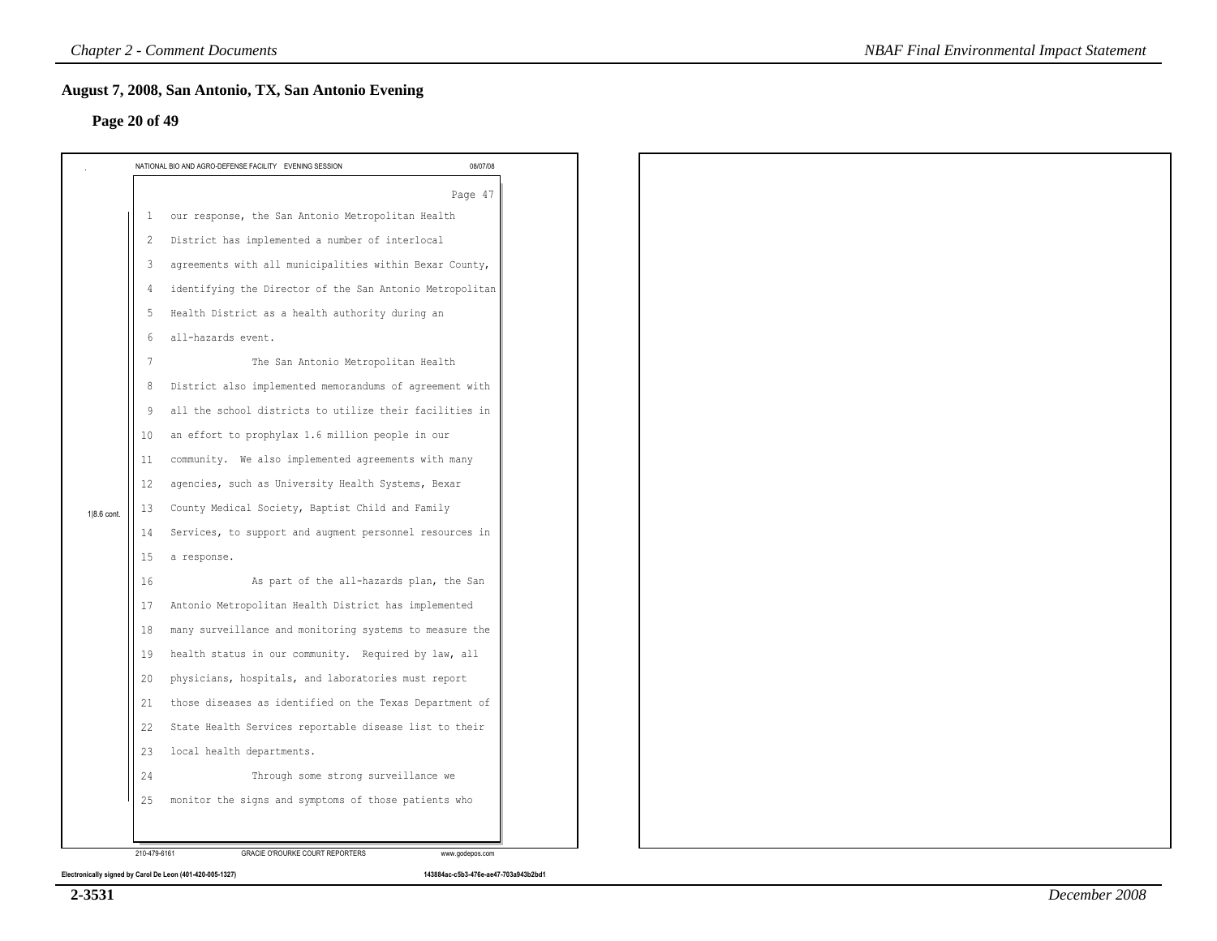## August 7, 2008, San Antonio, TX, San Antonio Evening

### Page 20 of 49

NATIONAL BIO AND AGRO-DEFENSE FACILITY EVENING SESSION 08/07/08

Page 47

1|8.6 cont.

1 our response, the San Antonio Metropolitan Health
2 District has implemented a number of interlocal
3 agreements with all municipalities within Bexar County,
4 identifying the Director of the San Antonio Metropolitan
5 Health District as a health authority during an
6 all-hazards event.
7 The San Antonio Metropolitan Health
8 District also implemented memorandums of agreement with
9 all the school districts to utilize their facilities in
10 an effort to prophylax 1.6 million people in our
11 community. We also implemented agreements with many
12 agencies, such as University Health Systems, Bexar
13 County Medical Society, Baptist Child and Family
14 Services, to support and augment personnel resources in
15 a response.
16 As part of the all-hazards plan, the San
17 Antonio Metropolitan Health District has implemented
18 many surveillance and monitoring systems to measure the
19 health status in our community. Required by law, all
20 physicians, hospitals, and laboratories must report
21 those diseases as identified on the Texas Department of
22 State Health Services reportable disease list to their
23 local health departments.
24 Through some strong surveillance we
25 monitor the signs and symptoms of those patients who

210-479-6161 GRACIE O'ROURKE COURT REPORTERS www.godepos.com

Electronically signed by Carol De Leon (401-420-005-1327) 143884ac-c5b3-476e-ae47-703a943b2bd1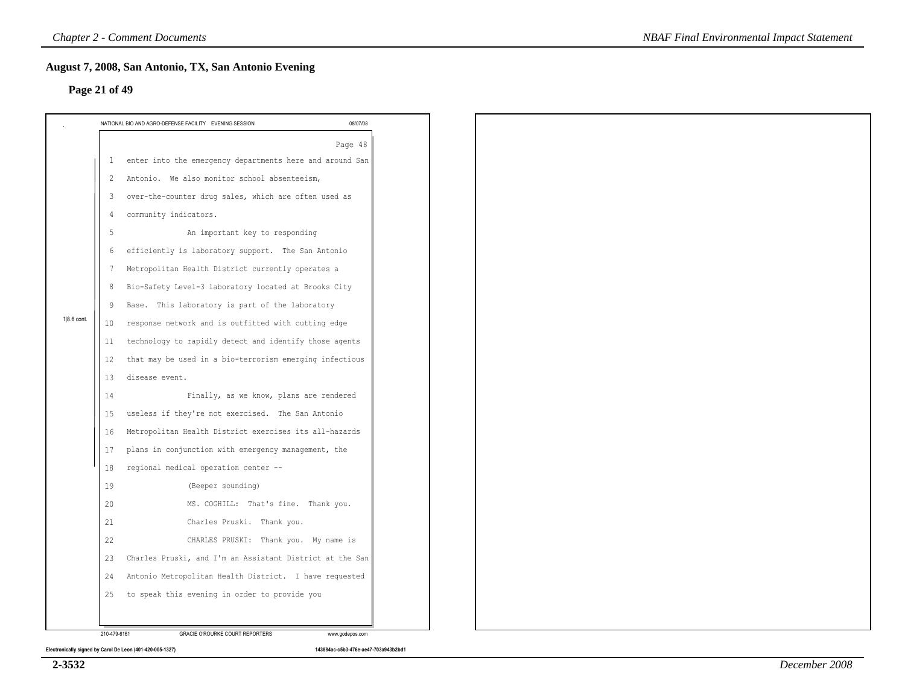## August 7, 2008, San Antonio, TX, San Antonio Evening

### Page 21 of 49

NATIONAL BIO AND AGRO-DEFENSE FACILITY EVENING SESSION 08/07/08

Page 48

1 enter into the emergency departments here and around San
2 Antonio. We also monitor school absenteeism,
3 over-the-counter drug sales, which are often used as
4 community indicators.
5 An important key to responding
6 efficiently is laboratory support. The San Antonio
7 Metropolitan Health District currently operates a
8 Bio-Safety Level-3 laboratory located at Brooks City
9 Base. This laboratory is part of the laboratory
10 response network and is outfitted with cutting edge
11 technology to rapidly detect and identify those agents
12 that may be used in a bio-terrorism emerging infectious
13 disease event.
14 Finally, as we know, plans are rendered
15 useless if they're not exercised. The San Antonio
16 Metropolitan Health District exercises its all-hazards
17 plans in conjunction with emergency management, the
18 regional medical operation center --
19 (Beeper sounding)
20 MS. COGHILL: That's fine. Thank you.
21 Charles Pruski. Thank you.
22 CHARLES PRUSKI: Thank you. My name is
23 Charles Pruski, and I'm an Assistant District at the San
24 Antonio Metropolitan Health District. I have requested
25 to speak this evening in order to provide you

1|8.6 cont.

210-479-6161 GRACIE O'ROURKE COURT REPORTERS www.godepos.com

Electronically signed by Carol De Leon (401-420-005-1327) 143884ac-c5b3-476e-ae47-703a943b2bd1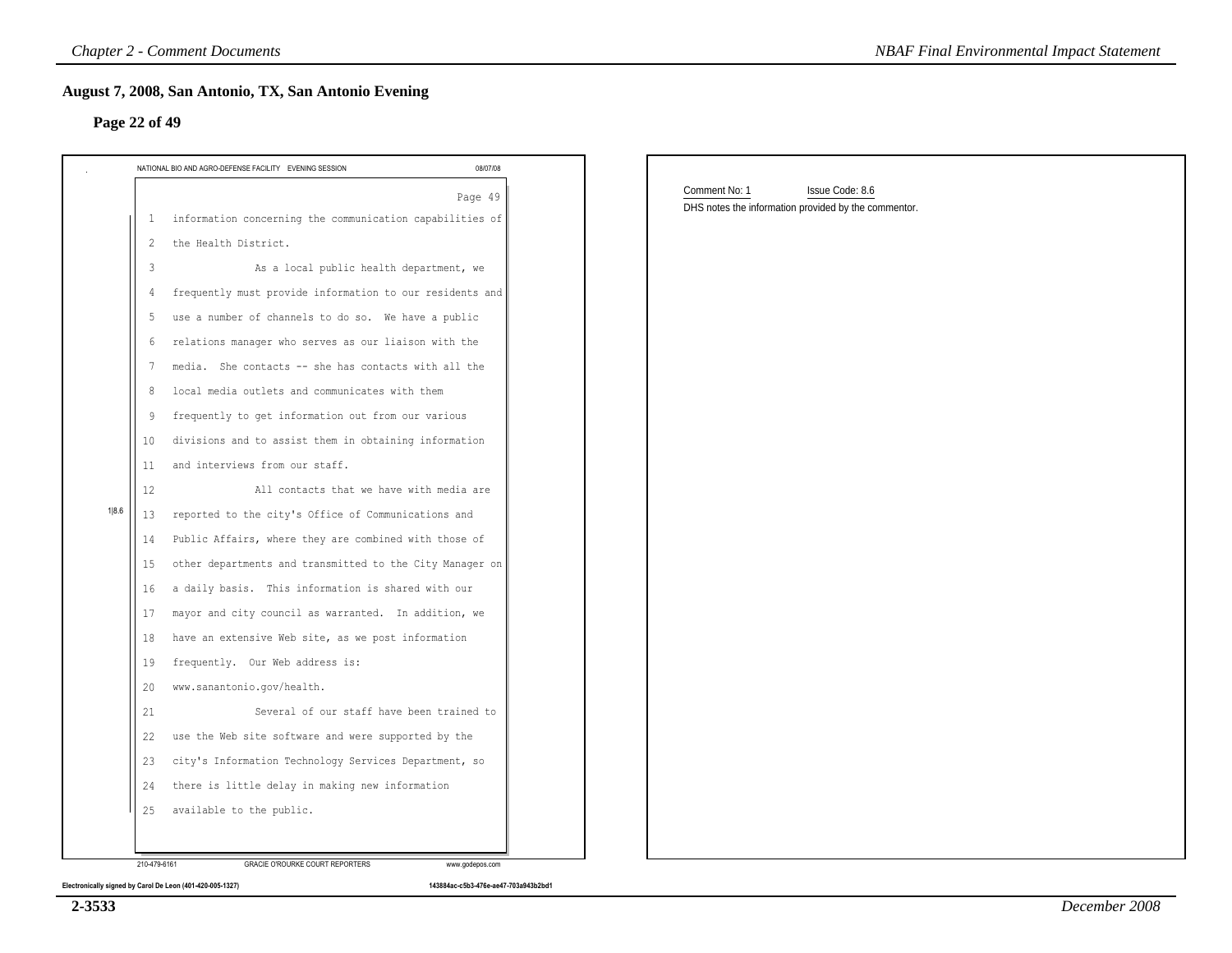## August 7, 2008, San Antonio, TX, San Antonio Evening

### Page 22 of 49

NATIONAL BIO AND AGRO-DEFENSE FACILITY EVENING SESSION 08/07/08

Page 49

1 information concerning the communication capabilities of
2 the Health District.
3 As a local public health department, we
4 frequently must provide information to our residents and
5 use a number of channels to do so. We have a public
6 relations manager who serves as our liaison with the
7 media. She contacts -- she has contacts with all the
8 local media outlets and communicates with them
9 frequently to get information out from our various
10 divisions and to assist them in obtaining information
11 and interviews from our staff.
12 All contacts that we have with media are
13 reported to the city's Office of Communications and
14 Public Affairs, where they are combined with those of
15 other departments and transmitted to the City Manager on
16 a daily basis. This information is shared with our
17 mayor and city council as warranted. In addition, we
18 have an extensive Web site, as we post information
19 frequently. Our Web address is:
20 www.sanantonio.gov/health.
21 Several of our staff have been trained to
22 use the Web site software and were supported by the
23 city's Information Technology Services Department, so
24 there is little delay in making new information
25 available to the public.

1|8.6

210-479-6161 GRACIE O'ROURKE COURT REPORTERS www.godepos.com

Electronically signed by Carol De Leon (401-420-005-1327) 143884ac-c5b3-476e-ae47-703a943b2bd1

Comment No: 1 Issue Code: 8.6

DHS notes the information provided by the commentor.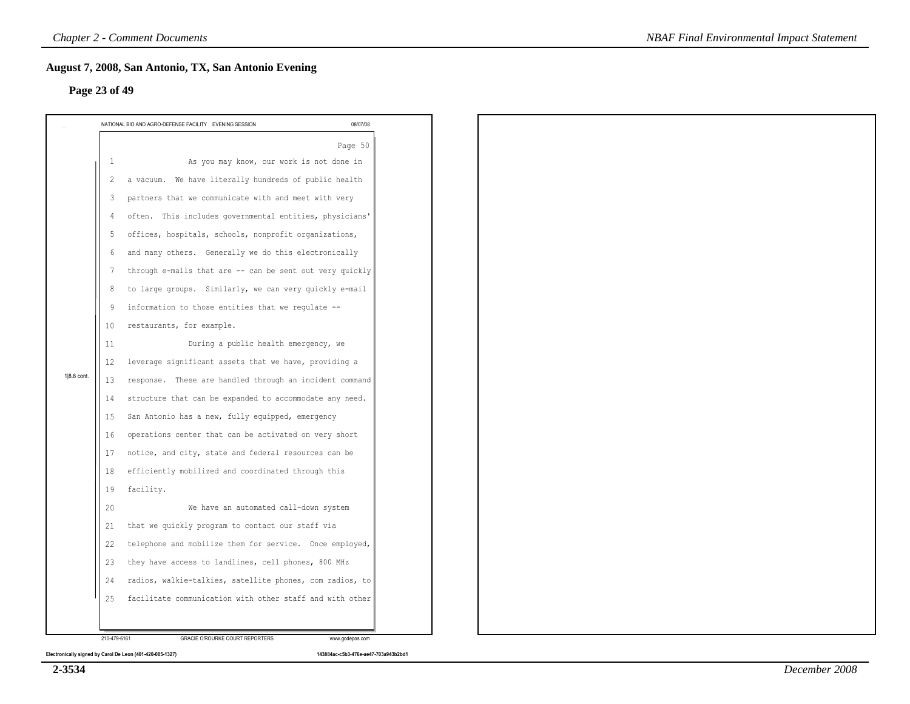## August 7, 2008, San Antonio, TX, San Antonio Evening

### Page 23 of 49

NATIONAL BIO AND AGRO-DEFENSE FACILITY EVENING SESSION 08/07/08

Page 50

1|8.6 cont.

1 As you may know, our work is not done in
2 a vacuum. We have literally hundreds of public health
3 partners that we communicate with and meet with very
4 often. This includes governmental entities, physicians'
5 offices, hospitals, schools, nonprofit organizations,
6 and many others. Generally we do this electronically
7 through e-mails that are -- can be sent out very quickly
8 to large groups. Similarly, we can very quickly e-mail
9 information to those entities that we regulate --
10 restaurants, for example.
11 During a public health emergency, we
12 leverage significant assets that we have, providing a
13 response. These are handled through an incident command
14 structure that can be expanded to accommodate any need.
15 San Antonio has a new, fully equipped, emergency
16 operations center that can be activated on very short
17 notice, and city, state and federal resources can be
18 efficiently mobilized and coordinated through this
19 facility.
20 We have an automated call-down system
21 that we quickly program to contact our staff via
22 telephone and mobilize them for service. Once employed,
23 they have access to landlines, cell phones, 800 MHz
24 radios, walkie-talkies, satellite phones, com radios, to
25 facilitate communication with other staff and with other

210-479-6161 GRACIE O'ROURKE COURT REPORTERS www.godepos.com

Electronically signed by Carol De Leon (401-420-005-1327) 143884ac-c5b3-476e-ae47-703a943b2bd1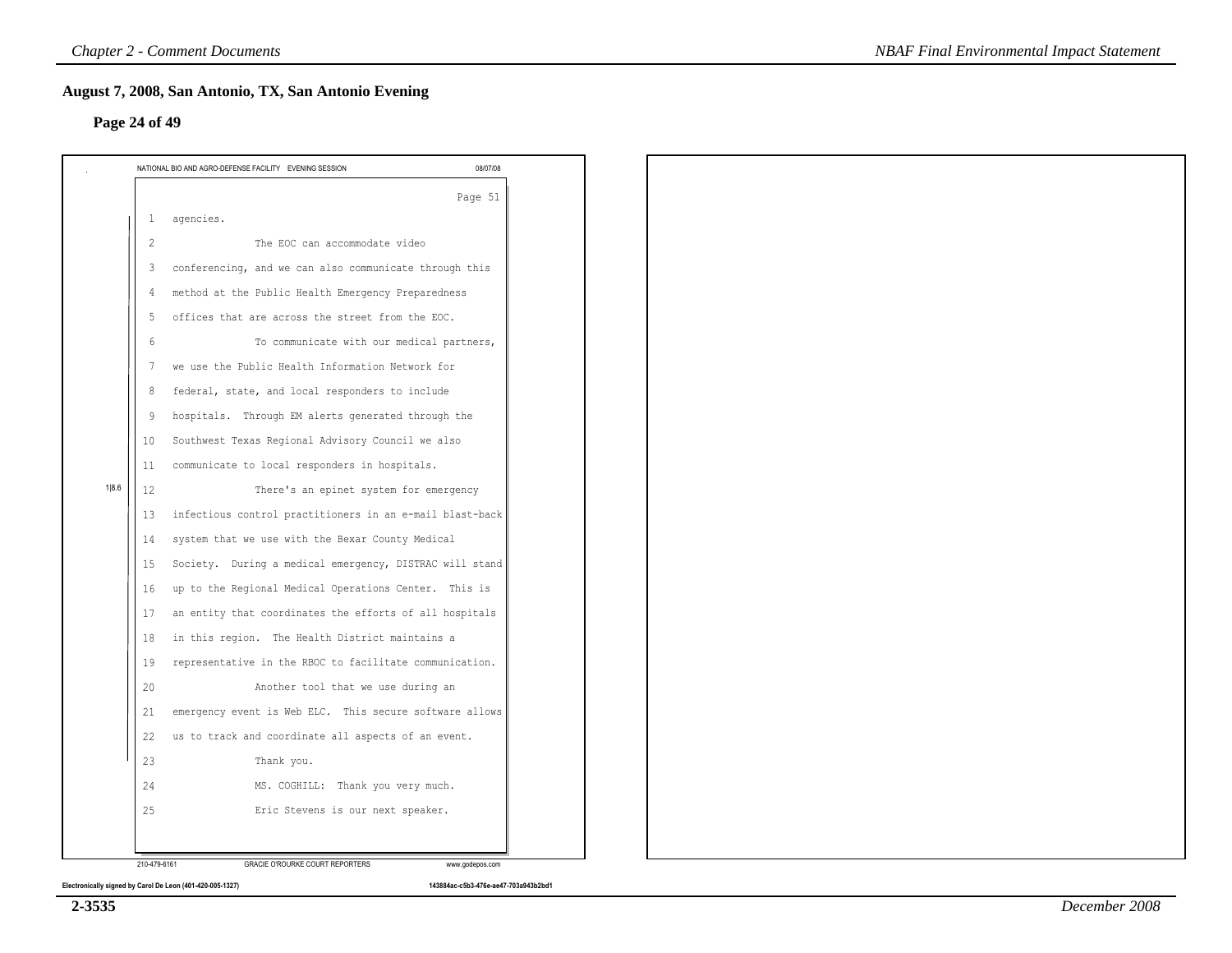## August 7, 2008, San Antonio, TX, San Antonio Evening

### Page 24 of 49

NATIONAL BIO AND AGRO-DEFENSE FACILITY EVENING SESSION 08/07/08

Page 51

1 agencies.

2 The EOC can accommodate video

3 conferencing, and we can also communicate through this

4 method at the Public Health Emergency Preparedness

5 offices that are across the street from the EOC.

6 To communicate with our medical partners,

7 we use the Public Health Information Network for

8 federal, state, and local responders to include

9 hospitals. Through EM alerts generated through the

10 Southwest Texas Regional Advisory Council we also

11 communicate to local responders in hospitals.

1|8.6

12 There's an epinet system for emergency

13 infectious control practitioners in an e-mail blast-back

14 system that we use with the Bexar County Medical

15 Society. During a medical emergency, DISTRAC will stand

16 up to the Regional Medical Operations Center. This is

17 an entity that coordinates the efforts of all hospitals

18 in this region. The Health District maintains a

19 representative in the RBOC to facilitate communication.

20 Another tool that we use during an

21 emergency event is Web ELC. This secure software allows

22 us to track and coordinate all aspects of an event.

23 Thank you.

24 MS. COGHILL: Thank you very much.

25 Eric Stevens is our next speaker.

210-479-6161 GRACIE O'ROURKE COURT REPORTERS www.godepos.com

Electronically signed by Carol De Leon (401-420-005-1327) 143884ac-c5b3-476e-ae47-703a943b2bd1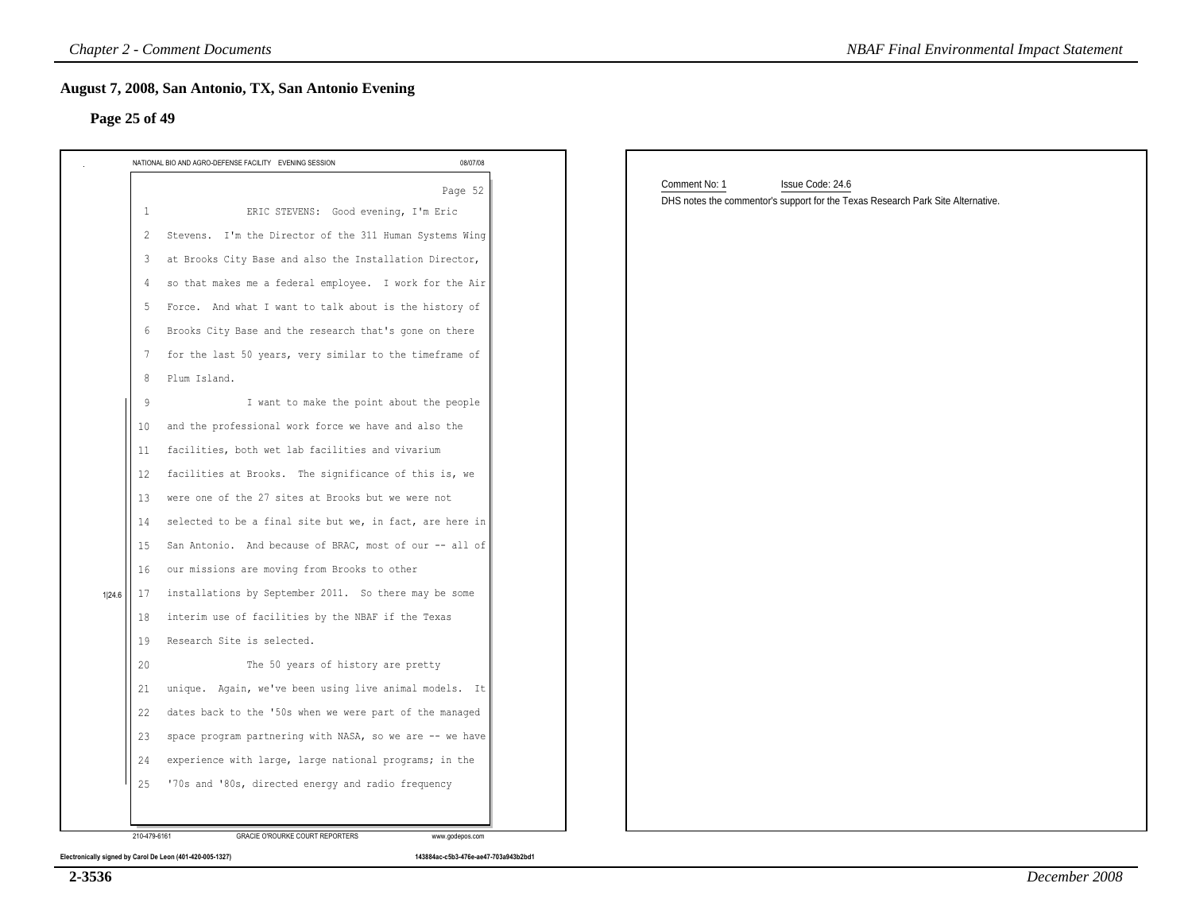## August 7, 2008, San Antonio, TX, San Antonio Evening

### Page 25 of 49

NATIONAL BIO AND AGRO-DEFENSE FACILITY EVENING SESSION 08/07/08

Page 52

1 ERIC STEVENS: Good evening, I'm Eric
2 Stevens. I'm the Director of the 311 Human Systems Wing
3 at Brooks City Base and also the Installation Director,
4 so that makes me a federal employee. I work for the Air
5 Force. And what I want to talk about is the history of
6 Brooks City Base and the research that's gone on there
7 for the last 50 years, very similar to the timeframe of
8 Plum Island.
9 I want to make the point about the people
10 and the professional work force we have and also the
11 facilities, both wet lab facilities and vivarium
12 facilities at Brooks. The significance of this is, we
13 were one of the 27 sites at Brooks but we were not
14 selected to be a final site but we, in fact, are here in
15 San Antonio. And because of BRAC, most of our -- all of
16 our missions are moving from Brooks to other
17 installations by September 2011. So there may be some
18 interim use of facilities by the NBAF if the Texas
19 Research Site is selected.
20 The 50 years of history are pretty
21 unique. Again, we've been using live animal models. It
22 dates back to the '50s when we were part of the managed
23 space program partnering with NASA, so we are -- we have
24 experience with large, large national programs; in the
25 '70s and '80s, directed energy and radio frequency

1|24.6

210-479-6161 GRACIE O'ROURKE COURT REPORTERS www.godepos.com

Electronically signed by Carol De Leon (401-420-005-1327) 143884ac-c5b3-476e-ae47-703a943b2bd1

Comment No: 1 Issue Code: 24.6

DHS notes the commentor's support for the Texas Research Park Site Alternative.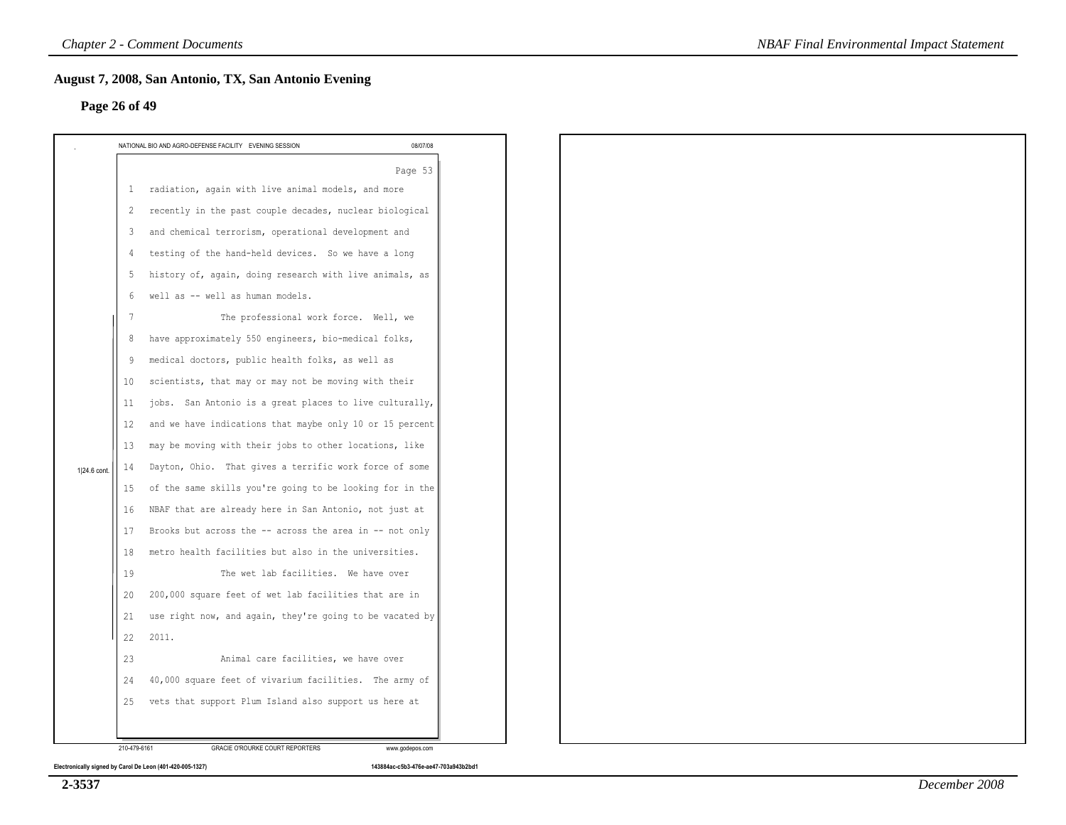## August 7, 2008, San Antonio, TX, San Antonio Evening

### Page 26 of 49

NATIONAL BIO AND AGRO-DEFENSE FACILITY EVENING SESSION 08/07/08

Page 53

1 radiation, again with live animal models, and more
2 recently in the past couple decades, nuclear biological
3 and chemical terrorism, operational development and
4 testing of the hand-held devices. So we have a long
5 history of, again, doing research with live animals, as
6 well as -- well as human models.
7 The professional work force. Well, we
8 have approximately 550 engineers, bio-medical folks,
9 medical doctors, public health folks, as well as
10 scientists, that may or may not be moving with their
11 jobs. San Antonio is a great places to live culturally,
12 and we have indications that maybe only 10 or 15 percent
13 may be moving with their jobs to other locations, like
14 Dayton, Ohio. That gives a terrific work force of some
15 of the same skills you're going to be looking for in the
16 NBAF that are already here in San Antonio, not just at
17 Brooks but across the -- across the area in -- not only
18 metro health facilities but also in the universities.
19 The wet lab facilities. We have over
20 200,000 square feet of wet lab facilities that are in
21 use right now, and again, they're going to be vacated by
22 2011.
23 Animal care facilities, we have over
24 40,000 square feet of vivarium facilities. The army of
25 vets that support Plum Island also support us here at

1|24.6 cont.

210-479-6161 GRACIE O'ROURKE COURT REPORTERS www.godepos.com

Electronically signed by Carol De Leon (401-420-005-1327) 143884ac-c5b3-476e-ae47-703a943b2bd1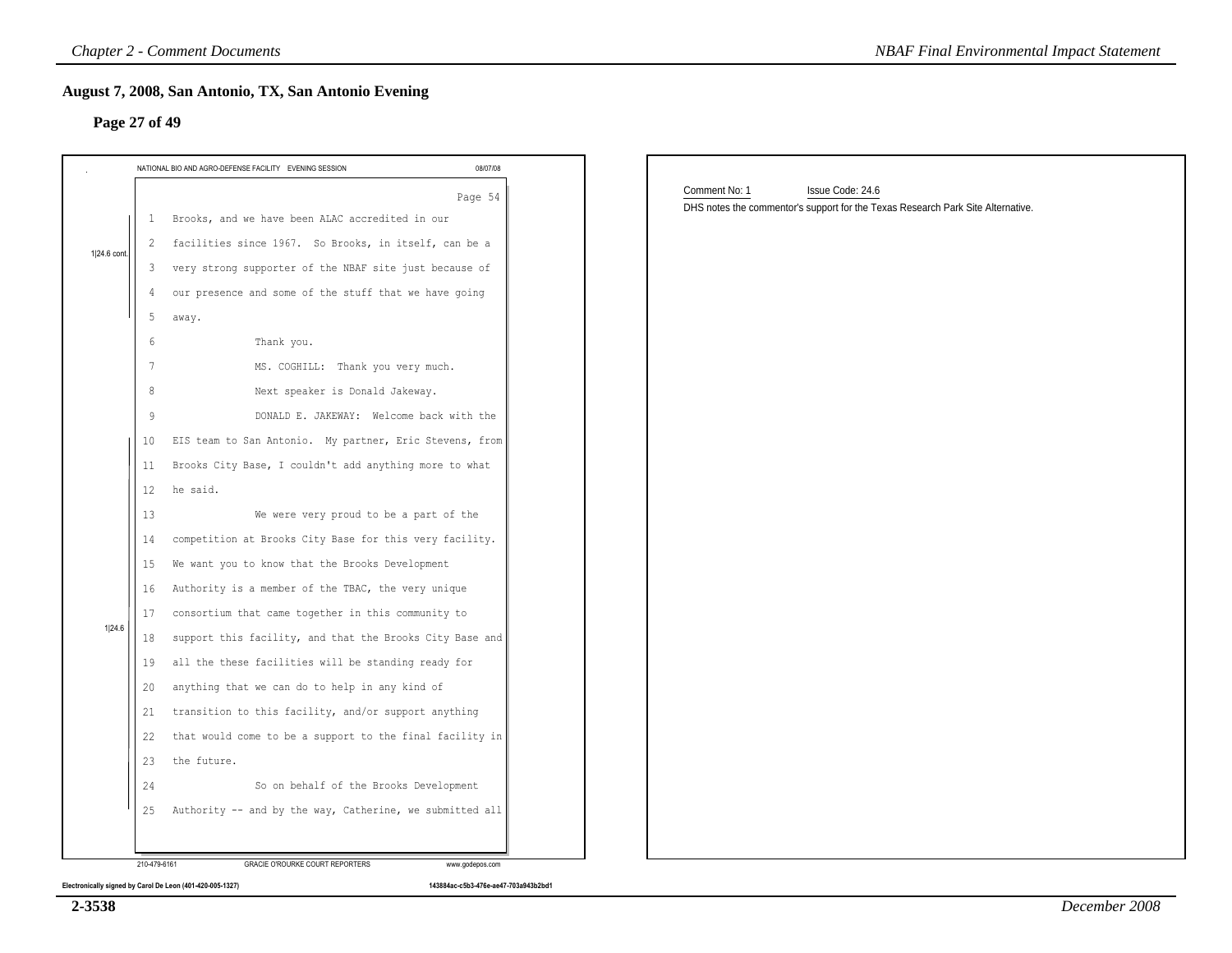## August 7, 2008, San Antonio, TX, San Antonio Evening

### Page 27 of 49

NATIONAL BIO AND AGRO-DEFENSE FACILITY EVENING SESSION 08/07/08

Page 54

1|24.6 cont.

1 Brooks, and we have been ALAC accredited in our
2 facilities since 1967. So Brooks, in itself, can be a
3 very strong supporter of the NBAF site just because of
4 our presence and some of the stuff that we have going
5 away.
6 Thank you.
7 MS. COGHILL: Thank you very much.
8 Next speaker is Donald Jakeway.
9 DONALD E. JAKEWAY: Welcome back with the

1|24.6

10 EIS team to San Antonio. My partner, Eric Stevens, from
11 Brooks City Base, I couldn't add anything more to what
12 he said.
13 We were very proud to be a part of the
14 competition at Brooks City Base for this very facility.
15 We want you to know that the Brooks Development
16 Authority is a member of the TBAC, the very unique
17 consortium that came together in this community to
18 support this facility, and that the Brooks City Base and
19 all the these facilities will be standing ready for
20 anything that we can do to help in any kind of
21 transition to this facility, and/or support anything
22 that would come to be a support to the final facility in
23 the future.
24 So on behalf of the Brooks Development
25 Authority -- and by the way, Catherine, we submitted all

210-479-6161 GRACIE O'ROURKE COURT REPORTERS www.godepos.com

Electronically signed by Carol De Leon (401-420-005-1327) 143884ac-c5b3-476e-ae47-703a943b2bd1

Comment No: 1 Issue Code: 24.6

DHS notes the commentor's support for the Texas Research Park Site Alternative.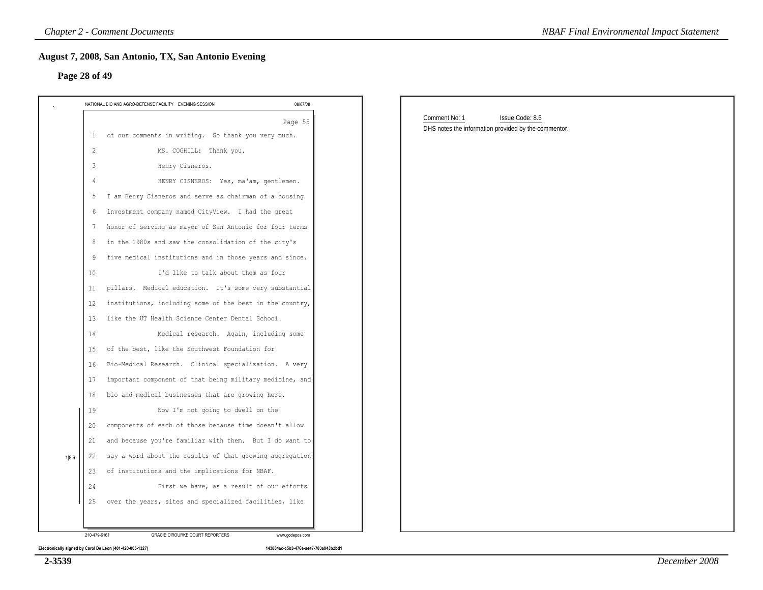## August 7, 2008, San Antonio, TX, San Antonio Evening

### Page 28 of 49

NATIONAL BIO AND AGRO-DEFENSE FACILITY EVENING SESSION 08/07/08

Page 55

1 of our comments in writing. So thank you very much.

2 MS. COGHILL: Thank you.

3 Henry Cisneros.

4 HENRY CISNEROS: Yes, ma'am, gentlemen.

5 I am Henry Cisneros and serve as chairman of a housing

6 investment company named CityView. I had the great

7 honor of serving as mayor of San Antonio for four terms

8 in the 1980s and saw the consolidation of the city's

9 five medical institutions and in those years and since.

10 I'd like to talk about them as four

11 pillars. Medical education. It's some very substantial

12 institutions, including some of the best in the country,

13 like the UT Health Science Center Dental School.

14 Medical research. Again, including some

15 of the best, like the Southwest Foundation for

16 Bio-Medical Research. Clinical specialization. A very

17 important component of that being military medicine, and

18 bio and medical businesses that are growing here.

19 Now I'm not going to dwell on the

20 components of each of those because time doesn't allow

21 and because you're familiar with them. But I do want to

22 say a word about the results of that growing aggregation

23 of institutions and the implications for NBAF.

24 First we have, as a result of our efforts

25 over the years, sites and specialized facilities, like

1|8.6

210-479-6161 GRACIE O'ROURKE COURT REPORTERS www.godepos.com

Electronically signed by Carol De Leon (401-420-005-1327) 143884ac-c5b3-476e-ae47-703a943b2bd1

Comment No: 1 Issue Code: 8.6

DHS notes the information provided by the commentor.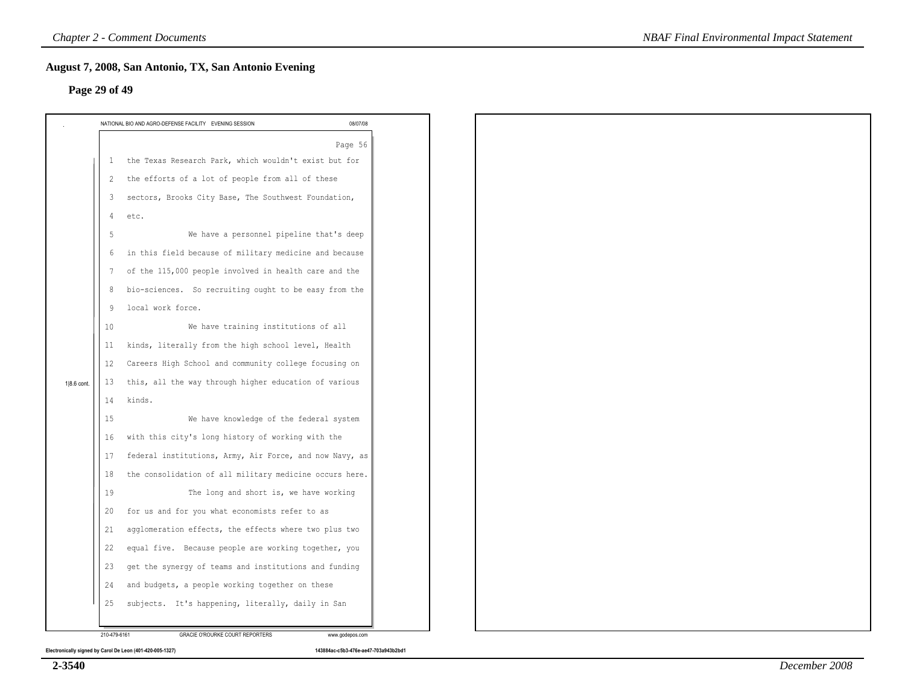## August 7, 2008, San Antonio, TX, San Antonio Evening

### Page 29 of 49

NATIONAL BIO AND AGRO-DEFENSE FACILITY EVENING SESSION 08/07/08

Page 56

1 the Texas Research Park, which wouldn't exist but for
2 the efforts of a lot of people from all of these
3 sectors, Brooks City Base, The Southwest Foundation,
4 etc.
5 We have a personnel pipeline that's deep
6 in this field because of military medicine and because
7 of the 115,000 people involved in health care and the
8 bio-sciences. So recruiting ought to be easy from the
9 local work force.
10 We have training institutions of all
11 kinds, literally from the high school level, Health
12 Careers High School and community college focusing on
13 this, all the way through higher education of various
14 kinds.
15 We have knowledge of the federal system
16 with this city's long history of working with the
17 federal institutions, Army, Air Force, and now Navy, as
18 the consolidation of all military medicine occurs here.
19 The long and short is, we have working
20 for us and for you what economists refer to as
21 agglomeration effects, the effects where two plus two
22 equal five. Because people are working together, you
23 get the synergy of teams and institutions and funding
24 and budgets, a people working together on these
25 subjects. It's happening, literally, daily in San

1|8.6 cont.

210-479-6161 GRACIE O'ROURKE COURT REPORTERS www.godepos.com

Electronically signed by Carol De Leon (401-420-005-1327) 143884ac-c5b3-476e-ae47-703a943b2bd1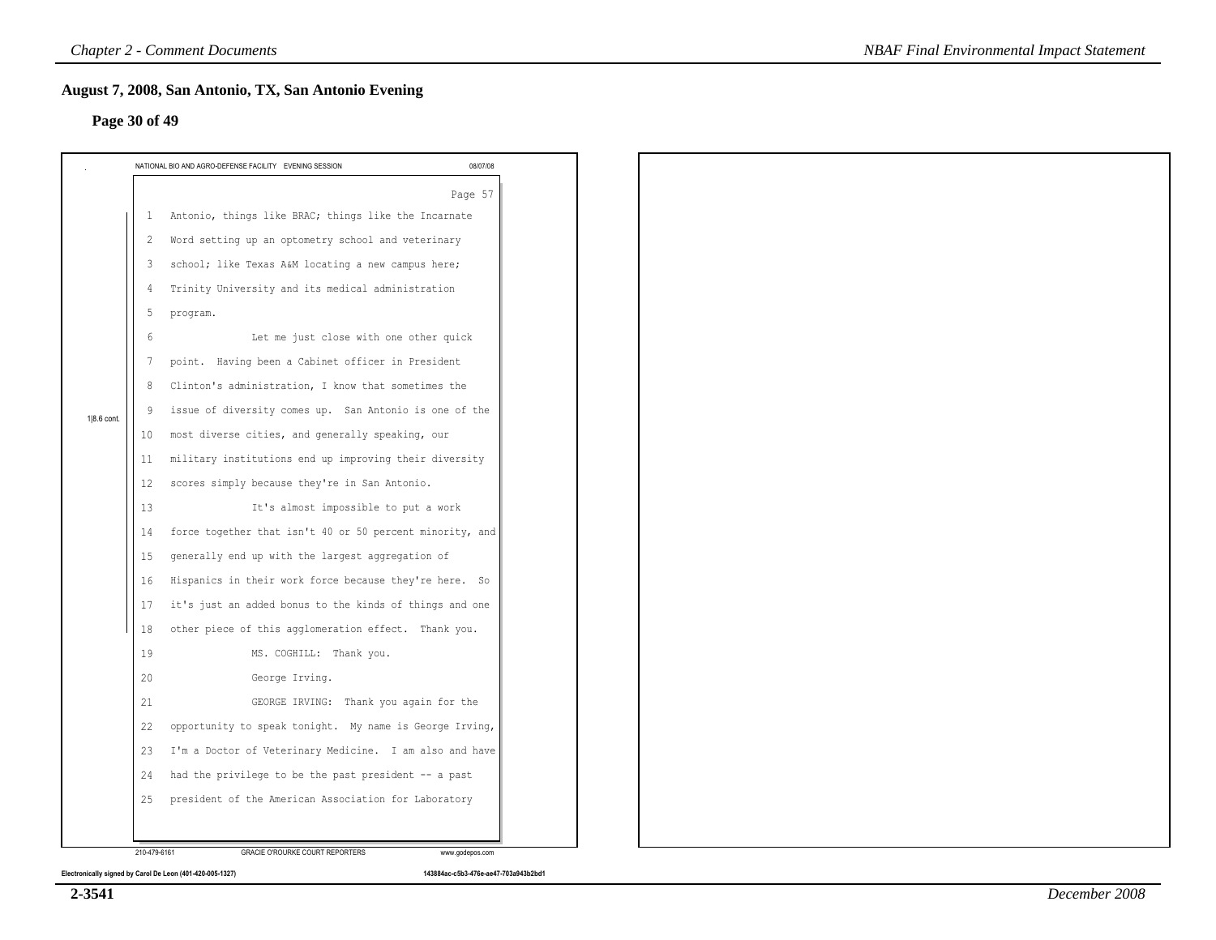## August 7, 2008, San Antonio, TX, San Antonio Evening

### Page 30 of 49

NATIONAL BIO AND AGRO-DEFENSE FACILITY EVENING SESSION 08/07/08

Page 57

1 Antonio, things like BRAC; things like the Incarnate
2 Word setting up an optometry school and veterinary
3 school; like Texas A&M locating a new campus here;
4 Trinity University and its medical administration
5 program.
6 Let me just close with one other quick
7 point. Having been a Cabinet officer in President
8 Clinton's administration, I know that sometimes the
9 issue of diversity comes up. San Antonio is one of the
10 most diverse cities, and generally speaking, our
11 military institutions end up improving their diversity
12 scores simply because they're in San Antonio.
13 It's almost impossible to put a work
14 force together that isn't 40 or 50 percent minority, and
15 generally end up with the largest aggregation of
16 Hispanics in their work force because they're here. So
17 it's just an added bonus to the kinds of things and one
18 other piece of this agglomeration effect. Thank you.
19 MS. COGHILL: Thank you.
20 George Irving.
21 GEORGE IRVING: Thank you again for the
22 opportunity to speak tonight. My name is George Irving,
23 I'm a Doctor of Veterinary Medicine. I am also and have
24 had the privilege to be the past president -- a past
25 president of the American Association for Laboratory

1|8.6 cont.

210-479-6161 GRACIE O'ROURKE COURT REPORTERS www.godepos.com

Electronically signed by Carol De Leon (401-420-005-1327) 143884ac-c5b3-476e-ae47-703a943b2bd1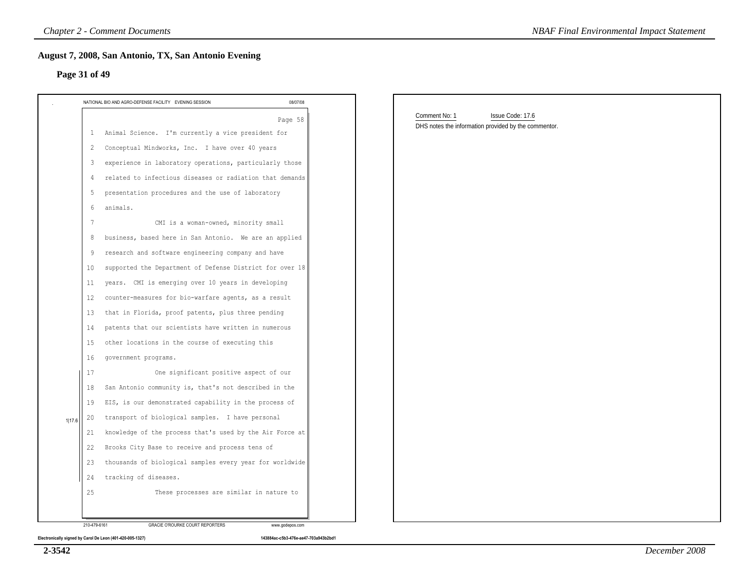## August 7, 2008, San Antonio, TX, San Antonio Evening

### Page 31 of 49

NATIONAL BIO AND AGRO-DEFENSE FACILITY EVENING SESSION 08/07/08

Page 58

1 Animal Science. I'm currently a vice president for
2 Conceptual Mindworks, Inc. I have over 40 years
3 experience in laboratory operations, particularly those
4 related to infectious diseases or radiation that demands
5 presentation procedures and the use of laboratory
6 animals.
7 CMI is a woman-owned, minority small
8 business, based here in San Antonio. We are an applied
9 research and software engineering company and have
10 supported the Department of Defense District for over 18
11 years. CMI is emerging over 10 years in developing
12 counter-measures for bio-warfare agents, as a result
13 that in Florida, proof patents, plus three pending
14 patents that our scientists have written in numerous
15 other locations in the course of executing this
16 government programs.
17 One significant positive aspect of our
18 San Antonio community is, that's not described in the
19 EIS, is our demonstrated capability in the process of
20 transport of biological samples. I have personal
21 knowledge of the process that's used by the Air Force at
22 Brooks City Base to receive and process tens of
23 thousands of biological samples every year for worldwide
24 tracking of diseases.
25 These processes are similar in nature to

1|17.6

210-479-6161 GRACIE O'ROURKE COURT REPORTERS www.godepos.com

Electronically signed by Carol De Leon (401-420-005-1327) 143884ac-c5b3-476e-ae47-703a943b2bd1

Comment No: 1 Issue Code: 17.6

DHS notes the information provided by the commentor.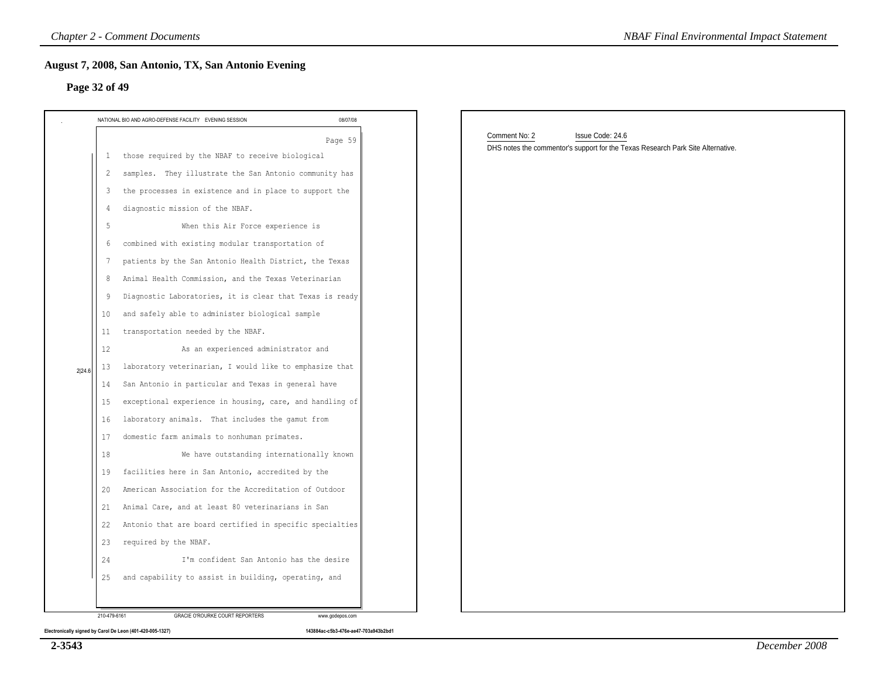## August 7, 2008, San Antonio, TX, San Antonio Evening

### Page 32 of 49

NATIONAL BIO AND AGRO-DEFENSE FACILITY EVENING SESSION 08/07/08

Page 59

1 those required by the NBAF to receive biological
2 samples. They illustrate the San Antonio community has
3 the processes in existence and in place to support the
4 diagnostic mission of the NBAF.
5 When this Air Force experience is
6 combined with existing modular transportation of
7 patients by the San Antonio Health District, the Texas
8 Animal Health Commission, and the Texas Veterinarian
9 Diagnostic Laboratories, it is clear that Texas is ready
10 and safely able to administer biological sample
11 transportation needed by the NBAF.
12 As an experienced administrator and
13 laboratory veterinarian, I would like to emphasize that
14 San Antonio in particular and Texas in general have
15 exceptional experience in housing, care, and handling of
16 laboratory animals. That includes the gamut from
17 domestic farm animals to nonhuman primates.
18 We have outstanding internationally known
19 facilities here in San Antonio, accredited by the
20 American Association for the Accreditation of Outdoor
21 Animal Care, and at least 80 veterinarians in San
22 Antonio that are board certified in specific specialties
23 required by the NBAF.
24 I'm confident San Antonio has the desire
25 and capability to assist in building, operating, and

2|24.6

210-479-6161 GRACIE O'ROURKE COURT REPORTERS www.godepos.com

Electronically signed by Carol De Leon (401-420-005-1327) 143884ac-c5b3-476e-ae47-703a943b2bd1

Comment No: 2 Issue Code: 24.6

DHS notes the commentor's support for the Texas Research Park Site Alternative.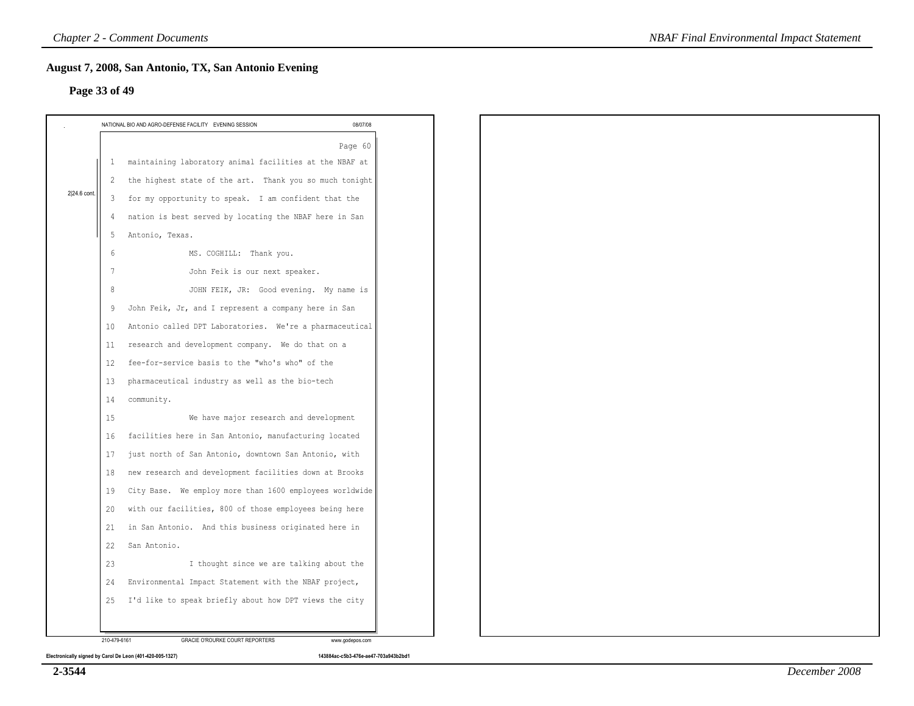## August 7, 2008, San Antonio, TX, San Antonio Evening

### Page 33 of 49

NATIONAL BIO AND AGRO-DEFENSE FACILITY EVENING SESSION 08/07/08

Page 60

2|24.6 cont.

1 maintaining laboratory animal facilities at the NBAF at
2 the highest state of the art. Thank you so much tonight
3 for my opportunity to speak. I am confident that the
4 nation is best served by locating the NBAF here in San
5 Antonio, Texas.
6 MS. COGHILL: Thank you.
7 John Feik is our next speaker.
8 JOHN FEIK, JR: Good evening. My name is
9 John Feik, Jr, and I represent a company here in San
10 Antonio called DPT Laboratories. We're a pharmaceutical
11 research and development company. We do that on a
12 fee-for-service basis to the "who's who" of the
13 pharmaceutical industry as well as the bio-tech
14 community.
15 We have major research and development
16 facilities here in San Antonio, manufacturing located
17 just north of San Antonio, downtown San Antonio, with
18 new research and development facilities down at Brooks
19 City Base. We employ more than 1600 employees worldwide
20 with our facilities, 800 of those employees being here
21 in San Antonio. And this business originated here in
22 San Antonio.
23 I thought since we are talking about the
24 Environmental Impact Statement with the NBAF project,
25 I'd like to speak briefly about how DPT views the city

210-479-6161 GRACIE O'ROURKE COURT REPORTERS www.godepos.com

Electronically signed by Carol De Leon (401-420-005-1327) 143884ac-c5b3-476e-ae47-703a943b2bd1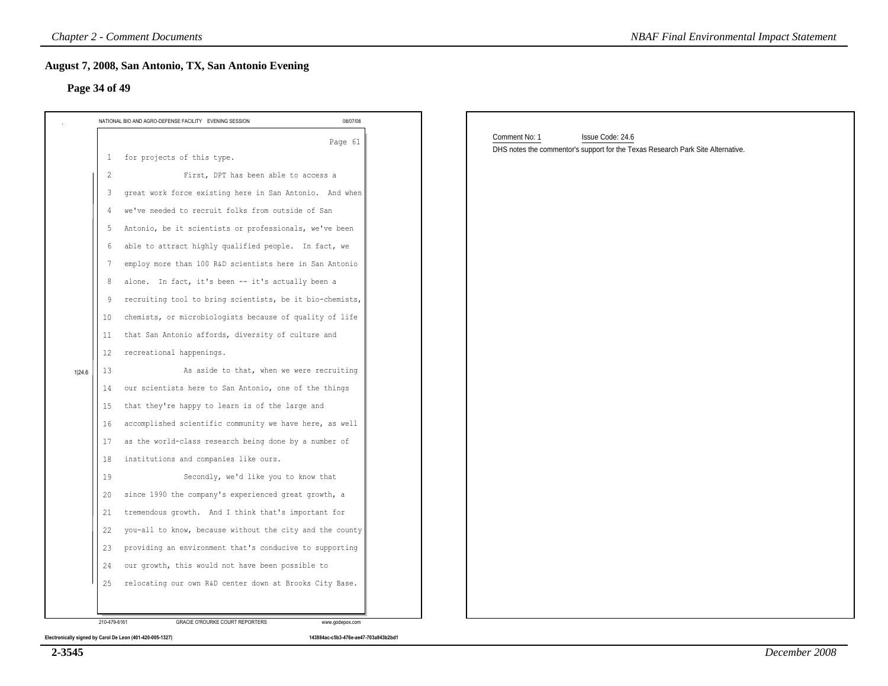## August 7, 2008, San Antonio, TX, San Antonio Evening

### Page 34 of 49

NATIONAL BIO AND AGRO-DEFENSE FACILITY EVENING SESSION 08/07/08

Page 61

1 for projects of this type.
2 First, DPT has been able to access a
3 great work force existing here in San Antonio. And when
4 we've needed to recruit folks from outside of San
5 Antonio, be it scientists or professionals, we've been
6 able to attract highly qualified people. In fact, we
7 employ more than 100 R&D scientists here in San Antonio
8 alone. In fact, it's been -- it's actually been a
9 recruiting tool to bring scientists, be it bio-chemists,
10 chemists, or microbiologists because of quality of life
11 that San Antonio affords, diversity of culture and
12 recreational happenings.
13 As aside to that, when we were recruiting
14 our scientists here to San Antonio, one of the things
15 that they're happy to learn is of the large and
16 accomplished scientific community we have here, as well
17 as the world-class research being done by a number of
18 institutions and companies like ours.
19 Secondly, we'd like you to know that
20 since 1990 the company's experienced great growth, a
21 tremendous growth. And I think that's important for
22 you-all to know, because without the city and the county
23 providing an environment that's conducive to supporting
24 our growth, this would not have been possible to
25 relocating our own R&D center down at Brooks City Base.

1|24.6

210-479-6161 GRACIE O'ROURKE COURT REPORTERS www.godepos.com

Electronically signed by Carol De Leon (401-420-005-1327) 143884ac-c5b3-476e-ae47-703a943b2bd1

Comment No: 1 Issue Code: 24.6

DHS notes the commentor's support for the Texas Research Park Site Alternative.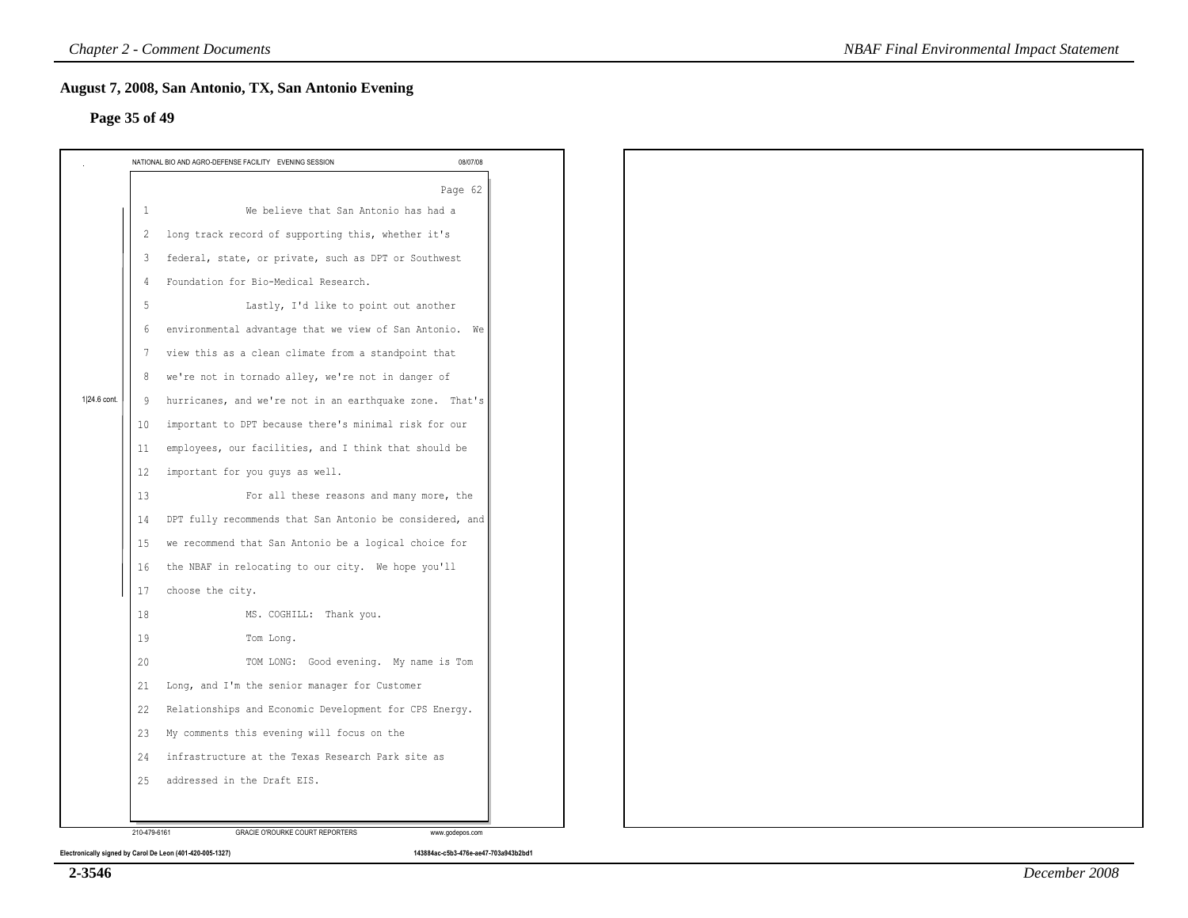## August 7, 2008, San Antonio, TX, San Antonio Evening

### Page 35 of 49

NATIONAL BIO AND AGRO-DEFENSE FACILITY EVENING SESSION 08/07/08

Page 62

1 We believe that San Antonio has had a
2 long track record of supporting this, whether it's
3 federal, state, or private, such as DPT or Southwest
4 Foundation for Bio-Medical Research.
5 Lastly, I'd like to point out another
6 environmental advantage that we view of San Antonio. We
7 view this as a clean climate from a standpoint that
8 we're not in tornado alley, we're not in danger of
9 hurricanes, and we're not in an earthquake zone. That's
10 important to DPT because there's minimal risk for our
11 employees, our facilities, and I think that should be
12 important for you guys as well.
13 For all these reasons and many more, the
14 DPT fully recommends that San Antonio be considered, and
15 we recommend that San Antonio be a logical choice for
16 the NBAF in relocating to our city. We hope you'll
17 choose the city.
18 MS. COGHILL: Thank you.
19 Tom Long.
20 TOM LONG: Good evening. My name is Tom
21 Long, and I'm the senior manager for Customer
22 Relationships and Economic Development for CPS Energy.
23 My comments this evening will focus on the
24 infrastructure at the Texas Research Park site as
25 addressed in the Draft EIS.

1|24.6 cont.

210-479-6161 GRACIE O'ROURKE COURT REPORTERS www.godepos.com

Electronically signed by Carol De Leon (401-420-005-1327) 143884ac-c5b3-476e-ae47-703a943b2bd1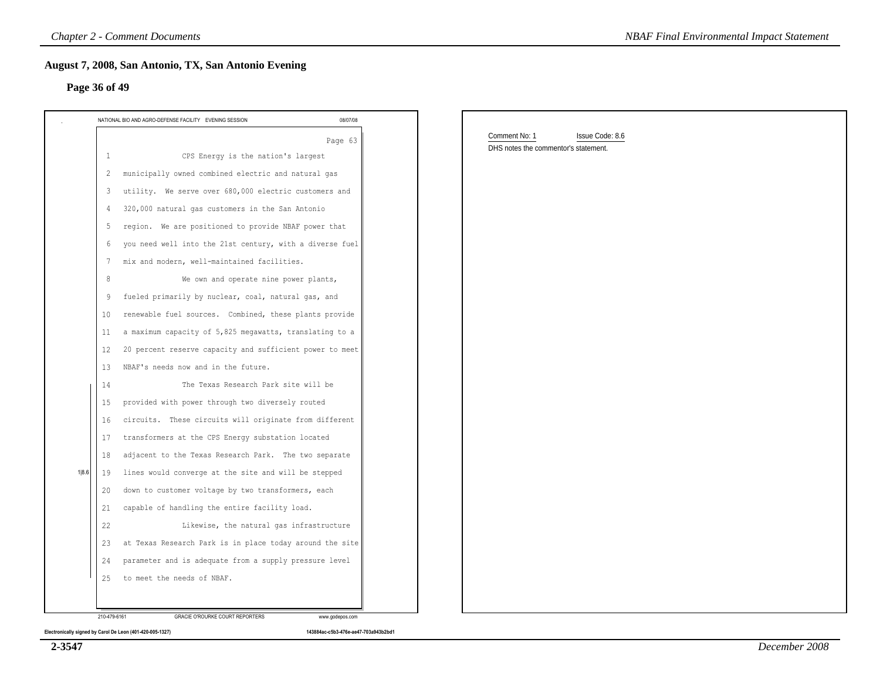## August 7, 2008, San Antonio, TX, San Antonio Evening

### Page 36 of 49

NATIONAL BIO AND AGRO-DEFENSE FACILITY EVENING SESSION 08/07/08

Page 63

1 CPS Energy is the nation's largest
2 municipally owned combined electric and natural gas
3 utility. We serve over 680,000 electric customers and
4 320,000 natural gas customers in the San Antonio
5 region. We are positioned to provide NBAF power that
6 you need well into the 21st century, with a diverse fuel
7 mix and modern, well-maintained facilities.
8 We own and operate nine power plants,
9 fueled primarily by nuclear, coal, natural gas, and
10 renewable fuel sources. Combined, these plants provide
11 a maximum capacity of 5,825 megawatts, translating to a
12 20 percent reserve capacity and sufficient power to meet
13 NBAF's needs now and in the future.
14 The Texas Research Park site will be
15 provided with power through two diversely routed
16 circuits. These circuits will originate from different
17 transformers at the CPS Energy substation located
18 adjacent to the Texas Research Park. The two separate
19 lines would converge at the site and will be stepped
20 down to customer voltage by two transformers, each
21 capable of handling the entire facility load.
22 Likewise, the natural gas infrastructure
23 at Texas Research Park is in place today around the site
24 parameter and is adequate from a supply pressure level
25 to meet the needs of NBAF.

1|8.6

210-479-6161 GRACIE O'ROURKE COURT REPORTERS www.godepos.com

Electronically signed by Carol De Leon (401-420-005-1327) 143884ac-c5b3-476e-ae47-703a943b2bd1

Comment No: 1 Issue Code: 8.6

DHS notes the commentor's statement.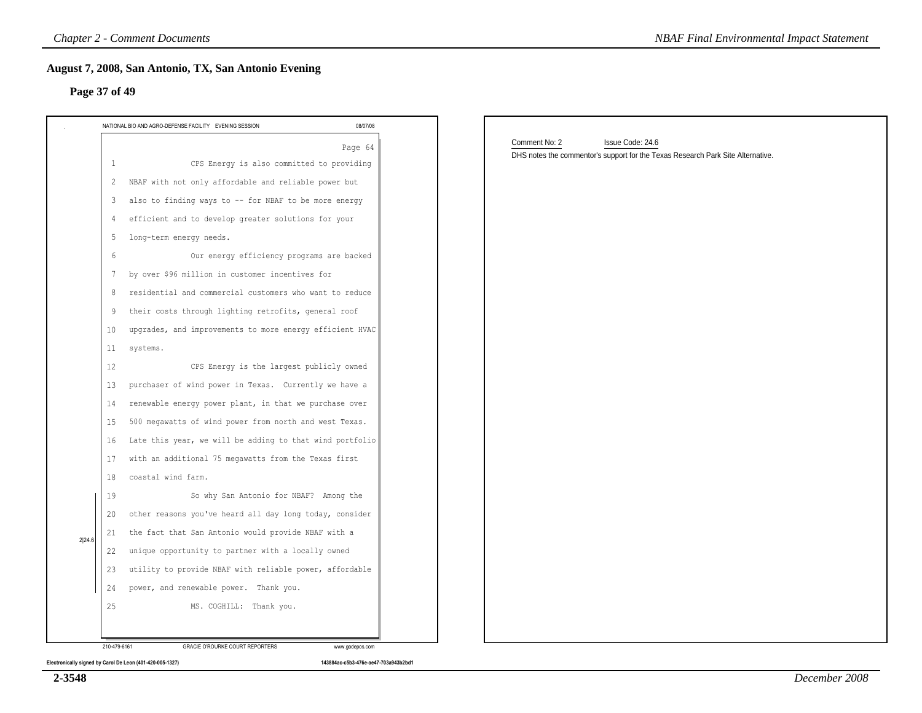## August 7, 2008, San Antonio, TX, San Antonio Evening

### Page 37 of 49

NATIONAL BIO AND AGRO-DEFENSE FACILITY EVENING SESSION 08/07/08

Page 64

1 CPS Energy is also committed to providing
2 NBAF with not only affordable and reliable power but
3 also to finding ways to -- for NBAF to be more energy
4 efficient and to develop greater solutions for your
5 long-term energy needs.
6 Our energy efficiency programs are backed
7 by over $96 million in customer incentives for
8 residential and commercial customers who want to reduce
9 their costs through lighting retrofits, general roof
10 upgrades, and improvements to more energy efficient HVAC
11 systems.
12 CPS Energy is the largest publicly owned
13 purchaser of wind power in Texas. Currently we have a
14 renewable energy power plant, in that we purchase over
15 500 megawatts of wind power from north and west Texas.
16 Late this year, we will be adding to that wind portfolio
17 with an additional 75 megawatts from the Texas first
18 coastal wind farm.
19 So why San Antonio for NBAF? Among the
20 other reasons you've heard all day long today, consider
21 the fact that San Antonio would provide NBAF with a
22 unique opportunity to partner with a locally owned
23 utility to provide NBAF with reliable power, affordable
24 power, and renewable power. Thank you.
25 MS. COGHILL: Thank you.

2|24.6

210-479-6161 GRACIE O'ROURKE COURT REPORTERS www.godepos.com

Electronically signed by Carol De Leon (401-420-005-1327) 143884ac-c5b3-476e-ae47-703a943b2bd1

Comment No: 2 Issue Code: 24.6

DHS notes the commentor's support for the Texas Research Park Site Alternative.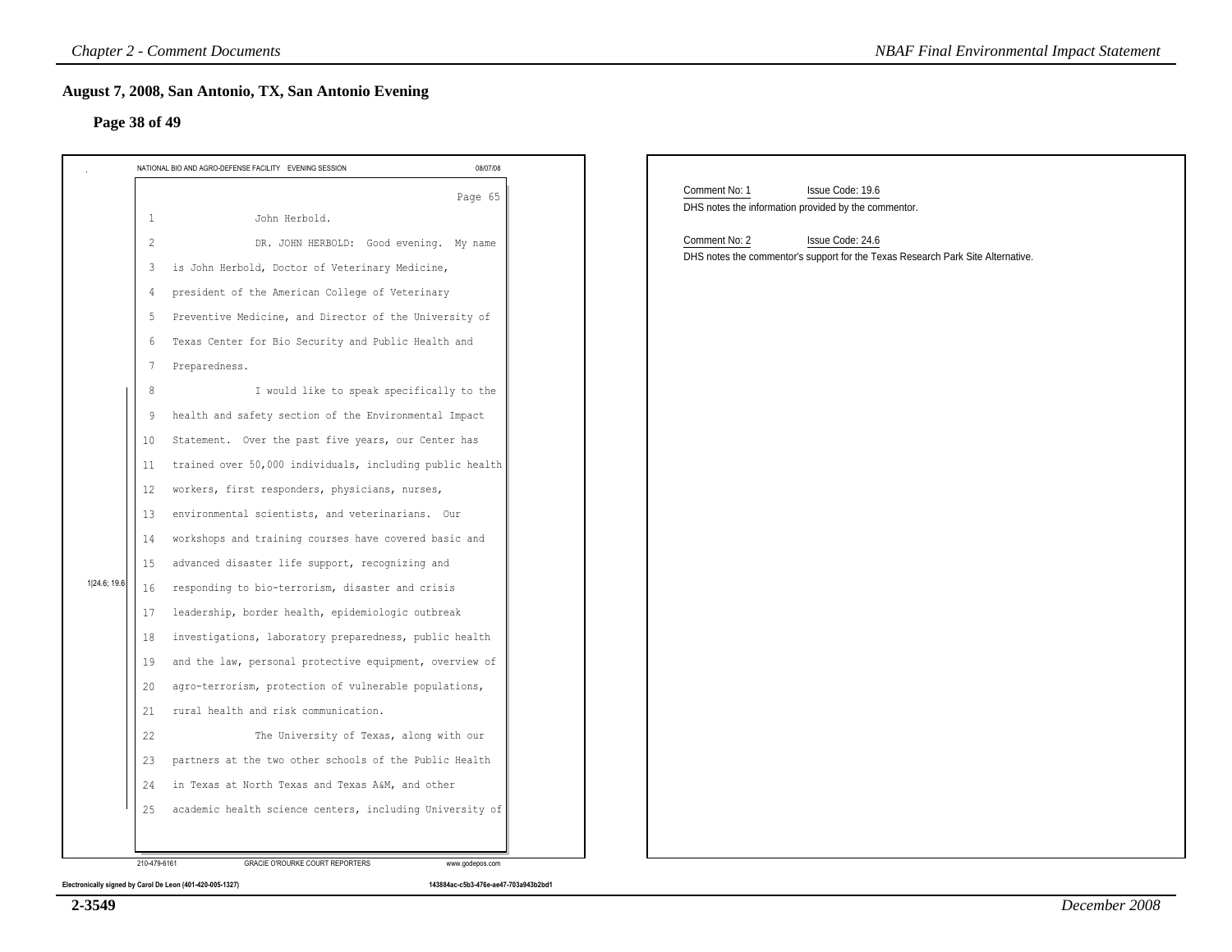## August 7, 2008, San Antonio, TX, San Antonio Evening

### Page 38 of 49

NATIONAL BIO AND AGRO-DEFENSE FACILITY EVENING SESSION 08/07/08

Page 65

1 John Herbold.

2 DR. JOHN HERBOLD: Good evening. My name

3 is John Herbold, Doctor of Veterinary Medicine,

4 president of the American College of Veterinary

5 Preventive Medicine, and Director of the University of

6 Texas Center for Bio Security and Public Health and

7 Preparedness.

8 I would like to speak specifically to the

9 health and safety section of the Environmental Impact

10 Statement. Over the past five years, our Center has

11 trained over 50,000 individuals, including public health

12 workers, first responders, physicians, nurses,

13 environmental scientists, and veterinarians. Our

14 workshops and training courses have covered basic and

15 advanced disaster life support, recognizing and

16 responding to bio-terrorism, disaster and crisis

17 leadership, border health, epidemiologic outbreak

18 investigations, laboratory preparedness, public health

19 and the law, personal protective equipment, overview of

20 agro-terrorism, protection of vulnerable populations,

21 rural health and risk communication.

22 The University of Texas, along with our

23 partners at the two other schools of the Public Health

24 in Texas at North Texas and Texas A&M, and other

25 academic health science centers, including University of

1|24.6; 19.6

210-479-6161 GRACIE O'ROURKE COURT REPORTERS www.godepos.com

Electronically signed by Carol De Leon (401-420-005-1327) 143884ac-c5b3-476e-ae47-703a943b2bd1

Comment No: 1 Issue Code: 19.6

DHS notes the information provided by the commentor.

Comment No: 2 Issue Code: 24.6

DHS notes the commentor's support for the Texas Research Park Site Alternative.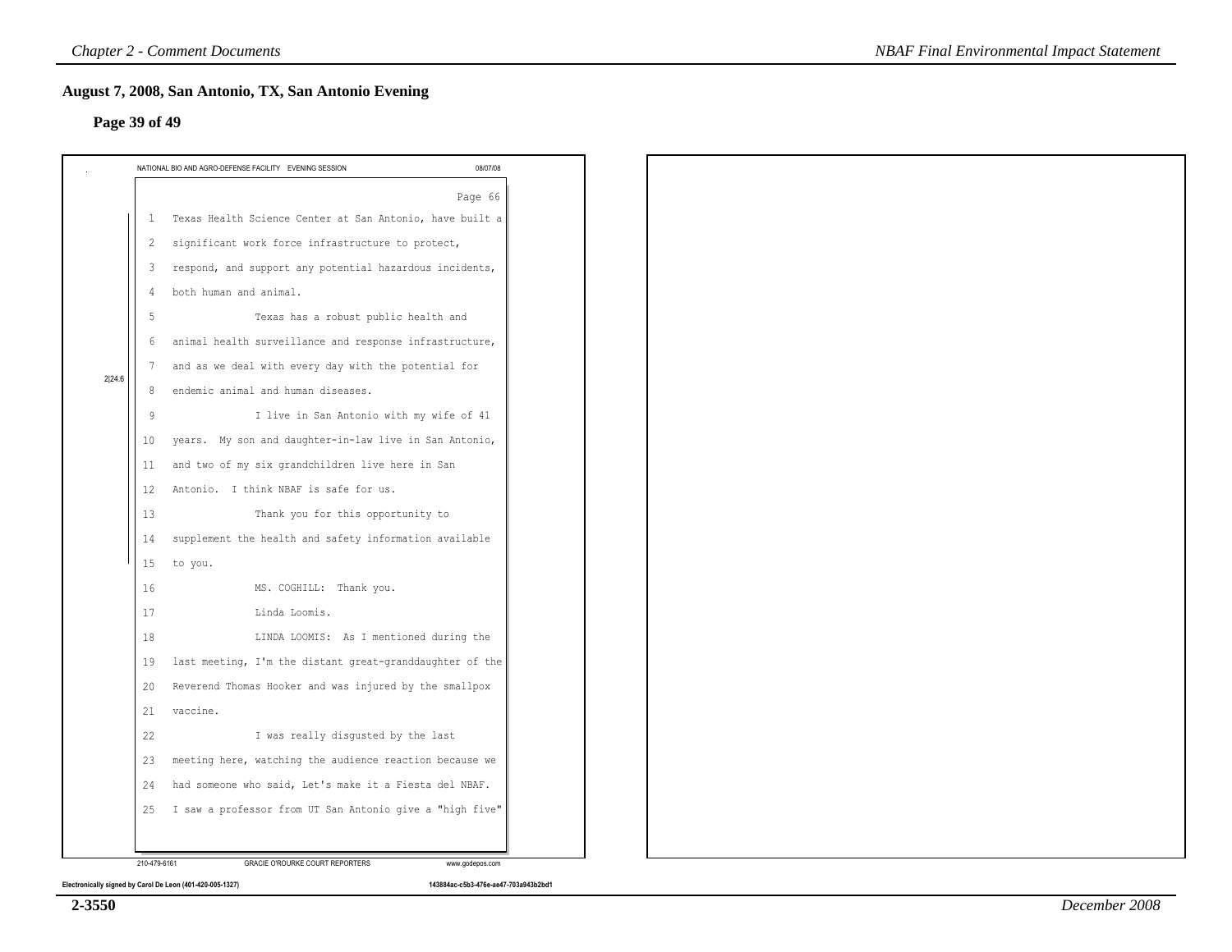## August 7, 2008, San Antonio, TX, San Antonio Evening

### Page 39 of 49

NATIONAL BIO AND AGRO-DEFENSE FACILITY EVENING SESSION 08/07/08

Page 66

2|24.6

1 Texas Health Science Center at San Antonio, have built a
2 significant work force infrastructure to protect,
3 respond, and support any potential hazardous incidents,
4 both human and animal.
5 Texas has a robust public health and
6 animal health surveillance and response infrastructure,
7 and as we deal with every day with the potential for
8 endemic animal and human diseases.
9 I live in San Antonio with my wife of 41
10 years. My son and daughter-in-law live in San Antonio,
11 and two of my six grandchildren live here in San
12 Antonio. I think NBAF is safe for us.
13 Thank you for this opportunity to
14 supplement the health and safety information available
15 to you.
16 MS. COGHILL: Thank you.
17 Linda Loomis.
18 LINDA LOOMIS: As I mentioned during the
19 last meeting, I'm the distant great-granddaughter of the
20 Reverend Thomas Hooker and was injured by the smallpox
21 vaccine.
22 I was really disgusted by the last
23 meeting here, watching the audience reaction because we
24 had someone who said, Let's make it a Fiesta del NBAF.
25 I saw a professor from UT San Antonio give a "high five"

210-479-6161 GRACIE O'ROURKE COURT REPORTERS www.godepos.com

Electronically signed by Carol De Leon (401-420-005-1327) 143884ac-c5b3-476e-ae47-703a943b2bd1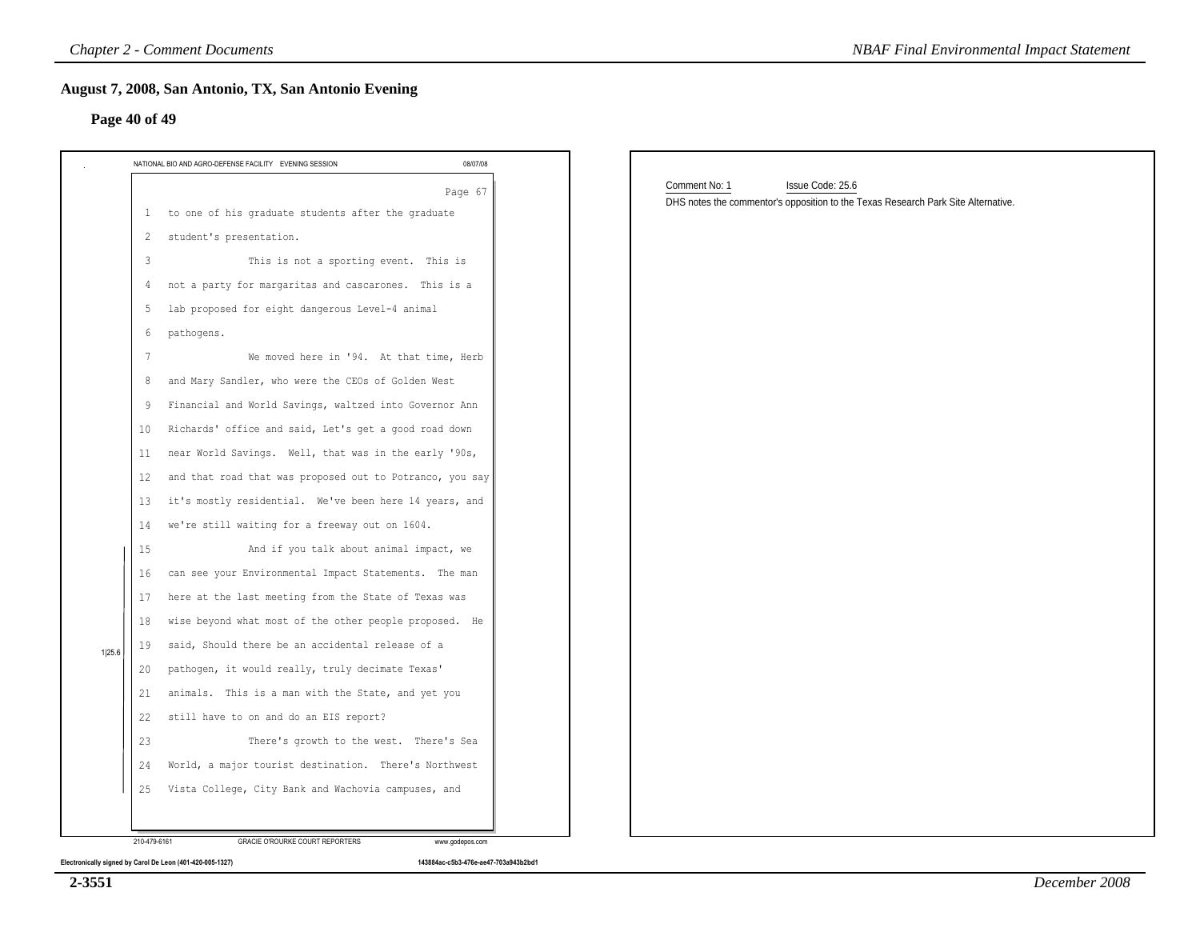## August 7, 2008, San Antonio, TX, San Antonio Evening

### Page 40 of 49

NATIONAL BIO AND AGRO-DEFENSE FACILITY EVENING SESSION 08/07/08

Page 67

1 to one of his graduate students after the graduate
2 student's presentation.
3 This is not a sporting event. This is
4 not a party for margaritas and cascarones. This is a
5 lab proposed for eight dangerous Level-4 animal
6 pathogens.
7 We moved here in '94. At that time, Herb
8 and Mary Sandler, who were the CEOs of Golden West
9 Financial and World Savings, waltzed into Governor Ann
10 Richards' office and said, Let's get a good road down
11 near World Savings. Well, that was in the early '90s,
12 and that road that was proposed out to Potranco, you say
13 it's mostly residential. We've been here 14 years, and
14 we're still waiting for a freeway out on 1604.
15 And if you talk about animal impact, we
16 can see your Environmental Impact Statements. The man
17 here at the last meeting from the State of Texas was
18 wise beyond what most of the other people proposed. He
19 said, Should there be an accidental release of a
20 pathogen, it would really, truly decimate Texas'
21 animals. This is a man with the State, and yet you
22 still have to on and do an EIS report?
23 There's growth to the west. There's Sea
24 World, a major tourist destination. There's Northwest
25 Vista College, City Bank and Wachovia campuses, and

1|25.6

210-479-6161 GRACIE O'ROURKE COURT REPORTERS www.godepos.com

Electronically signed by Carol De Leon (401-420-005-1327) 143884ac-c5b3-476e-ae47-703a943b2bd1

Comment No: 1 Issue Code: 25.6

DHS notes the commentor's opposition to the Texas Research Park Site Alternative.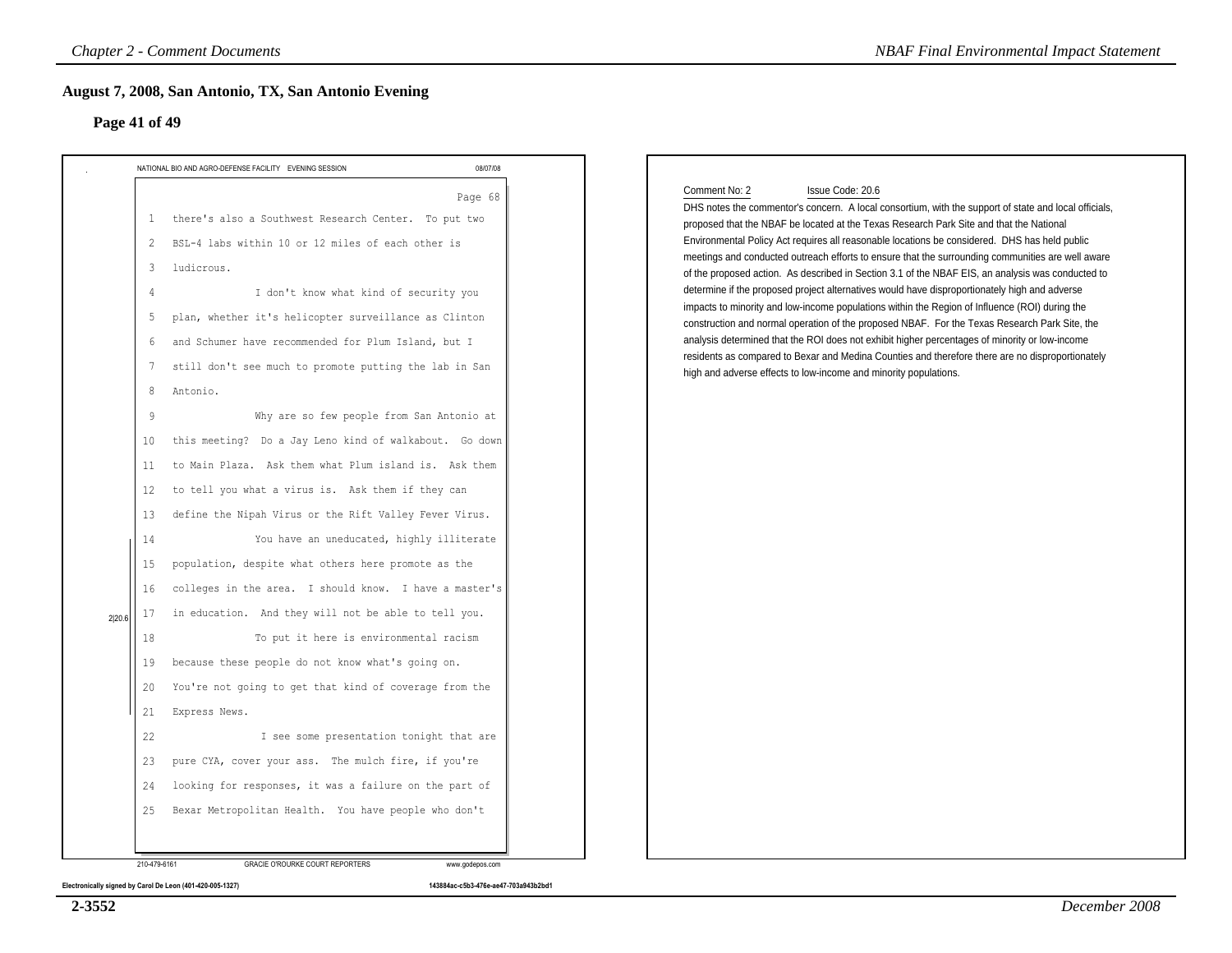## August 7, 2008, San Antonio, TX, San Antonio Evening

### Page 41 of 49

NATIONAL BIO AND AGRO-DEFENSE FACILITY EVENING SESSION 08/07/08

Page 68

1 there's also a Southwest Research Center. To put two
2 BSL-4 labs within 10 or 12 miles of each other is
3 ludicrous.
4 I don't know what kind of security you
5 plan, whether it's helicopter surveillance as Clinton
6 and Schumer have recommended for Plum Island, but I
7 still don't see much to promote putting the lab in San
8 Antonio.
9 Why are so few people from San Antonio at
10 this meeting? Do a Jay Leno kind of walkabout. Go down
11 to Main Plaza. Ask them what Plum island is. Ask them
12 to tell you what a virus is. Ask them if they can
13 define the Nipah Virus or the Rift Valley Fever Virus.
14 You have an uneducated, highly illiterate
15 population, despite what others here promote as the
16 colleges in the area. I should know. I have a master's
17 in education. And they will not be able to tell you.
18 To put it here is environmental racism
19 because these people do not know what's going on.
20 You're not going to get that kind of coverage from the
21 Express News.
22 I see some presentation tonight that are
23 pure CYA, cover your ass. The mulch fire, if you're
24 looking for responses, it was a failure on the part of
25 Bexar Metropolitan Health. You have people who don't

2|20.6

210-479-6161 GRACIE O'ROURKE COURT REPORTERS www.godepos.com

Electronically signed by Carol De Leon (401-420-005-1327) 143884ac-c5b3-476e-ae47-703a943b2bd1

Comment No: 2 Issue Code: 20.6

DHS notes the commentor's concern. A local consortium, with the support of state and local officials, proposed that the NBAF be located at the Texas Research Park Site and that the National Environmental Policy Act requires all reasonable locations be considered. DHS has held public meetings and conducted outreach efforts to ensure that the surrounding communities are well aware of the proposed action. As described in Section 3.1 of the NBAF EIS, an analysis was conducted to determine if the proposed project alternatives would have disproportionately high and adverse impacts to minority and low-income populations within the Region of Influence (ROI) during the construction and normal operation of the proposed NBAF. For the Texas Research Park Site, the analysis determined that the ROI does not exhibit higher percentages of minority or low-income residents as compared to Bexar and Medina Counties and therefore there are no disproportionately high and adverse effects to low-income and minority populations.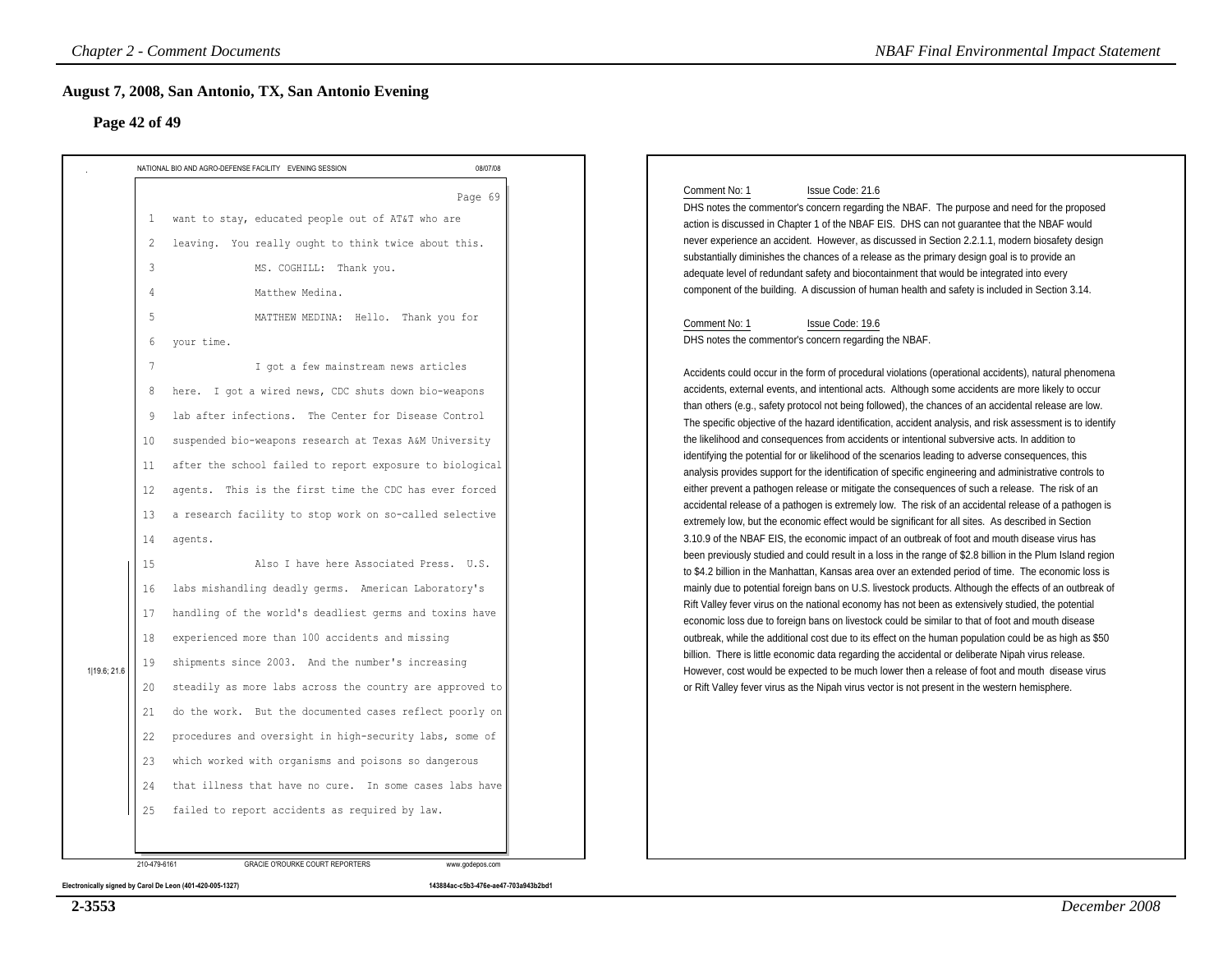## August 7, 2008, San Antonio, TX, San Antonio Evening

### Page 42 of 49

NATIONAL BIO AND AGRO-DEFENSE FACILITY EVENING SESSION 08/07/08

Page 69

1 want to stay, educated people out of AT&T who are
2 leaving. You really ought to think twice about this.
3 MS. COGHILL: Thank you.
4 Matthew Medina.
5 MATTHEW MEDINA: Hello. Thank you for
6 your time.
7 I got a few mainstream news articles
8 here. I got a wired news, CDC shuts down bio-weapons
9 lab after infections. The Center for Disease Control
10 suspended bio-weapons research at Texas A&M University
11 after the school failed to report exposure to biological
12 agents. This is the first time the CDC has ever forced
13 a research facility to stop work on so-called selective
14 agents.
15 Also I have here Associated Press. U.S.
16 labs mishandling deadly germs. American Laboratory's
17 handling of the world's deadliest germs and toxins have
18 experienced more than 100 accidents and missing
19 shipments since 2003. And the number's increasing
20 steadily as more labs across the country are approved to
21 do the work. But the documented cases reflect poorly on
22 procedures and oversight in high-security labs, some of
23 which worked with organisms and poisons so dangerous
24 that illness that have no cure. In some cases labs have
25 failed to report accidents as required by law.

1|19.6; 21.6

210-479-6161 GRACIE O'ROURKE COURT REPORTERS www.godepos.com

Electronically signed by Carol De Leon (401-420-005-1327) 143884ac-c5b3-476e-ae47-703a943b2bd1

Comment No: 1 Issue Code: 21.6

DHS notes the commentor's concern regarding the NBAF. The purpose and need for the proposed action is discussed in Chapter 1 of the NBAF EIS. DHS can not guarantee that the NBAF would never experience an accident. However, as discussed in Section 2.2.1.1, modern biosafety design substantially diminishes the chances of a release as the primary design goal is to provide an adequate level of redundant safety and biocontainment that would be integrated into every component of the building. A discussion of human health and safety is included in Section 3.14.

Comment No: 1 Issue Code: 19.6

DHS notes the commentor's concern regarding the NBAF.

Accidents could occur in the form of procedural violations (operational accidents), natural phenomena accidents, external events, and intentional acts. Although some accidents are more likely to occur than others (e.g., safety protocol not being followed), the chances of an accidental release are low. The specific objective of the hazard identification, accident analysis, and risk assessment is to identify the likelihood and consequences from accidents or intentional subversive acts. In addition to identifying the potential for or likelihood of the scenarios leading to adverse consequences, this analysis provides support for the identification of specific engineering and administrative controls to either prevent a pathogen release or mitigate the consequences of such a release. The risk of an accidental release of a pathogen is extremely low. The risk of an accidental release of a pathogen is extremely low, but the economic effect would be significant for all sites. As described in Section 3.10.9 of the NBAF EIS, the economic impact of an outbreak of foot and mouth disease virus has been previously studied and could result in a loss in the range of $2.8 billion in the Plum Island region to $4.2 billion in the Manhattan, Kansas area over an extended period of time. The economic loss is mainly due to potential foreign bans on U.S. livestock products. Although the effects of an outbreak of Rift Valley fever virus on the national economy has not been as extensively studied, the potential economic loss due to foreign bans on livestock could be similar to that of foot and mouth disease outbreak, while the additional cost due to its effect on the human population could be as high as $50 billion. There is little economic data regarding the accidental or deliberate Nipah virus release. However, cost would be expected to be much lower then a release of foot and mouth disease virus or Rift Valley fever virus as the Nipah virus vector is not present in the western hemisphere.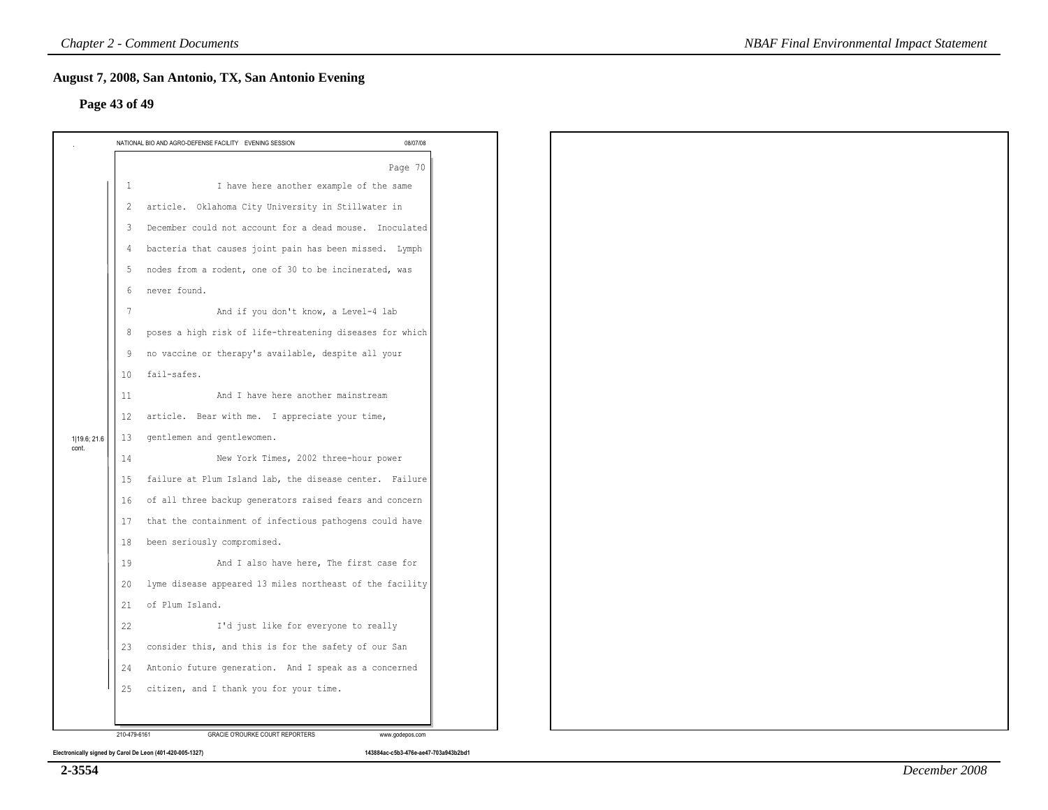## August 7, 2008, San Antonio, TX, San Antonio Evening

### Page 43 of 49

NATIONAL BIO AND AGRO-DEFENSE FACILITY EVENING SESSION 08/07/08

Page 70

1|19.6; 21.6 cont.

1 I have here another example of the same
2 article. Oklahoma City University in Stillwater in
3 December could not account for a dead mouse. Inoculated
4 bacteria that causes joint pain has been missed. Lymph
5 nodes from a rodent, one of 30 to be incinerated, was
6 never found.
7 And if you don't know, a Level-4 lab
8 poses a high risk of life-threatening diseases for which
9 no vaccine or therapy's available, despite all your
10 fail-safes.
11 And I have here another mainstream
12 article. Bear with me. I appreciate your time,
13 gentlemen and gentlewomen.
14 New York Times, 2002 three-hour power
15 failure at Plum Island lab, the disease center. Failure
16 of all three backup generators raised fears and concern
17 that the containment of infectious pathogens could have
18 been seriously compromised.
19 And I also have here, The first case for
20 lyme disease appeared 13 miles northeast of the facility
21 of Plum Island.
22 I'd just like for everyone to really
23 consider this, and this is for the safety of our San
24 Antonio future generation. And I speak as a concerned
25 citizen, and I thank you for your time.

210-479-6161 GRACIE O'ROURKE COURT REPORTERS www.godepos.com

Electronically signed by Carol De Leon (401-420-005-1327) 143884ac-c5b3-476e-ae47-703a943b2bd1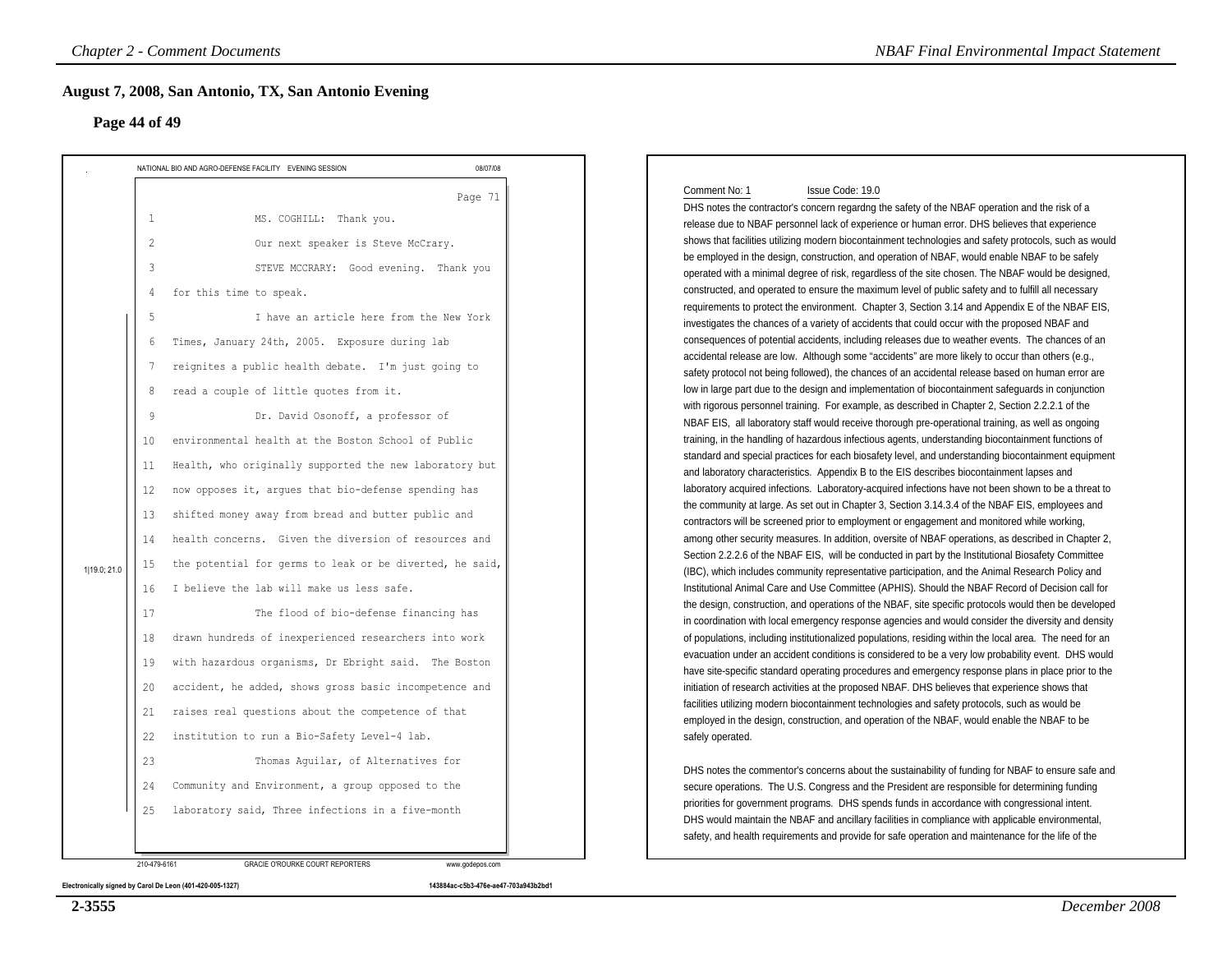## August 7, 2008, San Antonio, TX, San Antonio Evening

### Page 44 of 49

NATIONAL BIO AND AGRO-DEFENSE FACILITY EVENING SESSION 08/07/08

Page 71

1 MS. COGHILL: Thank you.
2 Our next speaker is Steve McCrary.
3 STEVE MCCRARY: Good evening. Thank you
4 for this time to speak.
5 I have an article here from the New York
6 Times, January 24th, 2005. Exposure during lab
7 reignites a public health debate. I'm just going to
8 read a couple of little quotes from it.
9 Dr. David Osonoff, a professor of
10 environmental health at the Boston School of Public
11 Health, who originally supported the new laboratory but
12 now opposes it, argues that bio-defense spending has
13 shifted money away from bread and butter public and
14 health concerns. Given the diversion of resources and
15 the potential for germs to leak or be diverted, he said,
16 I believe the lab will make us less safe.
17 The flood of bio-defense financing has
18 drawn hundreds of inexperienced researchers into work
19 with hazardous organisms, Dr Ebright said. The Boston
20 accident, he added, shows gross basic incompetence and
21 raises real questions about the competence of that
22 institution to run a Bio-Safety Level-4 lab.
23 Thomas Aguilar, of Alternatives for
24 Community and Environment, a group opposed to the
25 laboratory said, Three infections in a five-month

1|19.0; 21.0

210-479-6161 GRACIE O'ROURKE COURT REPORTERS www.godepos.com

Electronically signed by Carol De Leon (401-420-005-1327) 143884ac-c5b3-476e-ae47-703a943b2bd1

Comment No: 1 Issue Code: 19.0

DHS notes the contractor's concern regardng the safety of the NBAF operation and the risk of a release due to NBAF personnel lack of experience or human error. DHS believes that experience shows that facilities utilizing modern biocontainment technologies and safety protocols, such as would be employed in the design, construction, and operation of NBAF, would enable NBAF to be safely operated with a minimal degree of risk, regardless of the site chosen. The NBAF would be designed, constructed, and operated to ensure the maximum level of public safety and to fulfill all necessary requirements to protect the environment. Chapter 3, Section 3.14 and Appendix E of the NBAF EIS, investigates the chances of a variety of accidents that could occur with the proposed NBAF and consequences of potential accidents, including releases due to weather events. The chances of an accidental release are low. Although some "accidents" are more likely to occur than others (e.g., safety protocol not being followed), the chances of an accidental release based on human error are low in large part due to the design and implementation of biocontainment safeguards in conjunction with rigorous personnel training. For example, as described in Chapter 2, Section 2.2.2.1 of the NBAF EIS, all laboratory staff would receive thorough pre-operational training, as well as ongoing training, in the handling of hazardous infectious agents, understanding biocontainment functions of standard and special practices for each biosafety level, and understanding biocontainment equipment and laboratory characteristics. Appendix B to the EIS describes biocontainment lapses and laboratory acquired infections. Laboratory-acquired infections have not been shown to be a threat to the community at large. As set out in Chapter 3, Section 3.14.3.4 of the NBAF EIS, employees and contractors will be screened prior to employment or engagement and monitored while working, among other security measures. In addition, oversite of NBAF operations, as described in Chapter 2, Section 2.2.2.6 of the NBAF EIS, will be conducted in part by the Institutional Biosafety Committee (IBC), which includes community representative participation, and the Animal Research Policy and Institutional Animal Care and Use Committee (APHIS). Should the NBAF Record of Decision call for the design, construction, and operations of the NBAF, site specific protocols would then be developed in coordination with local emergency response agencies and would consider the diversity and density of populations, including institutionalized populations, residing within the local area. The need for an evacuation under an accident conditions is considered to be a very low probability event. DHS would have site-specific standard operating procedures and emergency response plans in place prior to the initiation of research activities at the proposed NBAF. DHS believes that experience shows that facilities utilizing modern biocontainment technologies and safety protocols, such as would be employed in the design, construction, and operation of the NBAF, would enable the NBAF to be safely operated.

DHS notes the commentor's concerns about the sustainability of funding for NBAF to ensure safe and secure operations. The U.S. Congress and the President are responsible for determining funding priorities for government programs. DHS spends funds in accordance with congressional intent. DHS would maintain the NBAF and ancillary facilities in compliance with applicable environmental, safety, and health requirements and provide for safe operation and maintenance for the life of the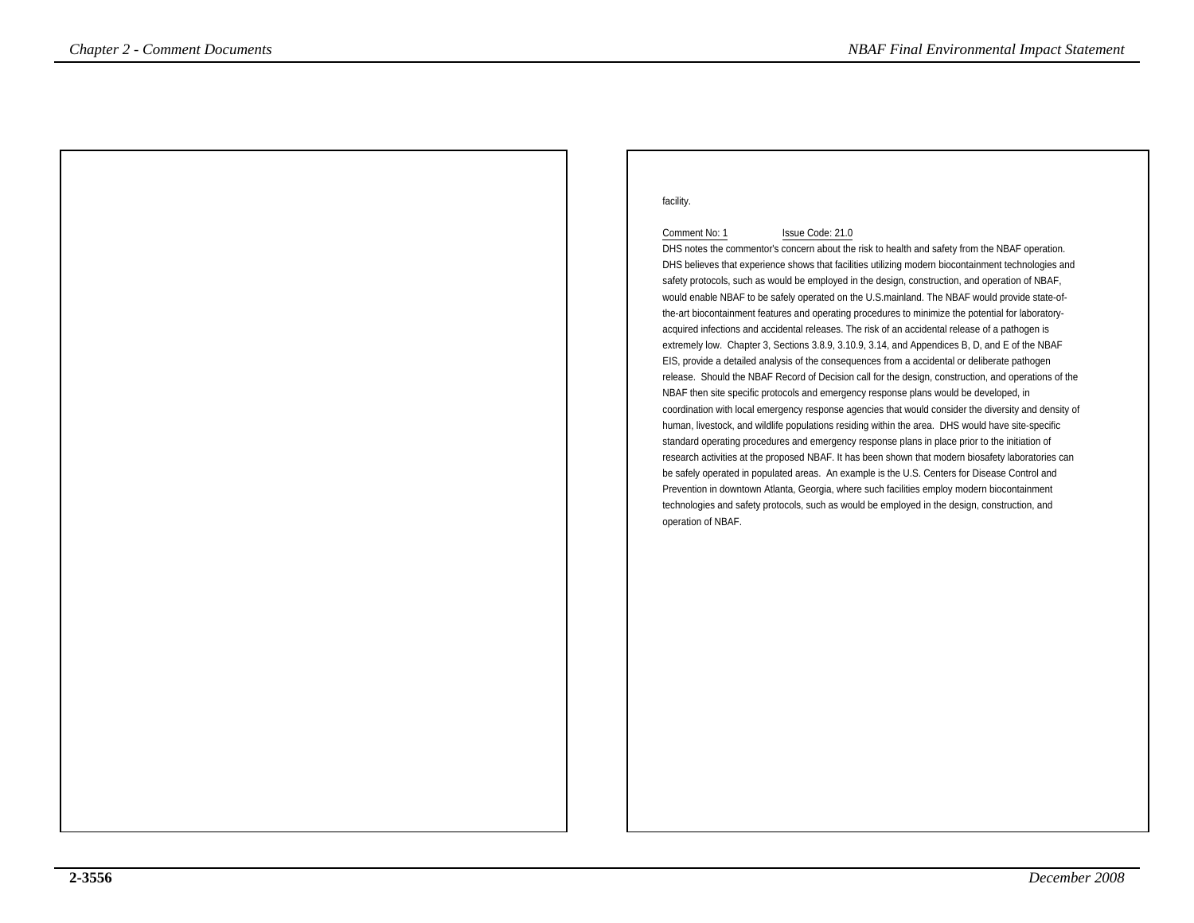facility.

Comment No: 1 Issue Code: 21.0

DHS notes the commentor's concern about the risk to health and safety from the NBAF operation. DHS believes that experience shows that facilities utilizing modern biocontainment technologies and safety protocols, such as would be employed in the design, construction, and operation of NBAF, would enable NBAF to be safely operated on the U.S.mainland. The NBAF would provide state-of-the-art biocontainment features and operating procedures to minimize the potential for laboratory-acquired infections and accidental releases. The risk of an accidental release of a pathogen is extremely low. Chapter 3, Sections 3.8.9, 3.10.9, 3.14, and Appendices B, D, and E of the NBAF EIS, provide a detailed analysis of the consequences from a accidental or deliberate pathogen release. Should the NBAF Record of Decision call for the design, construction, and operations of the NBAF then site specific protocols and emergency response plans would be developed, in coordination with local emergency response agencies that would consider the diversity and density of human, livestock, and wildlife populations residing within the area. DHS would have site-specific standard operating procedures and emergency response plans in place prior to the initiation of research activities at the proposed NBAF. It has been shown that modern biosafety laboratories can be safely operated in populated areas. An example is the U.S. Centers for Disease Control and Prevention in downtown Atlanta, Georgia, where such facilities employ modern biocontainment technologies and safety protocols, such as would be employed in the design, construction, and operation of NBAF.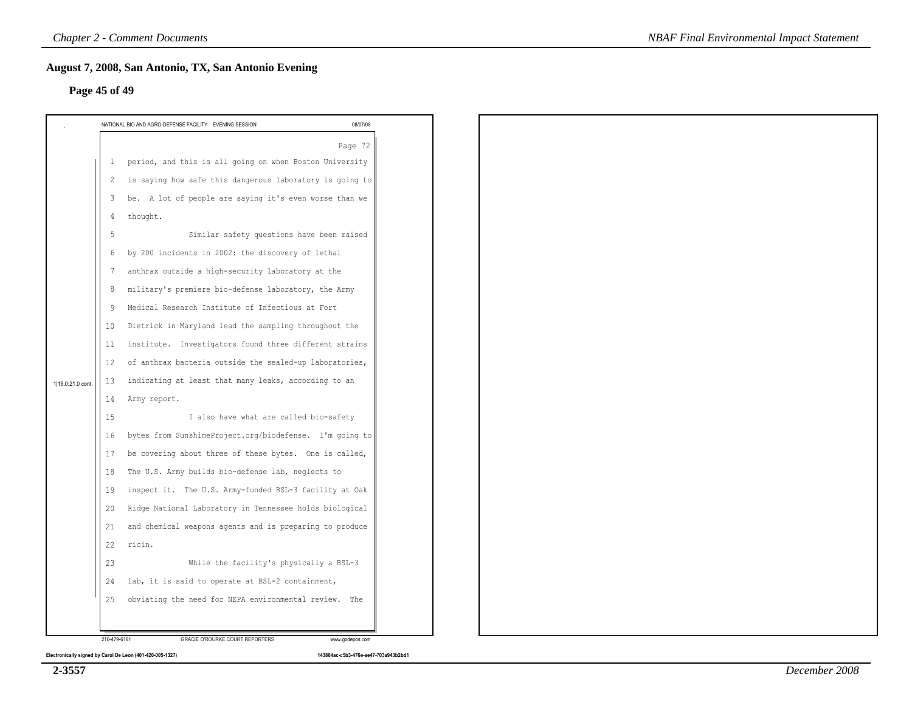## August 7, 2008, San Antonio, TX, San Antonio Evening

### Page 45 of 49

NATIONAL BIO AND AGRO-DEFENSE FACILITY EVENING SESSION 08/07/08

Page 72

1 period, and this is all going on when Boston University
2 is saying how safe this dangerous laboratory is going to
3 be. A lot of people are saying it's even worse than we
4 thought.
5 Similar safety questions have been raised
6 by 200 incidents in 2002: the discovery of lethal
7 anthrax outside a high-security laboratory at the
8 military's premiere bio-defense laboratory, the Army
9 Medical Research Institute of Infectious at Fort
10 Dietrick in Maryland lead the sampling throughout the
11 institute. Investigators found three different strains
12 of anthrax bacteria outside the sealed-up laboratories,
13 indicating at least that many leaks, according to an
14 Army report.
15 I also have what are called bio-safety
16 bytes from SunshineProject.org/biodefense. I'm going to
17 be covering about three of these bytes. One is called,
18 The U.S. Army builds bio-defense lab, neglects to
19 inspect it. The U.S. Army-funded BSL-3 facility at Oak
20 Ridge National Laboratory in Tennessee holds biological
21 and chemical weapons agents and is preparing to produce
22 ricin.
23 While the facility's physically a BSL-3
24 lab, it is said to operate at BSL-2 containment,
25 obviating the need for NEPA environmental review. The

1|19.0;21.0 cont.

210-479-6161 GRACIE O'ROURKE COURT REPORTERS www.godepos.com

Electronically signed by Carol De Leon (401-420-005-1327) 143884ac-c5b3-476e-ae47-703a943b2bd1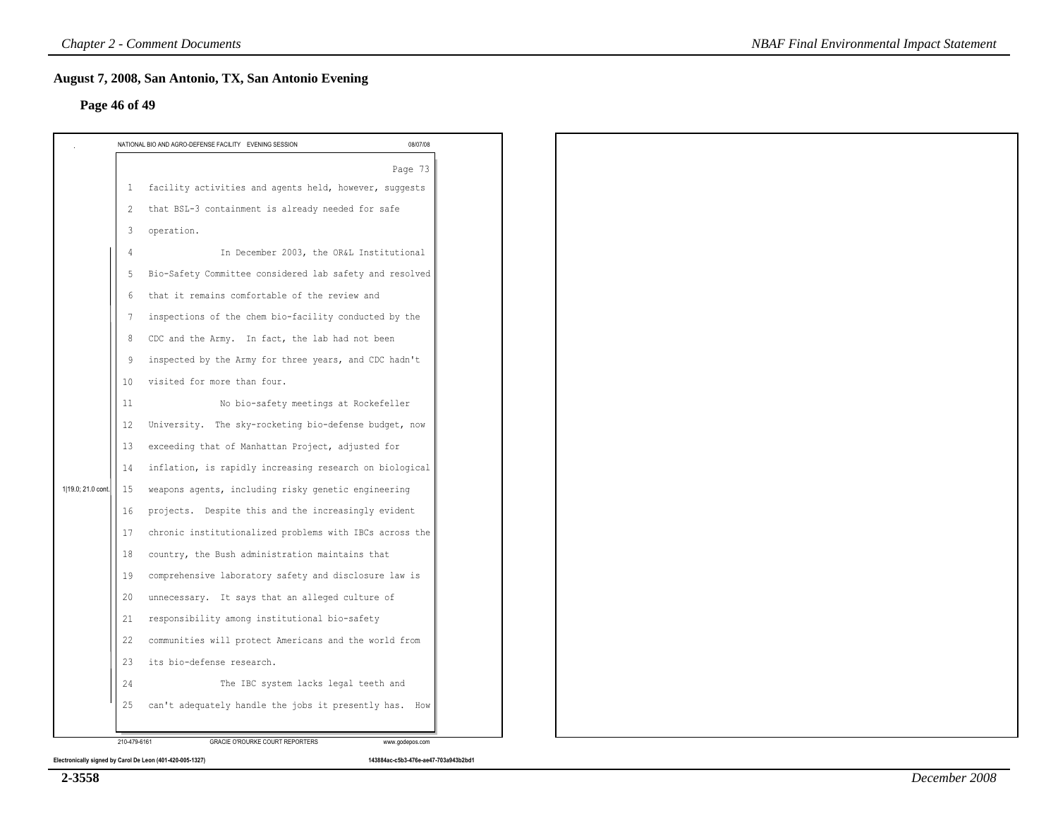## August 7, 2008, San Antonio, TX, San Antonio Evening

### Page 46 of 49

NATIONAL BIO AND AGRO-DEFENSE FACILITY EVENING SESSION 08/07/08

Page 73

1 facility activities and agents held, however, suggests
2 that BSL-3 containment is already needed for safe
3 operation.
4 In December 2003, the OR&L Institutional
5 Bio-Safety Committee considered lab safety and resolved
6 that it remains comfortable of the review and
7 inspections of the chem bio-facility conducted by the
8 CDC and the Army. In fact, the lab had not been
9 inspected by the Army for three years, and CDC hadn't
10 visited for more than four.
11 No bio-safety meetings at Rockefeller
12 University. The sky-rocketing bio-defense budget, now
13 exceeding that of Manhattan Project, adjusted for
14 inflation, is rapidly increasing research on biological
15 weapons agents, including risky genetic engineering
16 projects. Despite this and the increasingly evident
17 chronic institutionalized problems with IBCs across the
18 country, the Bush administration maintains that
19 comprehensive laboratory safety and disclosure law is
20 unnecessary. It says that an alleged culture of
21 responsibility among institutional bio-safety
22 communities will protect Americans and the world from
23 its bio-defense research.
24 The IBC system lacks legal teeth and
25 can't adequately handle the jobs it presently has. How

1|19.0; 21.0 cont.

210-479-6161 GRACIE O'ROURKE COURT REPORTERS www.godepos.com

Electronically signed by Carol De Leon (401-420-005-1327) 143884ac-c5b3-476e-ae47-703a943b2bd1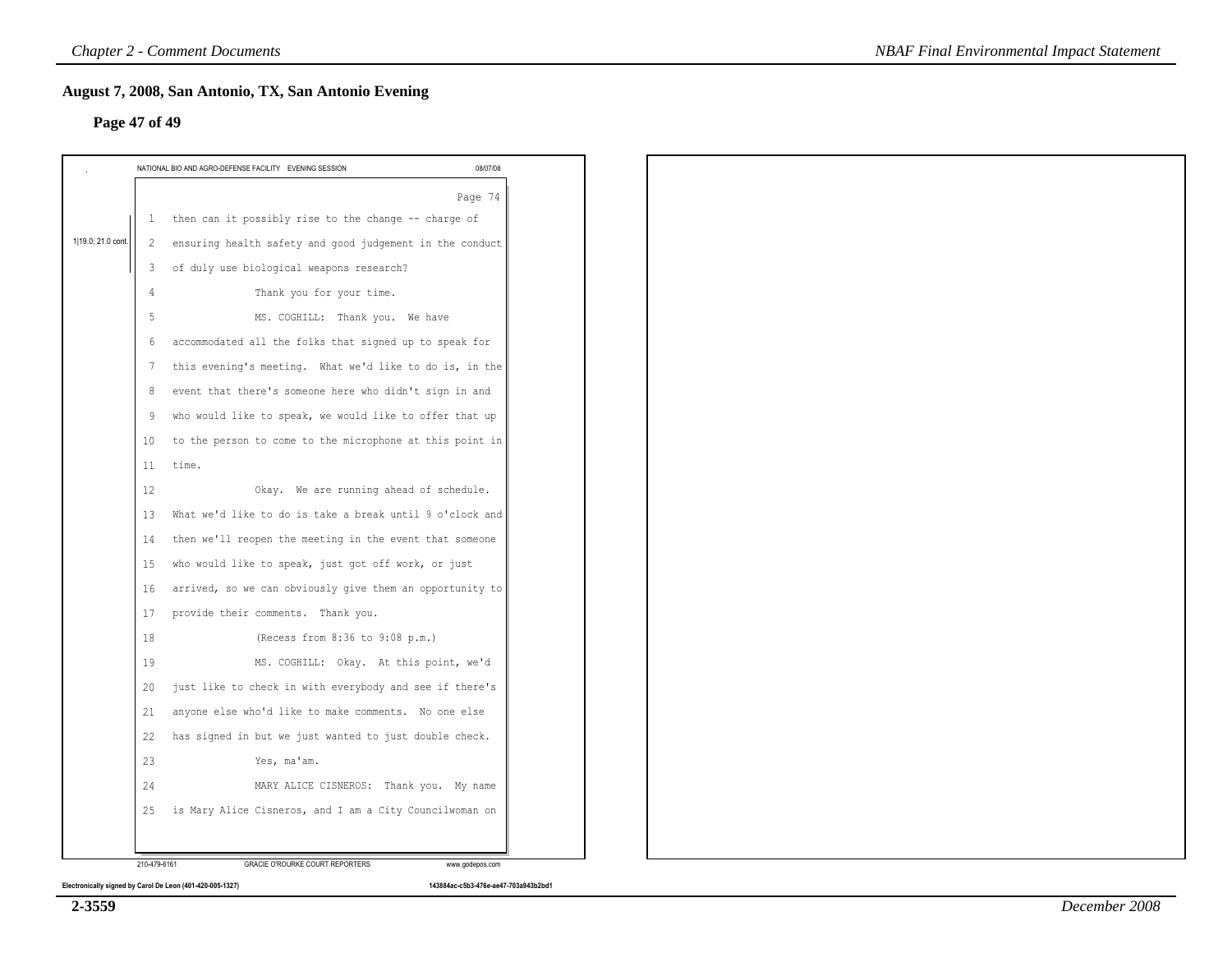## August 7, 2008, San Antonio, TX, San Antonio Evening

### Page 47 of 49

NATIONAL BIO AND AGRO-DEFENSE FACILITY EVENING SESSION 08/07/08

Page 74

1|19.0; 21.0 cont.

1 then can it possibly rise to the change -- charge of
2 ensuring health safety and good judgement in the conduct
3 of duly use biological weapons research?
4 Thank you for your time.
5 MS. COGHILL: Thank you. We have
6 accommodated all the folks that signed up to speak for
7 this evening's meeting. What we'd like to do is, in the
8 event that there's someone here who didn't sign in and
9 who would like to speak, we would like to offer that up
10 to the person to come to the microphone at this point in
11 time.
12 Okay. We are running ahead of schedule.
13 What we'd like to do is take a break until 9 o'clock and
14 then we'll reopen the meeting in the event that someone
15 who would like to speak, just got off work, or just
16 arrived, so we can obviously give them an opportunity to
17 provide their comments. Thank you.
18 (Recess from 8:36 to 9:08 p.m.)
19 MS. COGHILL: Okay. At this point, we'd
20 just like to check in with everybody and see if there's
21 anyone else who'd like to make comments. No one else
22 has signed in but we just wanted to just double check.
23 Yes, ma'am.
24 MARY ALICE CISNEROS: Thank you. My name
25 is Mary Alice Cisneros, and I am a City Councilwoman on

210-479-6161 GRACIE O'ROURKE COURT REPORTERS www.godepos.com

Electronically signed by Carol De Leon (401-420-005-1327) 143884ac-c5b3-476e-ae47-703a943b2bd1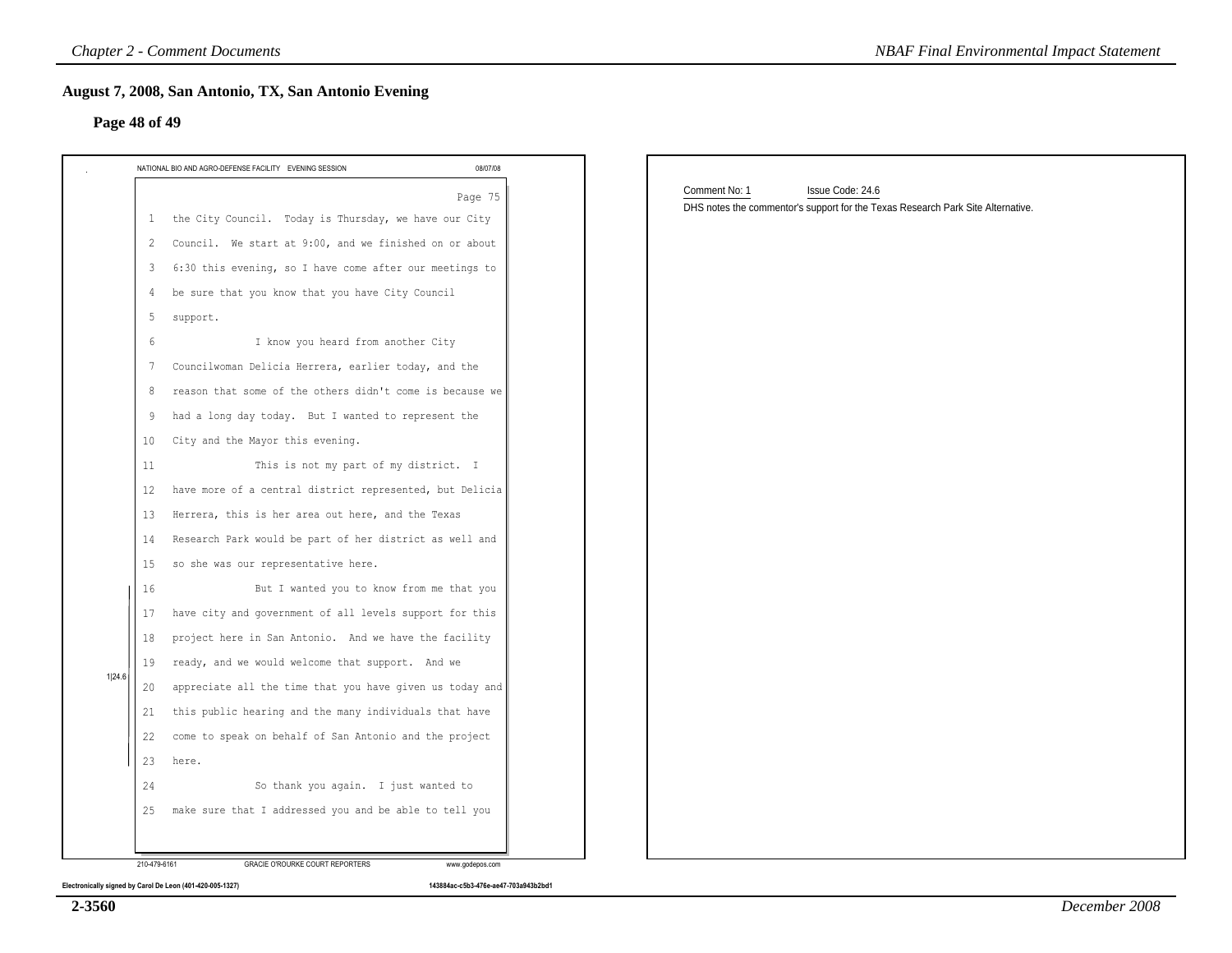## August 7, 2008, San Antonio, TX, San Antonio Evening

### Page 48 of 49

NATIONAL BIO AND AGRO-DEFENSE FACILITY EVENING SESSION 08/07/08

Page 75

1 the City Council. Today is Thursday, we have our City
2 Council. We start at 9:00, and we finished on or about
3 6:30 this evening, so I have come after our meetings to
4 be sure that you know that you have City Council
5 support.
6 I know you heard from another City
7 Councilwoman Delicia Herrera, earlier today, and the
8 reason that some of the others didn't come is because we
9 had a long day today. But I wanted to represent the
10 City and the Mayor this evening.
11 This is not my part of my district. I
12 have more of a central district represented, but Delicia
13 Herrera, this is her area out here, and the Texas
14 Research Park would be part of her district as well and
15 so she was our representative here.
16 But I wanted you to know from me that you
17 have city and government of all levels support for this
18 project here in San Antonio. And we have the facility
19 ready, and we would welcome that support. And we
20 appreciate all the time that you have given us today and
21 this public hearing and the many individuals that have
22 come to speak on behalf of San Antonio and the project
23 here.
24 So thank you again. I just wanted to
25 make sure that I addressed you and be able to tell you

1|24.6

210-479-6161 GRACIE O'ROURKE COURT REPORTERS www.godepos.com

Electronically signed by Carol De Leon (401-420-005-1327) 143884ac-c5b3-476e-ae47-703a943b2bd1

Comment No: 1 Issue Code: 24.6

DHS notes the commentor's support for the Texas Research Park Site Alternative.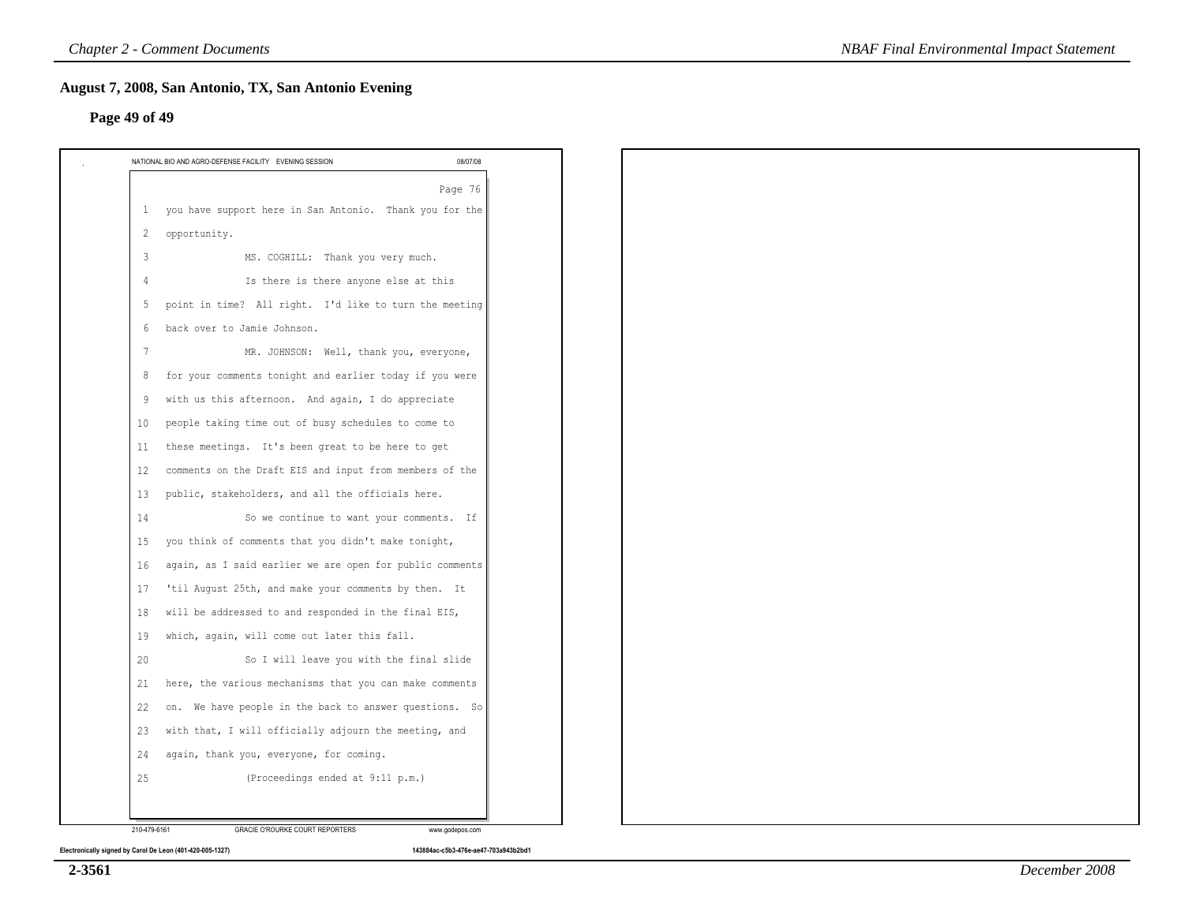## August 7, 2008, San Antonio, TX, San Antonio Evening

### Page 49 of 49

NATIONAL BIO AND AGRO-DEFENSE FACILITY EVENING SESSION 08/07/08

Page 76

1 you have support here in San Antonio. Thank you for the
2 opportunity.
3 MS. COGHILL: Thank you very much.
4 Is there is there anyone else at this
5 point in time? All right. I'd like to turn the meeting
6 back over to Jamie Johnson.
7 MR. JOHNSON: Well, thank you, everyone,
8 for your comments tonight and earlier today if you were
9 with us this afternoon. And again, I do appreciate
10 people taking time out of busy schedules to come to
11 these meetings. It's been great to be here to get
12 comments on the Draft EIS and input from members of the
13 public, stakeholders, and all the officials here.
14 So we continue to want your comments. If
15 you think of comments that you didn't make tonight,
16 again, as I said earlier we are open for public comments
17 'til August 25th, and make your comments by then. It
18 will be addressed to and responded in the final EIS,
19 which, again, will come out later this fall.
20 So I will leave you with the final slide
21 here, the various mechanisms that you can make comments
22 on. We have people in the back to answer questions. So
23 with that, I will officially adjourn the meeting, and
24 again, thank you, everyone, for coming.
25 (Proceedings ended at 9:11 p.m.)

210-479-6161 GRACIE O'ROURKE COURT REPORTERS www.godepos.com

Electronically signed by Carol De Leon (401-420-005-1327) 143884ac-c5b3-476e-ae47-703a943b2bd1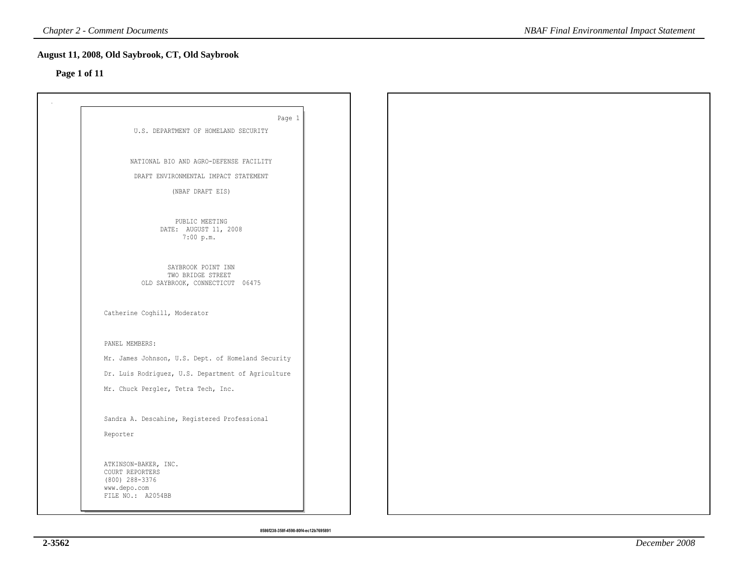## August 11, 2008, Old Saybrook, CT, Old Saybrook

**Page 1 of 11**

Page 1

U.S. DEPARTMENT OF HOMELAND SECURITY

NATIONAL BIO AND AGRO-DEFENSE FACILITY

DRAFT ENVIRONMENTAL IMPACT STATEMENT

(NBAF DRAFT EIS)

PUBLIC MEETING
DATE: AUGUST 11, 2008
7:00 p.m.

SAYBROOK POINT INN
TWO BRIDGE STREET
OLD SAYBROOK, CONNECTICUT 06475

Catherine Coghill, Moderator

PANEL MEMBERS:

Mr. James Johnson, U.S. Dept. of Homeland Security

Dr. Luis Rodriguez, U.S. Department of Agriculture

Mr. Chuck Pergler, Tetra Tech, Inc.

Sandra A. Descahine, Registered Professional Reporter

ATKINSON-BAKER, INC.
COURT REPORTERS
(800) 288-3376
www.depo.com
FILE NO.: A2054BB

8586f238-358f-4598-80f4-ec12b7695891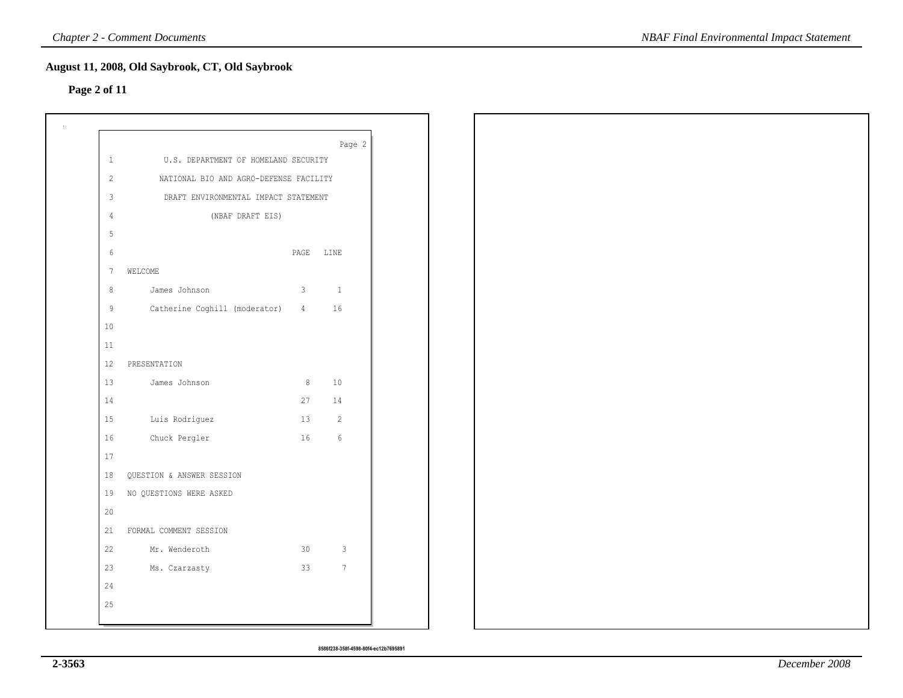## August 11, 2008, Old Saybrook, CT, Old Saybrook

### Page 2 of 11

Page 2

1 U.S. DEPARTMENT OF HOMELAND SECURITY
2 NATIONAL BIO AND AGRO-DEFENSE FACILITY
3 DRAFT ENVIRONMENTAL IMPACT STATEMENT
4 (NBAF DRAFT EIS)
5
6

| | PAGE | LINE |
|---|---|---|
| 7 WELCOME | | |
| 8 James Johnson | 3 | 1 |
| 9 Catherine Coghill (moderator) | 4 | 16 |
| 10 | | |
| 11 | | |
| 12 PRESENTATION | | |
| 13 James Johnson | 8 | 10 |
| 14 | 27 | 14 |
| 15 Luis Rodriguez | 13 | 2 |
| 16 Chuck Pergler | 16 | 6 |
| 17 | | |
| 18 QUESTION & ANSWER SESSION | | |
| 19 NO QUESTIONS WERE ASKED | | |
| 20 | | |
| 21 FORMAL COMMENT SESSION | | |
| 22 Mr. Wenderoth | 30 | 3 |
| 23 Ms. Czarzasty | 33 | 7 |
| 24 | | |
| 25 | | |

8586f238-358f-4598-80f4-ec12b7695891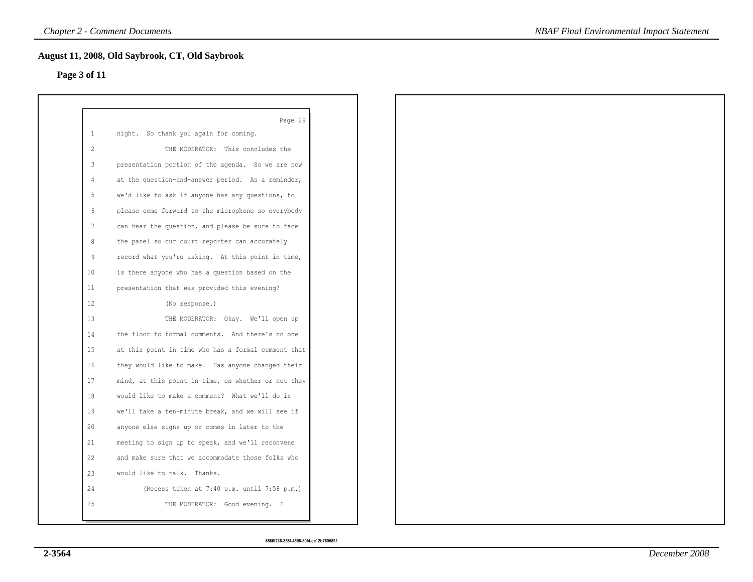## August 11, 2008, Old Saybrook, CT, Old Saybrook

### Page 3 of 11

Page 29

1 night. So thank you again for coming.

2 THE MODERATOR: This concludes the

3 presentation portion of the agenda. So we are now

4 at the question-and-answer period. As a reminder,

5 we'd like to ask if anyone has any questions, to

6 please come forward to the microphone so everybody

7 can hear the question, and please be sure to face

8 the panel so our court reporter can accurately

9 record what you're asking. At this point in time,

10 is there anyone who has a question based on the

11 presentation that was provided this evening?

12 (No response.)

13 THE MODERATOR: Okay. We'll open up

14 the floor to formal comments. And there's no one

15 at this point in time who has a formal comment that

16 they would like to make. Has anyone changed their

17 mind, at this point in time, on whether or not they

18 would like to make a comment? What we'll do is

19 we'll take a ten-minute break, and we will see if

20 anyone else signs up or comes in later to the

21 meeting to sign up to speak, and we'll reconvene

22 and make sure that we accommodate those folks who

23 would like to talk. Thanks.

24 (Recess taken at 7:40 p.m. until 7:58 p.m.)

25 THE MODERATOR: Good evening. I

8586f238-358f-4598-80f4-ec12b7695891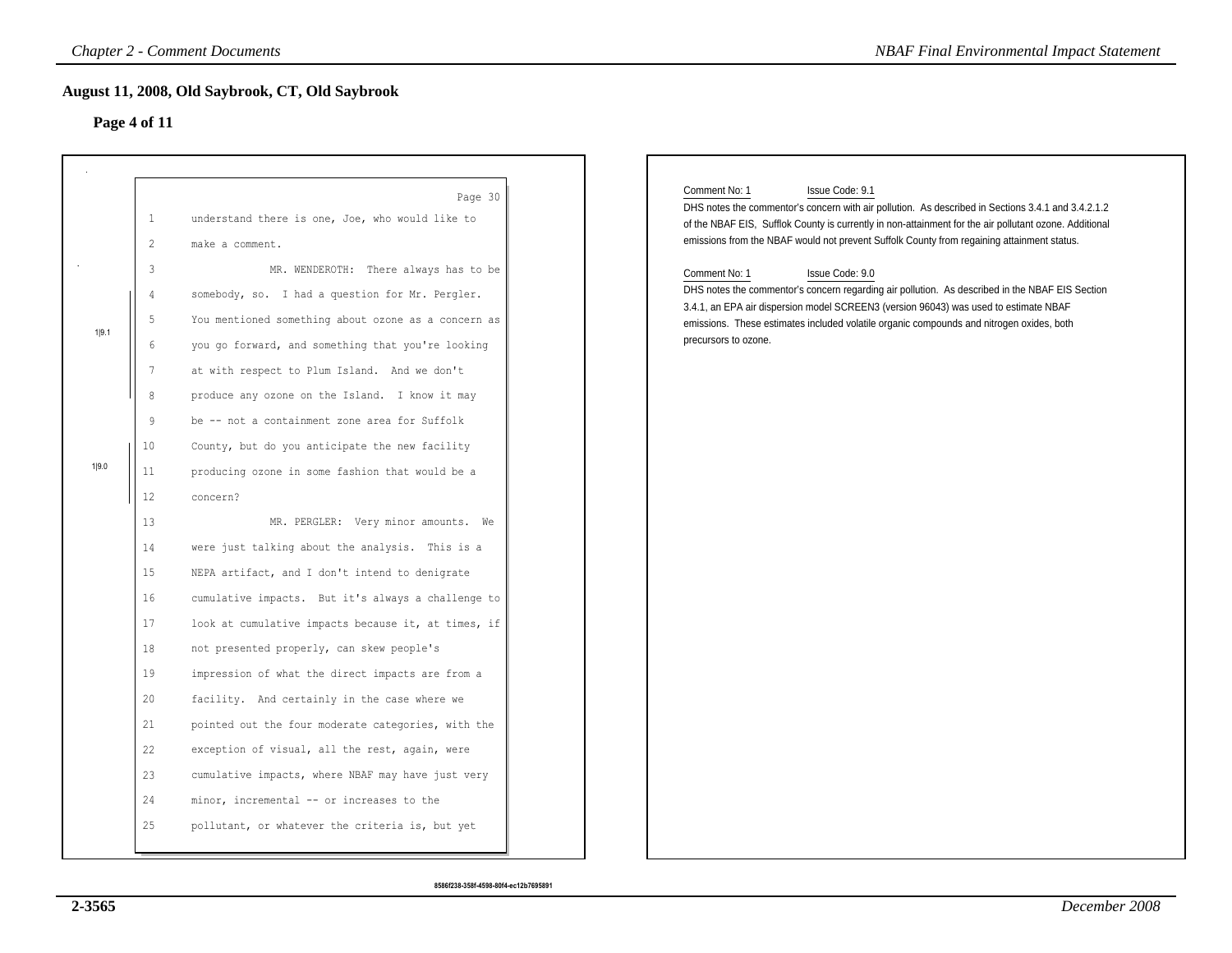## August 11, 2008, Old Saybrook, CT, Old Saybrook

### Page 4 of 11

Page 30

1 understand there is one, Joe, who would like to
2 make a comment.
3 MR. WENDEROTH: There always has to be
4 somebody, so. I had a question for Mr. Pergler.
5 You mentioned something about ozone as a concern as
6 you go forward, and something that you're looking
7 at with respect to Plum Island. And we don't
8 produce any ozone on the Island. I know it may
9 be -- not a containment zone area for Suffolk
10 County, but do you anticipate the new facility
11 producing ozone in some fashion that would be a
12 concern?
13 MR. PERGLER: Very minor amounts. We
14 were just talking about the analysis. This is a
15 NEPA artifact, and I don't intend to denigrate
16 cumulative impacts. But it's always a challenge to
17 look at cumulative impacts because it, at times, if
18 not presented properly, can skew people's
19 impression of what the direct impacts are from a
20 facility. And certainly in the case where we
21 pointed out the four moderate categories, with the
22 exception of visual, all the rest, again, were
23 cumulative impacts, where NBAF may have just very
24 minor, incremental -- or increases to the
25 pollutant, or whatever the criteria is, but yet

1|9.1 (lines 4–8)

1|9.0 (lines 10–12)

8586f238-358f-4598-80f4-ec12b7695891

Comment No: 1 Issue Code: 9.1

DHS notes the commentor's concern with air pollution. As described in Sections 3.4.1 and 3.4.2.1.2 of the NBAF EIS, Suffolk County is currently in non-attainment for the air pollutant ozone. Additional emissions from the NBAF would not prevent Suffolk County from regaining attainment status.

Comment No: 1 Issue Code: 9.0

DHS notes the commentor's concern regarding air pollution. As described in the NBAF EIS Section 3.4.1, an EPA air dispersion model SCREEN3 (version 96043) was used to estimate NBAF emissions. These estimates included volatile organic compounds and nitrogen oxides, both precursors to ozone.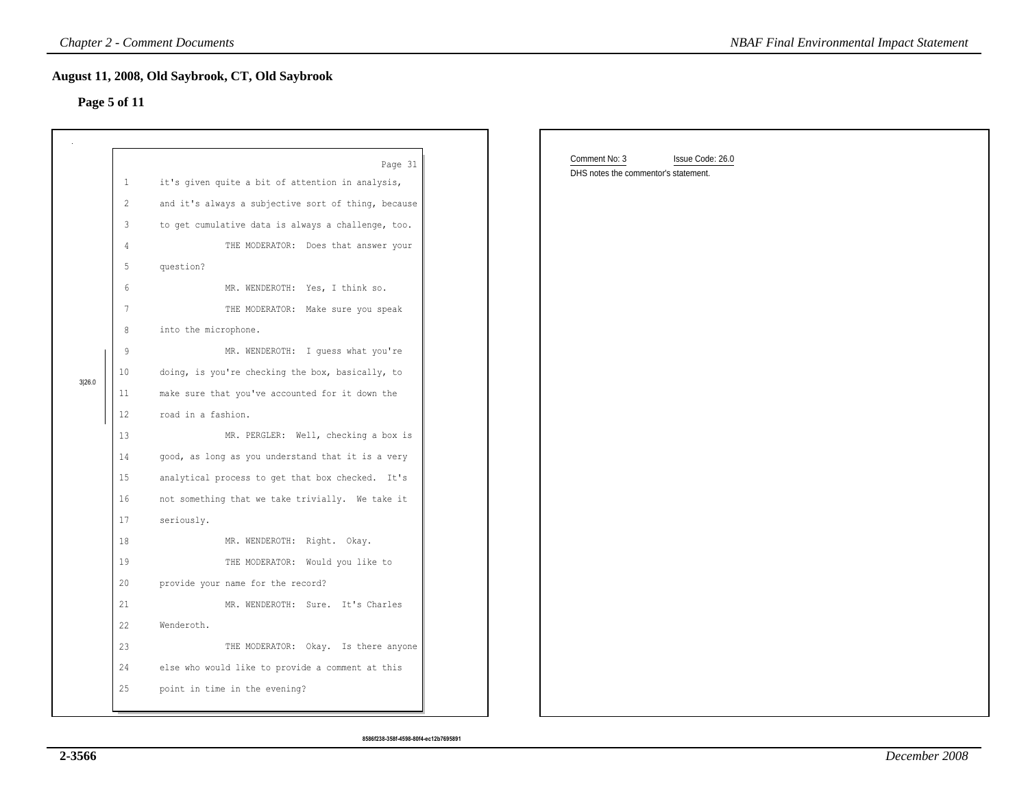## August 11, 2008, Old Saybrook, CT, Old Saybrook

### Page 5 of 11

Page 31

1 it's given quite a bit of attention in analysis,

2 and it's always a subjective sort of thing, because

3 to get cumulative data is always a challenge, too.

4 THE MODERATOR: Does that answer your

5 question?

6 MR. WENDEROTH: Yes, I think so.

7 THE MODERATOR: Make sure you speak

8 into the microphone.

9 MR. WENDEROTH: I guess what you're

10 doing, is you're checking the box, basically, to

11 make sure that you've accounted for it down the

12 road in a fashion.

3|26.0

13 MR. PERGLER: Well, checking a box is

14 good, as long as you understand that it is a very

15 analytical process to get that box checked. It's

16 not something that we take trivially. We take it

17 seriously.

18 MR. WENDEROTH: Right. Okay.

19 THE MODERATOR: Would you like to

20 provide your name for the record?

21 MR. WENDEROTH: Sure. It's Charles

22 Wenderoth.

23 THE MODERATOR: Okay. Is there anyone

24 else who would like to provide a comment at this

25 point in time in the evening?

Comment No: 3 Issue Code: 26.0

DHS notes the commentor's statement.

8586f238-358f-4598-80f4-ec12b7695891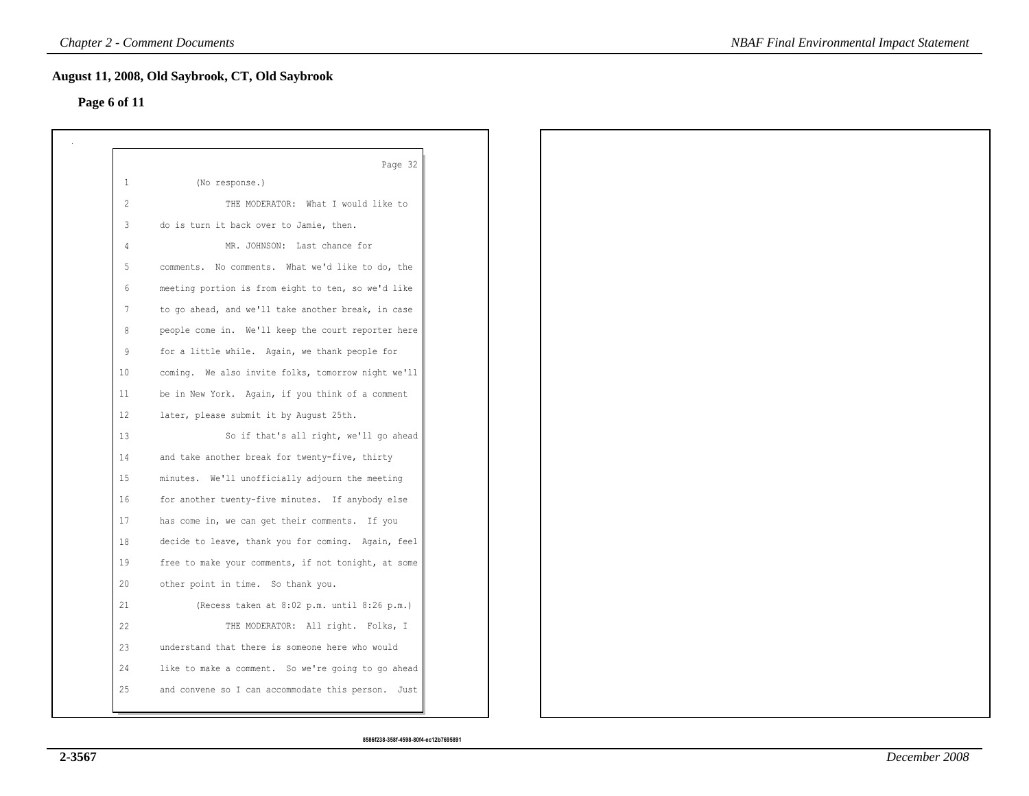## August 11, 2008, Old Saybrook, CT, Old Saybrook

**Page 6 of 11**

Page 32

1 (No response.)

2 THE MODERATOR: What I would like to

3 do is turn it back over to Jamie, then.

4 MR. JOHNSON: Last chance for

5 comments. No comments. What we'd like to do, the

6 meeting portion is from eight to ten, so we'd like

7 to go ahead, and we'll take another break, in case

8 people come in. We'll keep the court reporter here

9 for a little while. Again, we thank people for

10 coming. We also invite folks, tomorrow night we'll

11 be in New York. Again, if you think of a comment

12 later, please submit it by August 25th.

13 So if that's all right, we'll go ahead

14 and take another break for twenty-five, thirty

15 minutes. We'll unofficially adjourn the meeting

16 for another twenty-five minutes. If anybody else

17 has come in, we can get their comments. If you

18 decide to leave, thank you for coming. Again, feel

19 free to make your comments, if not tonight, at some

20 other point in time. So thank you.

21 (Recess taken at 8:02 p.m. until 8:26 p.m.)

22 THE MODERATOR: All right. Folks, I

23 understand that there is someone here who would

24 like to make a comment. So we're going to go ahead

25 and convene so I can accommodate this person. Just

8586f238-358f-4598-80f4-ec12b7695891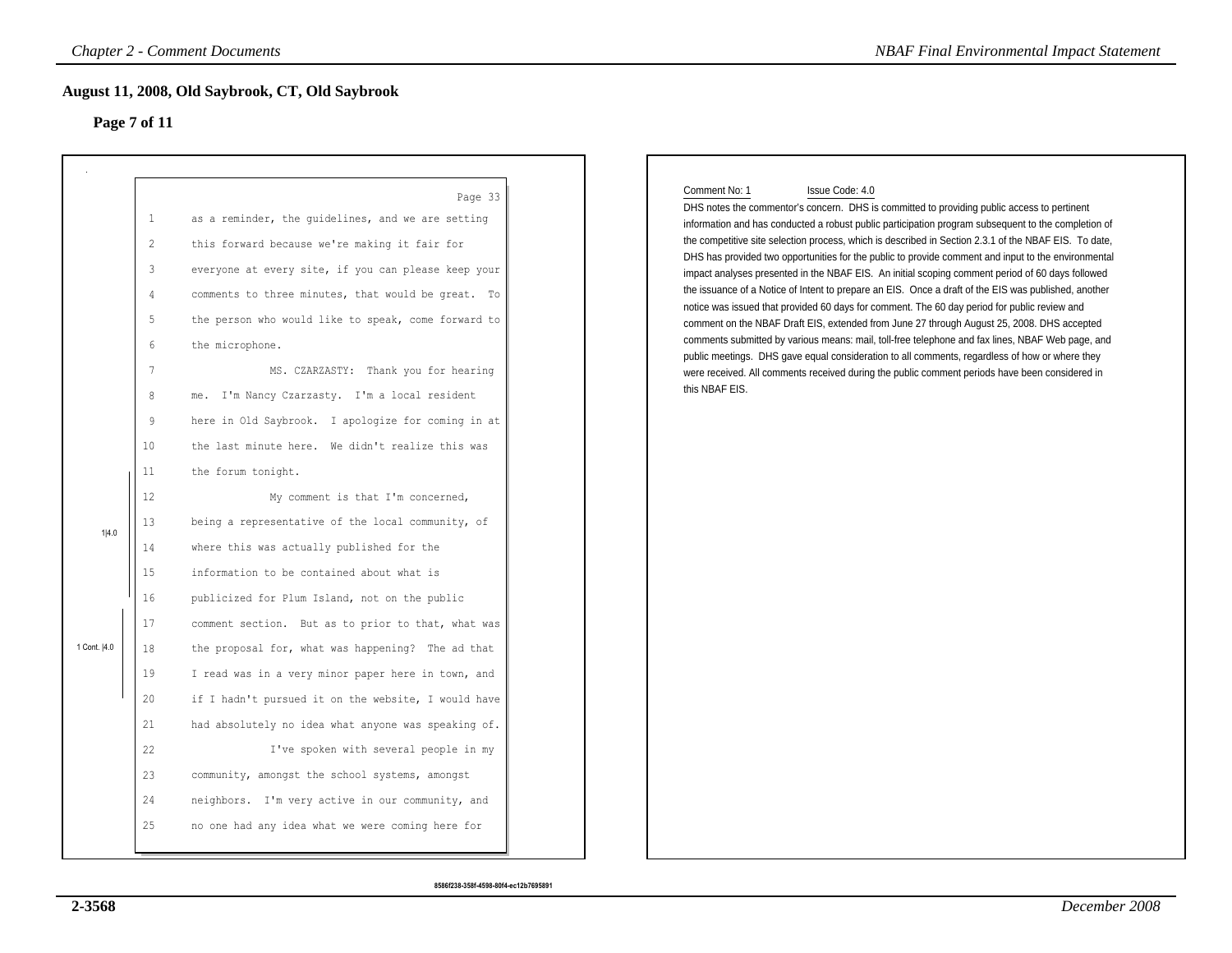## August 11, 2008, Old Saybrook, CT, Old Saybrook

**Page 7 of 11**

Page 33

1 as a reminder, the guidelines, and we are setting
2 this forward because we're making it fair for
3 everyone at every site, if you can please keep your
4 comments to three minutes, that would be great. To
5 the person who would like to speak, come forward to
6 the microphone.
7 MS. CZARZASTY: Thank you for hearing
8 me. I'm Nancy Czarzasty. I'm a local resident
9 here in Old Saybrook. I apologize for coming in at
10 the last minute here. We didn't realize this was
11 the forum tonight.
12 My comment is that I'm concerned,
13 being a representative of the local community, of
14 where this was actually published for the
15 information to be contained about what is
16 publicized for Plum Island, not on the public
17 comment section. But as to prior to that, what was
18 the proposal for, what was happening? The ad that
19 I read was in a very minor paper here in town, and
20 if I hadn't pursued it on the website, I would have
21 had absolutely no idea what anyone was speaking of.
22 I've spoken with several people in my
23 community, amongst the school systems, amongst
24 neighbors. I'm very active in our community, and
25 no one had any idea what we were coming here for

1|4.0

1 Cont. |4.0

Comment No: 1 Issue Code: 4.0

DHS notes the commentor's concern. DHS is committed to providing public access to pertinent information and has conducted a robust public participation program subsequent to the completion of the competitive site selection process, which is described in Section 2.3.1 of the NBAF EIS. To date, DHS has provided two opportunities for the public to provide comment and input to the environmental impact analyses presented in the NBAF EIS. An initial scoping comment period of 60 days followed the issuance of a Notice of Intent to prepare an EIS. Once a draft of the EIS was published, another notice was issued that provided 60 days for comment. The 60 day period for public review and comment on the NBAF Draft EIS, extended from June 27 through August 25, 2008. DHS accepted comments submitted by various means: mail, toll-free telephone and fax lines, NBAF Web page, and public meetings. DHS gave equal consideration to all comments, regardless of how or where they were received. All comments received during the public comment periods have been considered in this NBAF EIS.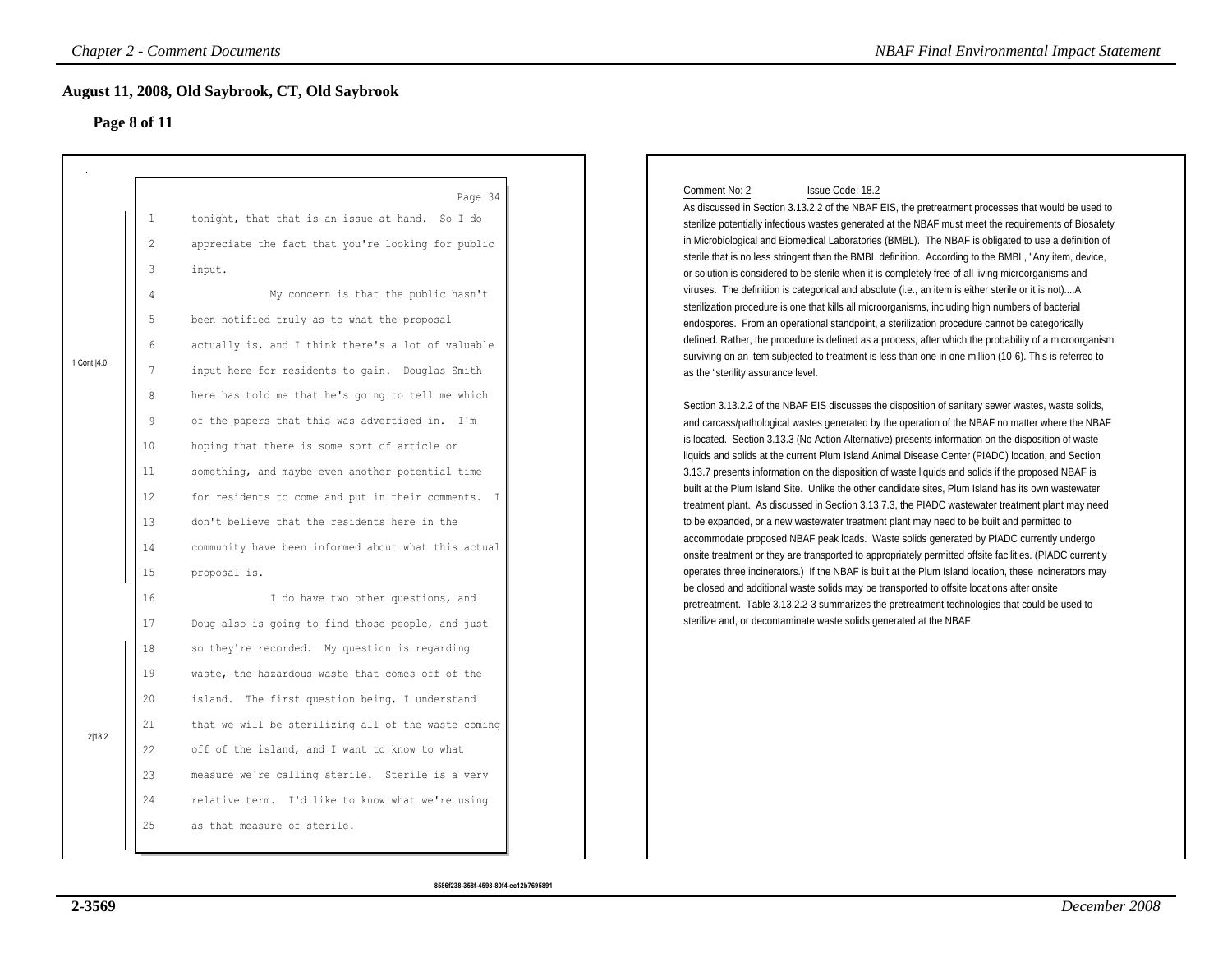## August 11, 2008, Old Saybrook, CT, Old Saybrook

### Page 8 of 11

Page 34

1 tonight, that that is an issue at hand. So I do
2 appreciate the fact that you're looking for public
3 input.
4 My concern is that the public hasn't
5 been notified truly as to what the proposal
6 actually is, and I think there's a lot of valuable
7 input here for residents to gain. Douglas Smith
8 here has told me that he's going to tell me which
9 of the papers that this was advertised in. I'm
10 hoping that there is some sort of article or
11 something, and maybe even another potential time
12 for residents to come and put in their comments. I
13 don't believe that the residents here in the
14 community have been informed about what this actual
15 proposal is.
16 I do have two other questions, and
17 Doug also is going to find those people, and just
18 so they're recorded. My question is regarding
19 waste, the hazardous waste that comes off of the
20 island. The first question being, I understand
21 that we will be sterilizing all of the waste coming
22 off of the island, and I want to know to what
23 measure we're calling sterile. Sterile is a very
24 relative term. I'd like to know what we're using
25 as that measure of sterile.

1 Cont.|4.0

2|18.2

Comment No: 2 Issue Code: 18.2

As discussed in Section 3.13.2.2 of the NBAF EIS, the pretreatment processes that would be used to sterilize potentially infectious wastes generated at the NBAF must meet the requirements of Biosafety in Microbiological and Biomedical Laboratories (BMBL). The NBAF is obligated to use a definition of sterile that is no less stringent than the BMBL definition. According to the BMBL, "Any item, device, or solution is considered to be sterile when it is completely free of all living microorganisms and viruses. The definition is categorical and absolute (i.e., an item is either sterile or it is not)....A sterilization procedure is one that kills all microorganisms, including high numbers of bacterial endospores. From an operational standpoint, a sterilization procedure cannot be categorically defined. Rather, the procedure is defined as a process, after which the probability of a microorganism surviving on an item subjected to treatment is less than one in one million (10-6). This is referred to as the "sterility assurance level.

Section 3.13.2.2 of the NBAF EIS discusses the disposition of sanitary sewer wastes, waste solids, and carcass/pathological wastes generated by the operation of the NBAF no matter where the NBAF is located. Section 3.13.3 (No Action Alternative) presents information on the disposition of waste liquids and solids at the current Plum Island Animal Disease Center (PIADC) location, and Section 3.13.7 presents information on the disposition of waste liquids and solids if the proposed NBAF is built at the Plum Island Site. Unlike the other candidate sites, Plum Island has its own wastewater treatment plant. As discussed in Section 3.13.7.3, the PIADC wastewater treatment plant may need to be expanded, or a new wastewater treatment plant may need to be built and permitted to accommodate proposed NBAF peak loads. Waste solids generated by PIADC currently undergo onsite treatment or they are transported to appropriately permitted offsite facilities. (PIADC currently operates three incinerators.) If the NBAF is built at the Plum Island location, these incinerators may be closed and additional waste solids may be transported to offsite locations after onsite pretreatment. Table 3.13.2.2-3 summarizes the pretreatment technologies that could be used to sterilize and, or decontaminate waste solids generated at the NBAF.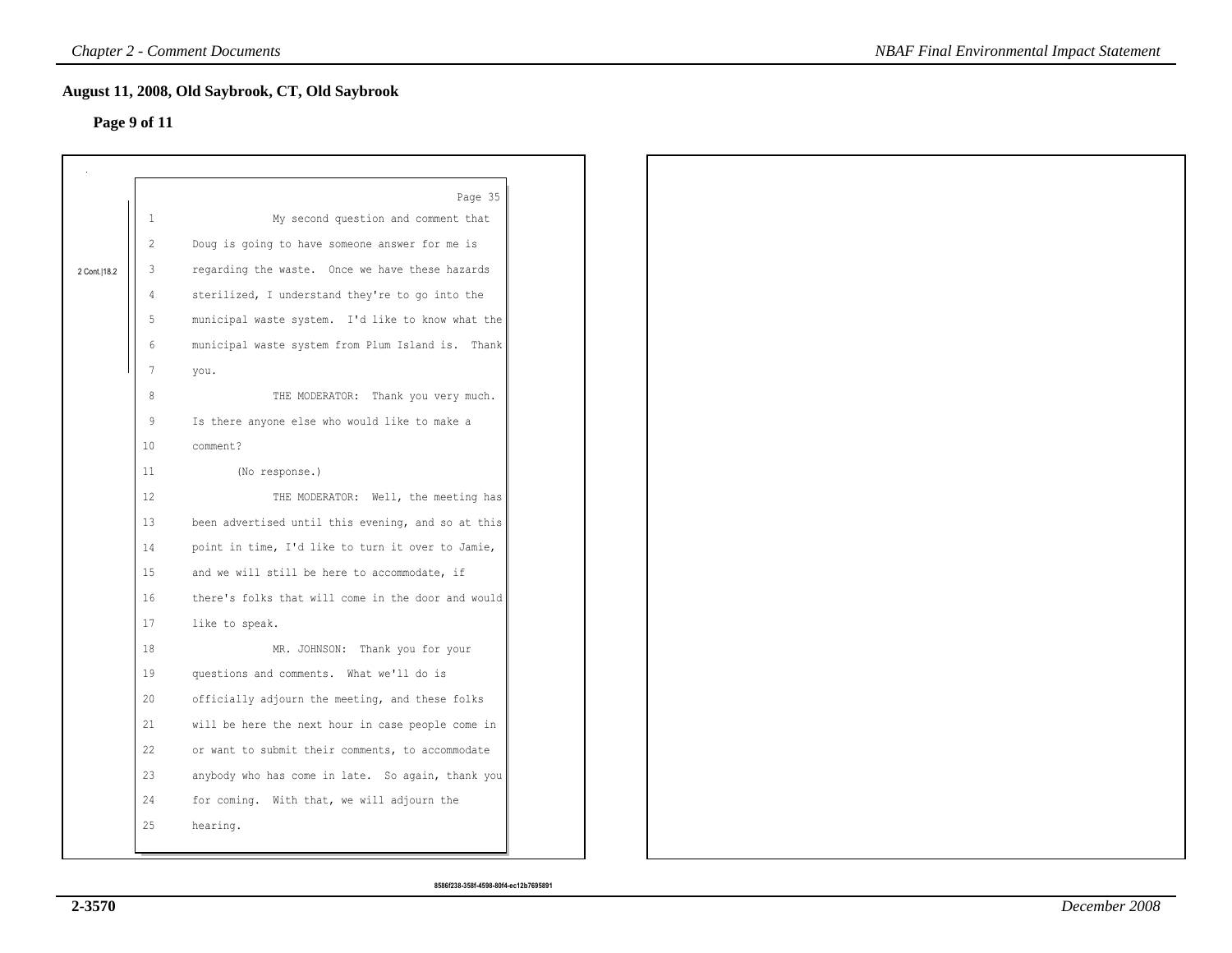## August 11, 2008, Old Saybrook, CT, Old Saybrook

**Page 9 of 11**

Page 35

2 Cont.|18.2

1 My second question and comment that
2 Doug is going to have someone answer for me is
3 regarding the waste. Once we have these hazards
4 sterilized, I understand they're to go into the
5 municipal waste system. I'd like to know what the
6 municipal waste system from Plum Island is. Thank
7 you.
8 THE MODERATOR: Thank you very much.
9 Is there anyone else who would like to make a
10 comment?
11 (No response.)
12 THE MODERATOR: Well, the meeting has
13 been advertised until this evening, and so at this
14 point in time, I'd like to turn it over to Jamie,
15 and we will still be here to accommodate, if
16 there's folks that will come in the door and would
17 like to speak.
18 MR. JOHNSON: Thank you for your
19 questions and comments. What we'll do is
20 officially adjourn the meeting, and these folks
21 will be here the next hour in case people come in
22 or want to submit their comments, to accommodate
23 anybody who has come in late. So again, thank you
24 for coming. With that, we will adjourn the
25 hearing.

8586f238-358f-4598-80f4-ec12b7695891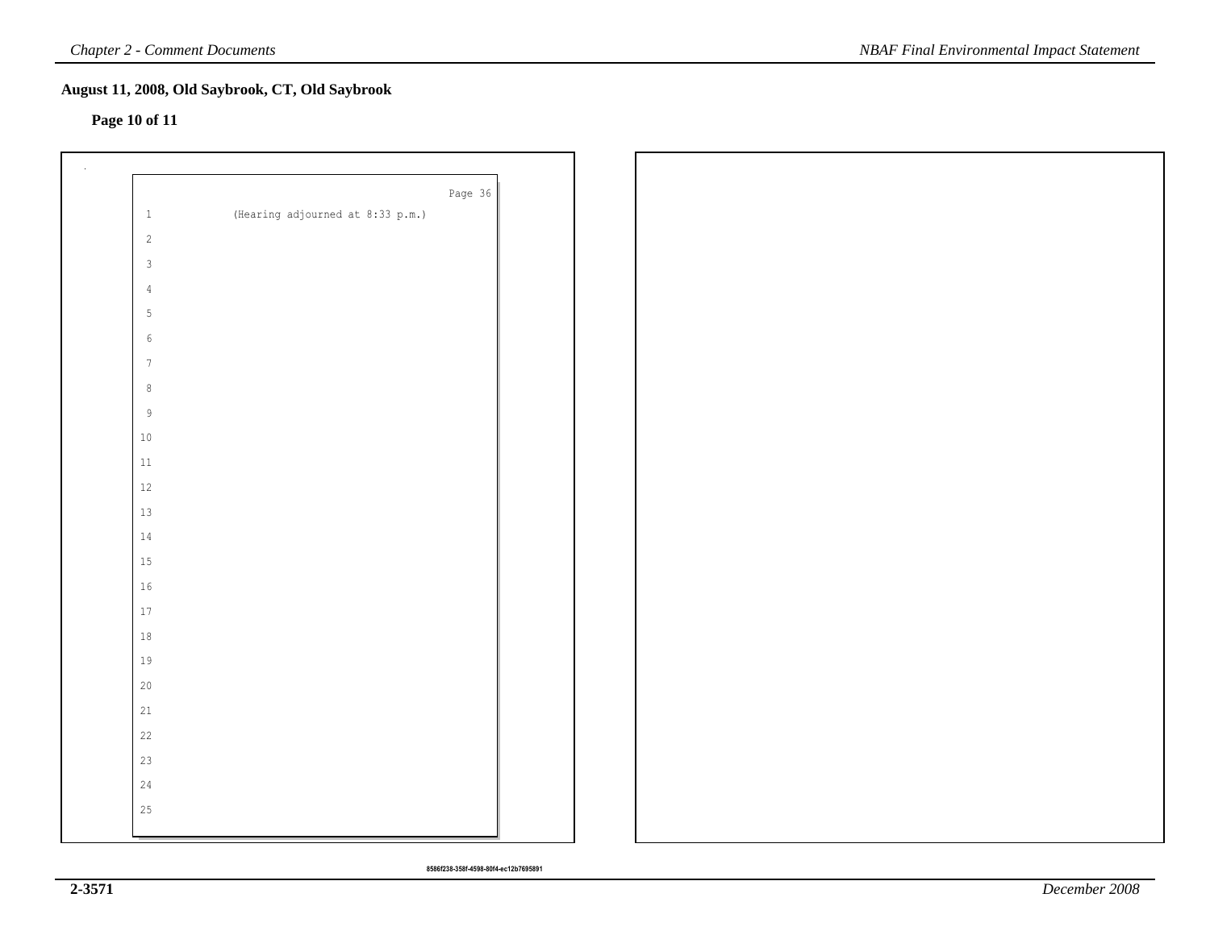## August 11, 2008, Old Saybrook, CT, Old Saybrook

**Page 10 of 11**

Page 36

1 (Hearing adjourned at 8:33 p.m.)

2

3

4

5

6

7

8

9

10

11

12

13

14

15

16

17

18

19

20

21

22

23

24

25

8586f238-358f-4598-80f4-ec12b7695891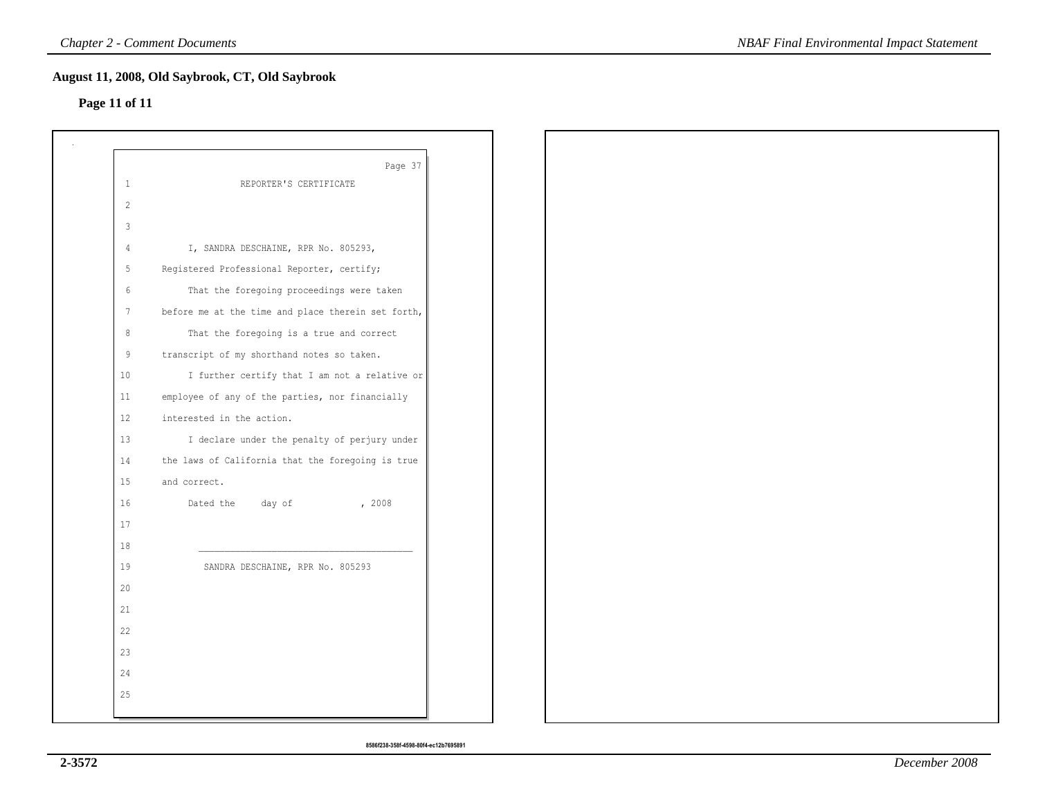## August 11, 2008, Old Saybrook, CT, Old Saybrook

**Page 11 of 11**

Page 37

1 REPORTER'S CERTIFICATE

2

3

4 I, SANDRA DESCHAINE, RPR No. 805293,

5 Registered Professional Reporter, certify;

6 That the foregoing proceedings were taken

7 before me at the time and place therein set forth,

8 That the foregoing is a true and correct

9 transcript of my shorthand notes so taken.

10 I further certify that I am not a relative or

11 employee of any of the parties, nor financially

12 interested in the action.

13 I declare under the penalty of perjury under

14 the laws of California that the foregoing is true

15 and correct.

16 Dated the day of , 2008

17

18 ______________________________________

19 SANDRA DESCHAINE, RPR No. 805293

20

21

22

23

24

25

8586f238-358f-4598-80f4-ec12b7695891